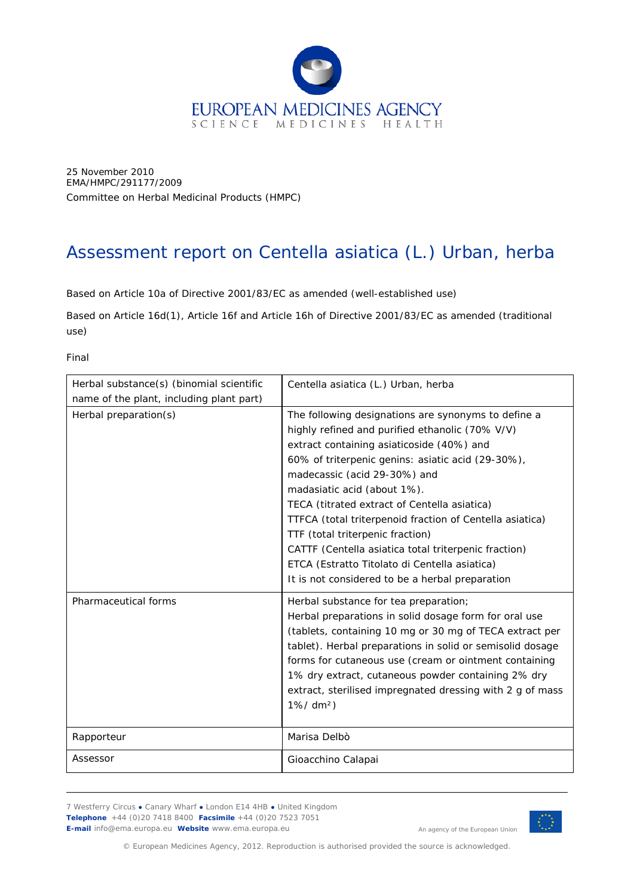EUROPEAN MEDICINES AGENCY
SCIENCE MEDICINES HEALTH

25 November 2010
EMA/HMPC/291177/2009
Committee on Herbal Medicinal Products (HMPC)

# Assessment report on Centella asiatica (L.) Urban, herba

Based on Article 10a of Directive 2001/83/EC as amended (well-established use)

Based on Article 16d(1), Article 16f and Article 16h of Directive 2001/83/EC as amended (traditional use)

Final

| Herbal substance(s) (binomial scientific name of the plant, including plant part) | Centella asiatica (L.) Urban, herba |
|---|---|
| Herbal preparation(s) | The following designations are synonyms to define a highly refined and purified ethanolic (70% V/V) extract containing asiaticoside (40%) and 60% of triterpenic genins: asiatic acid (29-30%), madecassic (acid 29-30%) and madasiatic acid (about 1%).<br>TECA (titrated extract of Centella asiatica)<br>TTFCA (total triterpenoid fraction of Centella asiatica)<br>TTF (total triterpenic fraction)<br>CATTF (Centella asiatica total triterpenic fraction)<br>ETCA (Estratto Titolato di Centella asiatica)<br>It is not considered to be a herbal preparation |
| Pharmaceutical forms | Herbal substance for tea preparation;<br>Herbal preparations in solid dosage form for oral use (tablets, containing 10 mg or 30 mg of TECA extract per tablet). Herbal preparations in solid or semisolid dosage forms for cutaneous use (cream or ointment containing 1% dry extract, cutaneous powder containing 2% dry extract, sterilised impregnated dressing with 2 g of mass 1%/ dm²) |
| Rapporteur | Marisa Delbò |
| Assessor | Gioacchino Calapai |

7 Westferry Circus ● Canary Wharf ● London E14 4HB ● United Kingdom
**Telephone** +44 (0)20 7418 8400 **Facsimile** +44 (0)20 7523 7051
**E-mail** info@ema.europa.eu **Website** www.ema.europa.eu

An agency of the European Union

© European Medicines Agency, 2012. Reproduction is authorised provided the source is acknowledged.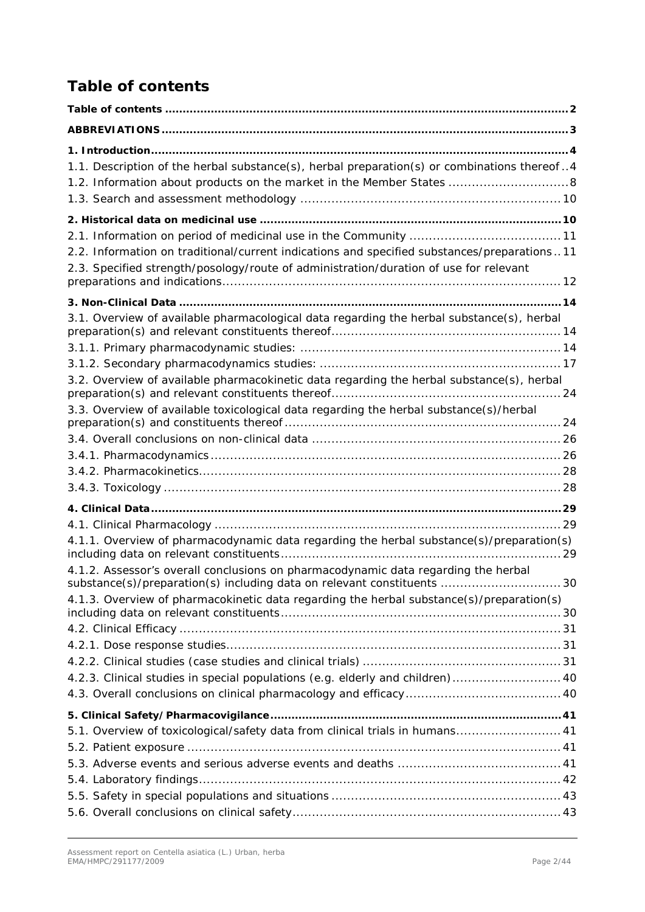# Table of contents

Table of contents .................................................................................................................. 2

ABBREVIATIONS .................................................................................................................. 3

1. Introduction ....................................................................................................................... 4

1.1. Description of the herbal substance(s), herbal preparation(s) or combinations thereof .. 4

1.2. Information about products on the market in the Member States ............................... 8

1.3. Search and assessment methodology ................................................................... 10

2. Historical data on medicinal use ..................................................................................... 10

2.1. Information on period of medicinal use in the Community ....................................... 11

2.2. Information on traditional/current indications and specified substances/preparations .. 11

2.3. Specified strength/posology/route of administration/duration of use for relevant preparations and indications ........................................................................................ 12

3. Non-Clinical Data ............................................................................................................ 14

3.1. Overview of available pharmacological data regarding the herbal substance(s), herbal preparation(s) and relevant constituents thereof ........................................................... 14

3.1.1. Primary pharmacodynamic studies: ................................................................... 14

3.1.2. Secondary pharmacodynamics studies: .............................................................. 17

3.2. Overview of available pharmacokinetic data regarding the herbal substance(s), herbal preparation(s) and relevant constituents thereof ........................................................... 24

3.3. Overview of available toxicological data regarding the herbal substance(s)/herbal preparation(s) and constituents thereof ....................................................................... 24

3.4. Overall conclusions on non-clinical data ................................................................ 26

3.4.1. Pharmacodynamics .......................................................................................... 26

3.4.2. Pharmacokinetics ............................................................................................. 28

3.4.3. Toxicology ...................................................................................................... 28

4. Clinical Data .................................................................................................................... 29

4.1. Clinical Pharmacology ......................................................................................... 29

4.1.1. Overview of pharmacodynamic data regarding the herbal substance(s)/preparation(s) including data on relevant constituents ........................................................................ 29

4.1.2. Assessor's overall conclusions on pharmacodynamic data regarding the herbal substance(s)/preparation(s) including data on relevant constituents ............................... 30

4.1.3. Overview of pharmacokinetic data regarding the herbal substance(s)/preparation(s) including data on relevant constituents ........................................................................ 30

4.2. Clinical Efficacy .................................................................................................. 31

4.2.1. Dose response studies ...................................................................................... 31

4.2.2. Clinical studies (case studies and clinical trials) .................................................. 31

4.2.3. Clinical studies in special populations (e.g. elderly and children) ............................ 40

4.3. Overall conclusions on clinical pharmacology and efficacy ........................................ 40

5. Clinical Safety/Pharmacovigilance ................................................................................... 41

5.1. Overview of toxicological/safety data from clinical trials in humans ........................... 41

5.2. Patient exposure ................................................................................................ 41

5.3. Adverse events and serious adverse events and deaths .......................................... 41

5.4. Laboratory findings ............................................................................................. 42

5.5. Safety in special populations and situations ........................................................... 43

5.6. Overall conclusions on clinical safety ..................................................................... 43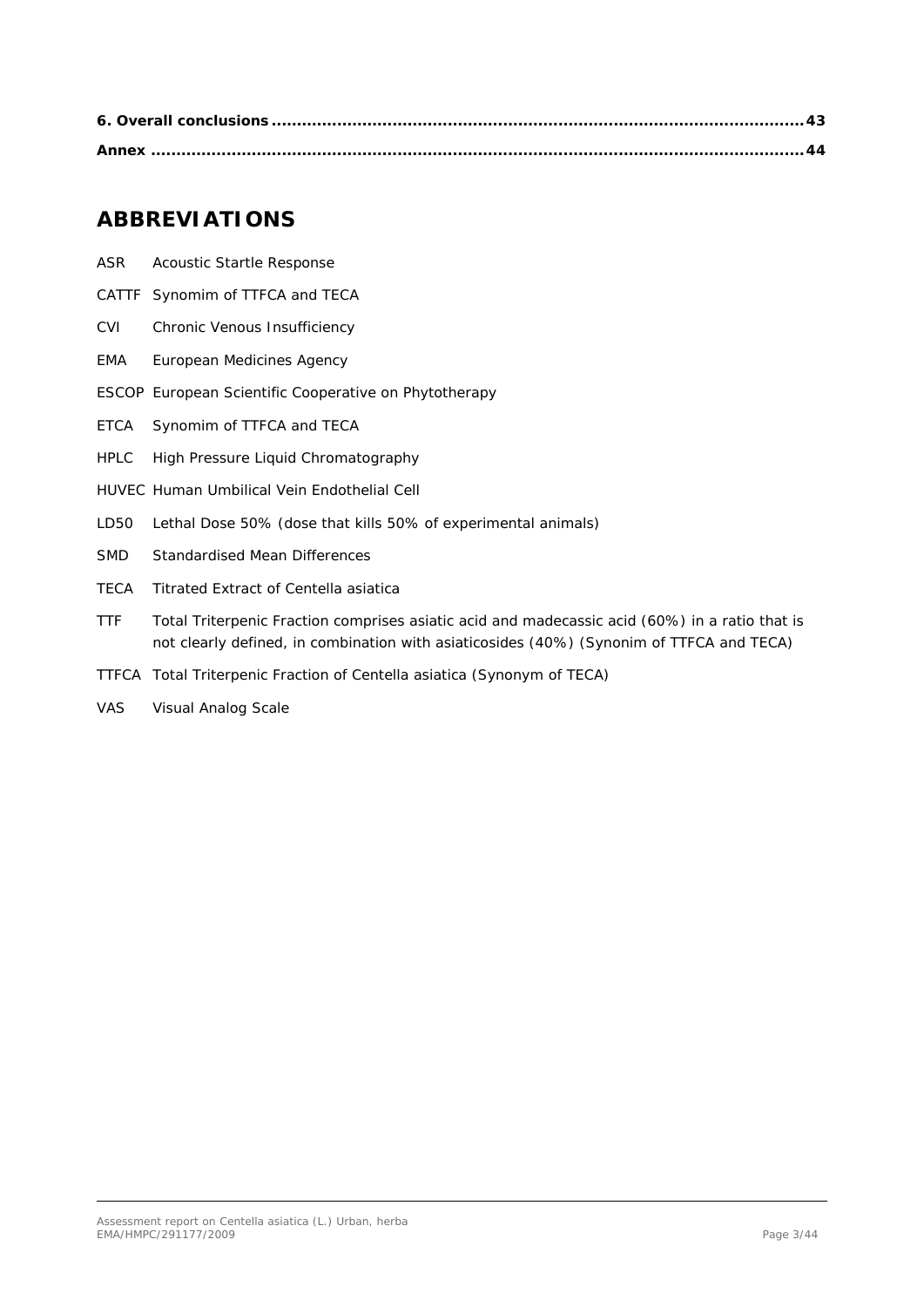**6. Overall conclusions** ............................................................................................................. **43**

**Annex** ......................................................................................................................................... **44**

# ABBREVIATIONS

| | |
|---|---|
| ASR | Acoustic Startle Response |
| CATTF | Synomim of TTFCA and TECA |
| CVI | Chronic Venous Insufficiency |
| EMA | European Medicines Agency |
| ESCOP | European Scientific Cooperative on Phytotherapy |
| ETCA | Synomim of TTFCA and TECA |
| HPLC | High Pressure Liquid Chromatography |
| HUVEC | Human Umbilical Vein Endothelial Cell |
| LD50 | Lethal Dose 50% (dose that kills 50% of experimental animals) |
| SMD | Standardised Mean Differences |
| TECA | Titrated Extract of Centella asiatica |
| TTF | Total Triterpenic Fraction comprises asiatic acid and madecassic acid (60%) in a ratio that is not clearly defined, in combination with asiaticosides (40%) (Synonim of TTFCA and TECA) |
| TTFCA | Total Triterpenic Fraction of Centella asiatica (Synonym of TECA) |
| VAS | Visual Analog Scale |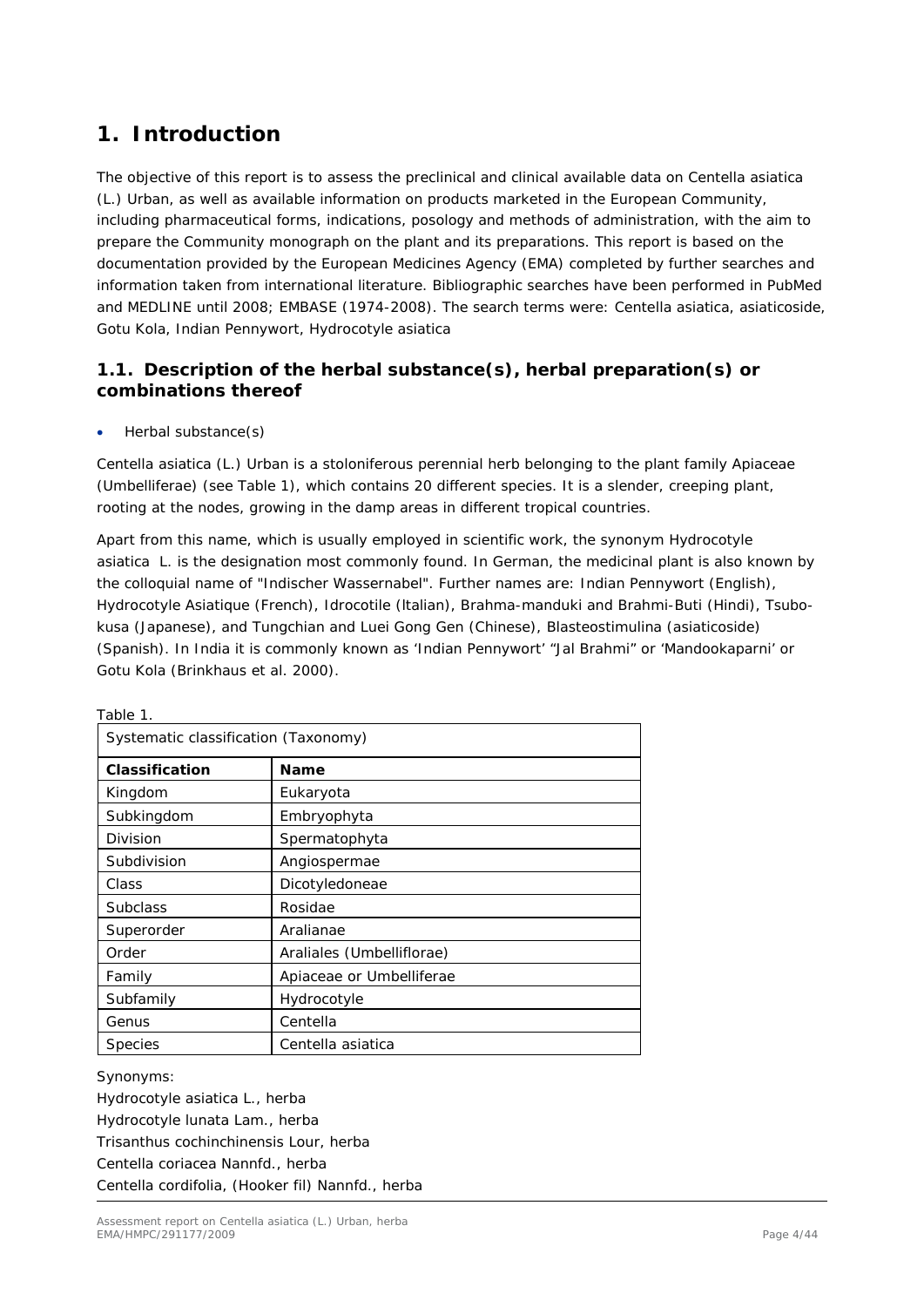# 1. Introduction

The objective of this report is to assess the preclinical and clinical available data on Centella asiatica (L.) Urban, as well as available information on products marketed in the European Community, including pharmaceutical forms, indications, posology and methods of administration, with the aim to prepare the Community monograph on the plant and its preparations. This report is based on the documentation provided by the European Medicines Agency (EMA) completed by further searches and information taken from international literature. Bibliographic searches have been performed in PubMed and MEDLINE until 2008; EMBASE (1974-2008). The search terms were: Centella asiatica, asiaticoside, Gotu Kola, Indian Pennywort, Hydrocotyle asiatica

## 1.1. Description of the herbal substance(s), herbal preparation(s) or combinations thereof

- Herbal substance(s)

Centella asiatica (L.) Urban is a stoloniferous perennial herb belonging to the plant family Apiaceae (Umbelliferae) (see Table 1), which contains 20 different species. It is a slender, creeping plant, rooting at the nodes, growing in the damp areas in different tropical countries.

Apart from this name, which is usually employed in scientific work, the synonym Hydrocotyle asiatica L. is the designation most commonly found. In German, the medicinal plant is also known by the colloquial name of "Indischer Wassernabel". Further names are: Indian Pennywort (English), Hydrocotyle Asiatique (French), Idrocotile (ltalian), Brahma-manduki and Brahmi-Buti (Hindi), Tsubo-kusa (Japanese), and Tungchian and Luei Gong Gen (Chinese), Blasteostimulina (asiaticoside) (Spanish). In India it is commonly known as 'Indian Pennywort' "Jal Brahmi" or 'Mandookaparni' or Gotu Kola (Brinkhaus et al. 2000).

Table 1.

| Systematic classification (Taxonomy) | |
|---|---|
| **Classification** | **Name** |
| Kingdom | Eukaryota |
| Subkingdom | Embryophyta |
| Division | Spermatophyta |
| Subdivision | Angiospermae |
| Class | Dicotyledoneae |
| Subclass | Rosidae |
| Superorder | Aralianae |
| Order | Araliales (Umbelliflorae) |
| Family | Apiaceae or Umbelliferae |
| Subfamily | Hydrocotyle |
| Genus | Centella |
| Species | Centella asiatica |

Synonyms:
Hydrocotyle asiatica L., herba
Hydrocotyle lunata Lam., herba
Trisanthus cochinchinensis Lour, herba
Centella coriacea Nannfd., herba
Centella cordifolia, (Hooker fil) Nannfd., herba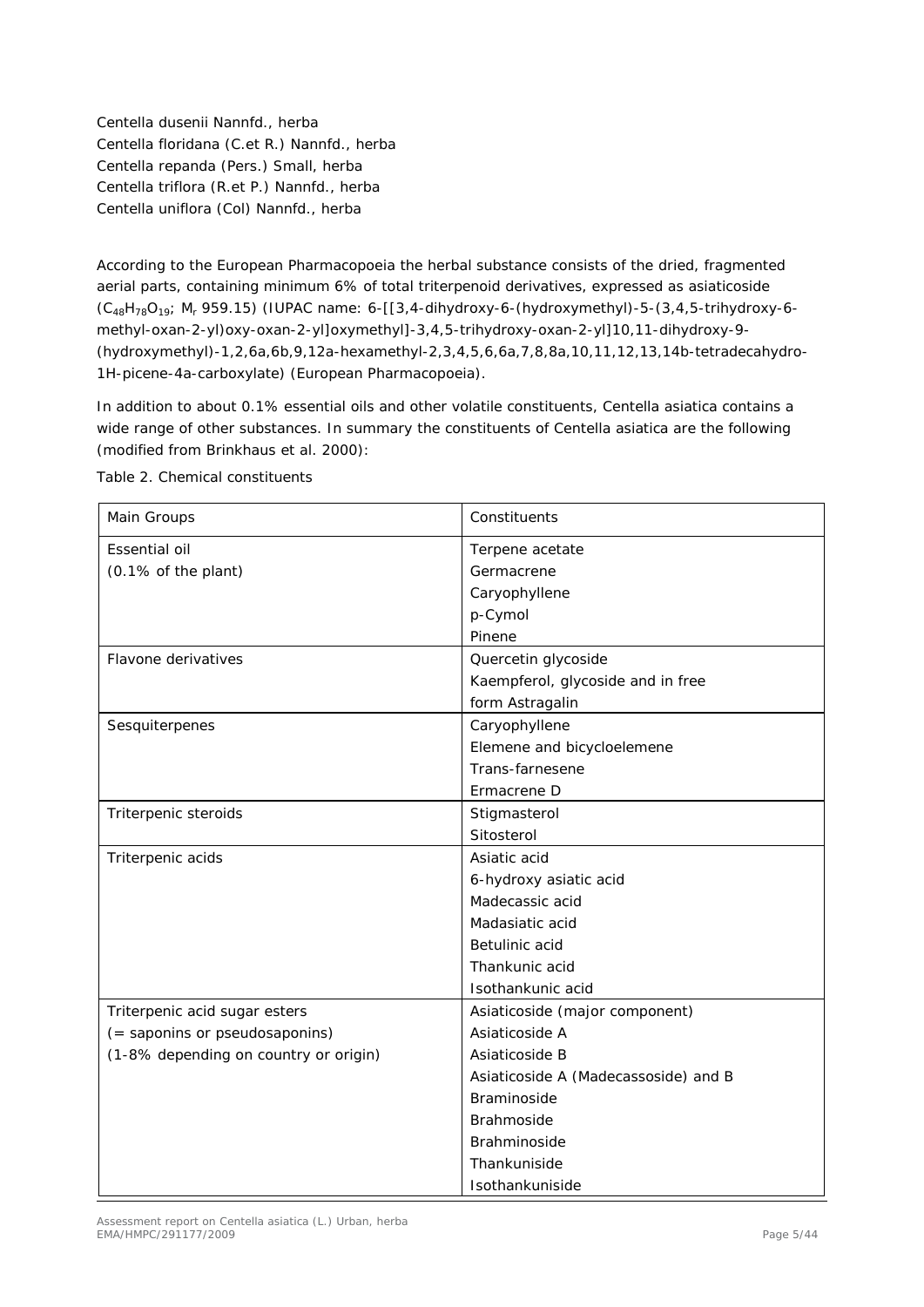*Centella dusenii* Nannfd., herba
*Centella floridana* (C.et R.) Nannfd., herba
*Centella repanda* (Pers.) Small, herba
*Centella triflora* (R.et P.) Nannfd., herba
*Centella uniflora* (Col) Nannfd., herba

According to the European Pharmacopoeia the herbal substance consists of the dried, fragmented aerial parts, containing minimum 6% of total triterpenoid derivatives, expressed as asiaticoside ($C_{48}H_{78}O_{19}$; $M_r$ 959.15) (IUPAC name: 6-[[3,4-dihydroxy-6-(hydroxymethyl)-5-(3,4,5-trihydroxy-6-methyl-oxan-2-yl)oxy-oxan-2-yl]oxymethyl]-3,4,5-trihydroxy-oxan-2-yl]10,11-dihydroxy-9-(hydroxymethyl)-1,2,6a,6b,9,12a-hexamethyl-2,3,4,5,6,6a,7,8,8a,10,11,12,13,14b-tetradecahydro-1H-picene-4a-carboxylate) (European Pharmacopoeia).

In addition to about 0.1% essential oils and other volatile constituents, *Centella asiatica* contains a wide range of other substances. In summary the constituents of *Centella asiatica* are the following (modified from Brinkhaus et al. 2000):

Table 2. Chemical constituents

| Main Groups | Constituents |
|---|---|
| Essential oil<br>(0.1% of the plant) | Terpene acetate<br>Germacrene<br>Caryophyllene<br>p-Cymol<br>Pinene |
| Flavone derivatives | Quercetin glycoside<br>Kaempferol, glycoside and in free form Astragalin |
| Sesquiterpenes | Caryophyllene<br>Elemene and bicycloelemene<br>Trans-farnesene<br>Ermacrene D |
| Triterpenic steroids | Stigmasterol<br>Sitosterol |
| Triterpenic acids | Asiatic acid<br>6-hydroxy asiatic acid<br>Madecassic acid<br>Madasiatic acid<br>Betulinic acid<br>Thankunic acid<br>Isothankunic acid |
| Triterpenic acid sugar esters<br>(= saponins or pseudosaponins)<br>(1-8% depending on country or origin) | Asiaticoside (major component)<br>Asiaticoside A<br>Asiaticoside B<br>Asiaticoside A (Madecassoside) and B<br>Braminoside<br>Brahmoside<br>Brahminoside<br>Thankuniside<br>Isothankuniside |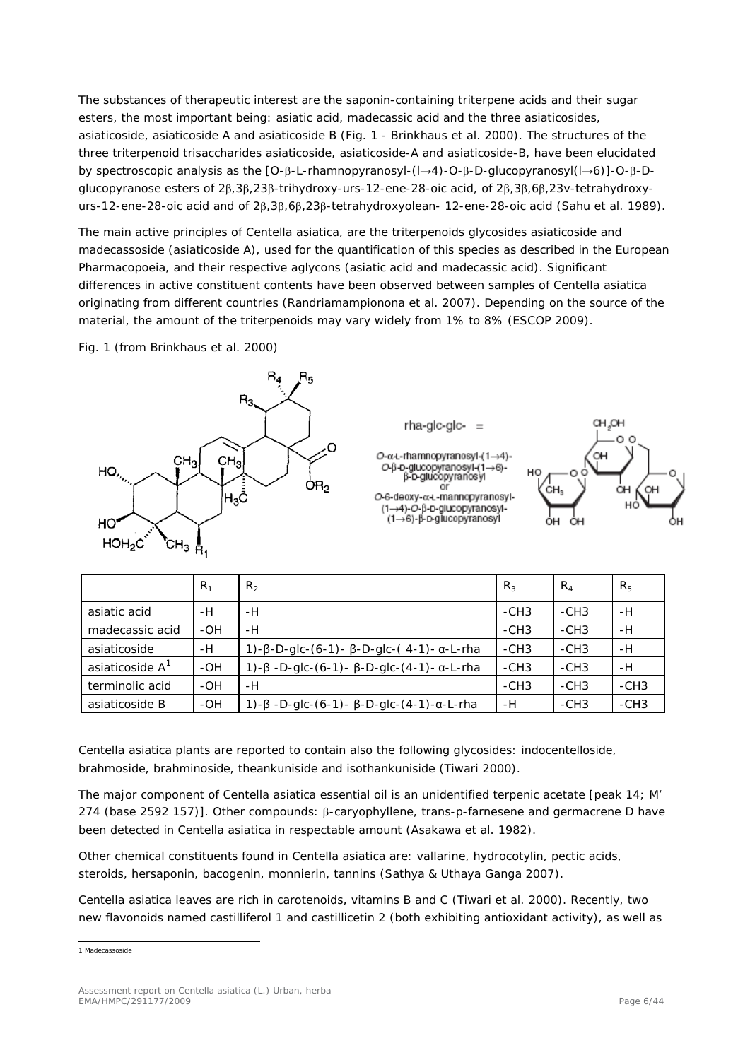The substances of therapeutic interest are the saponin-containing triterpene acids and their sugar esters, the most important being: asiatic acid, madecassic acid and the three asiaticosides, asiaticoside, asiaticoside A and asiaticoside B (Fig. 1 - Brinkhaus et al. 2000). The structures of the three triterpenoid trisaccharides asiaticoside, asiaticoside-A and asiaticoside-B, have been elucidated by spectroscopic analysis as the [O-β-L-rhamnopyranosyl-(l→4)-O-β-D-glucopyranosyl(l→6)]-O-β-D-glucopyranose esters of 2β,3β,23β-trihydroxy-urs-12-ene-28-oic acid, of 2β,3β,6β,23v-tetrahydroxy-urs-12-ene-28-oic acid and of 2β,3β,6β,23β-tetrahydroxyolean- 12-ene-28-oic acid (Sahu et al. 1989).

The main active principles of Centella asiatica, are the triterpenoids glycosides asiaticoside and madecassoside (asiaticoside A), used for the quantification of this species as described in the European Pharmacopoeia, and their respective aglycons (asiatic acid and madecassic acid). Significant differences in active constituent contents have been observed between samples of Centella asiatica originating from different countries (Randriamampionona et al. 2007). Depending on the source of the material, the amount of the triterpenoids may vary widely from 1% to 8% (ESCOP 2009).

Fig. 1 (from Brinkhaus et al. 2000)

rha-glc-glc- =

O-α-L-rhamnopyranosyl-(1→4)-O-β-D-glucopyranosyl-(1→6)-β-D-glucopyranosyl or O-6-deoxy-α-L-mannopyranosyl-(1→4)-O-β-D-glucopyranosyl-(1→6)-β-D-glucopyranosyl

| | $R_1$ | $R_2$ | $R_3$ | $R_4$ | $R_5$ |
|---|---|---|---|---|---|
| asiatic acid | -H | -H | -CH3 | -CH3 | -H |
| madecassic acid | -OH | -H | -CH3 | -CH3 | -H |
| asiaticoside | -H | 1)-β-D-glc-(6-1)- β-D-glc-( 4-1)- α-L-rha | -CH3 | -CH3 | -H |
| asiaticoside A[1] | -OH | 1)-β -D-glc-(6-1)- β-D-glc-(4-1)- α-L-rha | -CH3 | -CH3 | -H |
| terminolic acid | -OH | -H | -CH3 | -CH3 | -CH3 |
| asiaticoside B | -OH | 1)-β -D-glc-(6-1)- β-D-glc-(4-1)-α-L-rha | -H | -CH3 | -CH3 |

Centella asiatica plants are reported to contain also the following glycosides: indocentelloside, brahmoside, brahminoside, theankuniside and isothankuniside (Tiwari 2000).

The major component of Centella asiatica essential oil is an unidentified terpenic acetate [peak 14; M' 274 (base 2592 157)]. Other compounds: β-caryophyllene, trans-p-farnesene and germacrene D have been detected in Centella asiatica in respectable amount (Asakawa et al. 1982).

Other chemical constituents found in Centella asiatica are: vallarine, hydrocotylin, pectic acids, steroids, hersaponin, bacogenin, monnierin, tannins (Sathya & Uthaya Ganga 2007).

Centella asiatica leaves are rich in carotenoids, vitamins B and C (Tiwari et al. 2000). Recently, two new flavonoids named castilliferol 1 and castillicetin 2 (both exhibiting antioxidant activity), as well as

[1] Madecassoside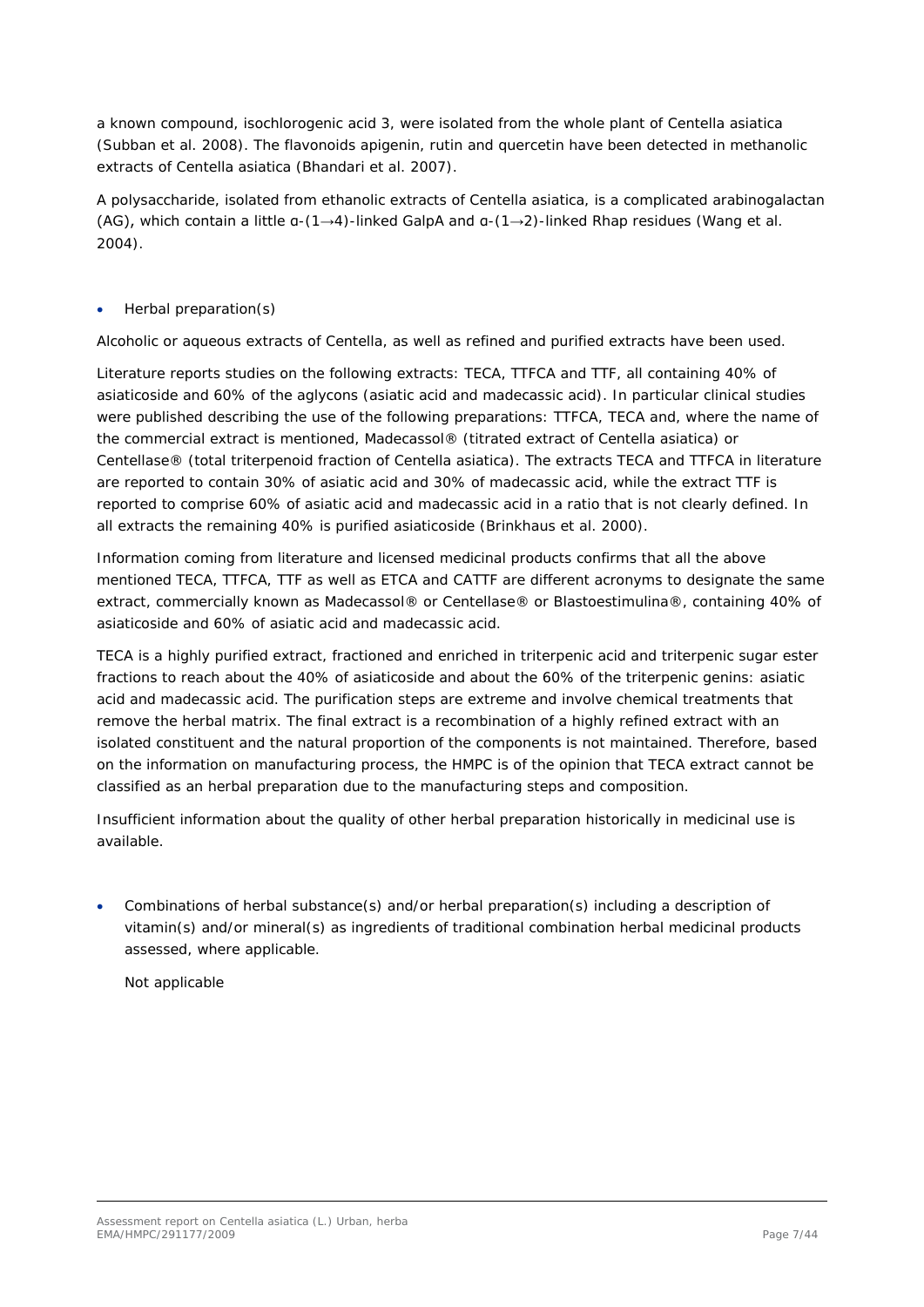a known compound, isochlorogenic acid 3, were isolated from the whole plant of *Centella asiatica* (Subban et al. 2008). The flavonoids apigenin, rutin and quercetin have been detected in methanolic extracts of *Centella asiatica* (Bhandari et al. 2007).

A polysaccharide, isolated from ethanolic extracts of *Centella asiatica*, is a complicated arabinogalactan (AG), which contain a little α-(1→4)-linked GalpA and α-(1→2)-linked Rhap residues (Wang et al. 2004).

- Herbal preparation(s)

Alcoholic or aqueous extracts of Centella, as well as refined and purified extracts have been used.

Literature reports studies on the following extracts: TECA, TTFCA and TTF, all containing 40% of asiaticoside and 60% of the aglycons (asiatic acid and madecassic acid). In particular clinical studies were published describing the use of the following preparations: TTFCA, TECA and, where the name of the commercial extract is mentioned, Madecassol® (titrated extract of *Centella asiatica*) or Centellase® (total triterpenoid fraction of *Centella asiatica*). The extracts TECA and TTFCA in literature are reported to contain 30% of asiatic acid and 30% of madecassic acid, while the extract TTF is reported to comprise 60% of asiatic acid and madecassic acid in a ratio that is not clearly defined. In all extracts the remaining 40% is purified asiaticoside (Brinkhaus et al. 2000).

Information coming from literature and licensed medicinal products confirms that all the above mentioned TECA, TTFCA, TTF as well as ETCA and CATTF are different acronyms to designate the same extract, commercially known as Madecassol® or Centellase® or Blastoestimulina®, containing 40% of asiaticoside and 60% of asiatic acid and madecassic acid.

TECA is a highly purified extract, fractioned and enriched in triterpenic acid and triterpenic sugar ester fractions to reach about the 40% of asiaticoside and about the 60% of the triterpenic genins: asiatic acid and madecassic acid. The purification steps are extreme and involve chemical treatments that remove the herbal matrix. The final extract is a recombination of a highly refined extract with an isolated constituent and the natural proportion of the components is not maintained. Therefore, based on the information on manufacturing process, the HMPC is of the opinion that TECA extract cannot be classified as an herbal preparation due to the manufacturing steps and composition.

Insufficient information about the quality of other herbal preparation historically in medicinal use is available.

- Combinations of herbal substance(s) and/or herbal preparation(s) including a description of vitamin(s) and/or mineral(s) as ingredients of traditional combination herbal medicinal products assessed, where applicable.

  Not applicable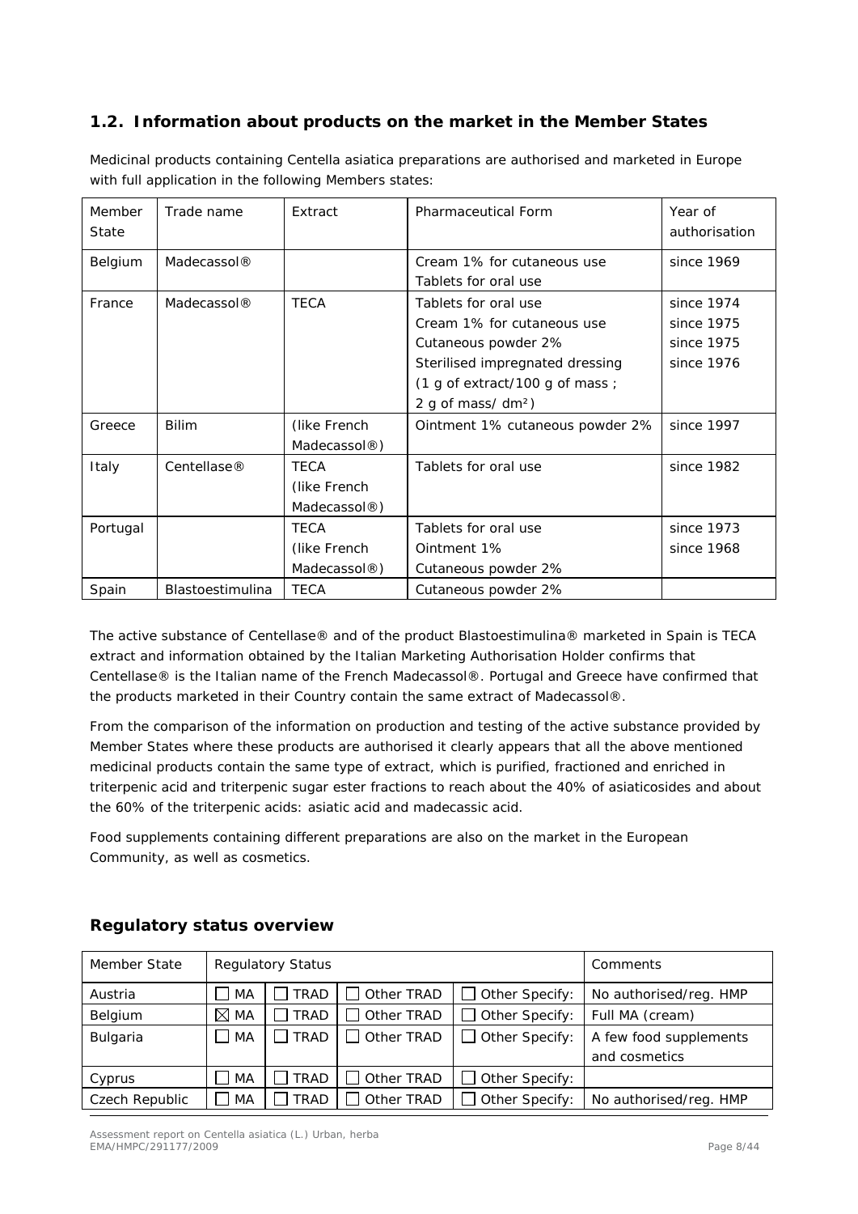## 1.2. Information about products on the market in the Member States

Medicinal products containing Centella asiatica preparations are authorised and marketed in Europe with full application in the following Members states:

| Member State | Trade name | Extract | Pharmaceutical Form | Year of authorisation |
|---|---|---|---|---|
| Belgium | Madecassol® | | Cream 1% for cutaneous use<br>Tablets for oral use | since 1969 |
| France | Madecassol® | TECA | Tablets for oral use<br>Cream 1% for cutaneous use<br>Cutaneous powder 2%<br>Sterilised impregnated dressing (1 g of extract/100 g of mass ; 2 g of mass/ dm²) | since 1974<br>since 1975<br>since 1975<br>since 1976 |
| Greece | Bilim | (like French Madecassol®) | Ointment 1% cutaneous powder 2% | since 1997 |
| Italy | Centellase® | TECA (like French Madecassol®) | Tablets for oral use | since 1982 |
| Portugal | | TECA (like French Madecassol®) | Tablets for oral use<br>Ointment 1%<br>Cutaneous powder 2% | since 1973<br>since 1968 |
| Spain | Blastoestimulina | TECA | Cutaneous powder 2% | |

The active substance of Centellase® and of the product Blastoestimulina® marketed in Spain is TECA extract and information obtained by the Italian Marketing Authorisation Holder confirms that Centellase® is the Italian name of the French Madecassol®. Portugal and Greece have confirmed that the products marketed in their Country contain the same extract of Madecassol®.

From the comparison of the information on production and testing of the active substance provided by Member States where these products are authorised it clearly appears that all the above mentioned medicinal products contain the same type of extract, which is purified, fractioned and enriched in triterpenic acid and triterpenic sugar ester fractions to reach about the 40% of asiaticosides and about the 60% of the triterpenic acids: asiatic acid and madecassic acid.

Food supplements containing different preparations are also on the market in the European Community, as well as cosmetics.

### Regulatory status overview

| Member State | Regulatory Status | | | | Comments |
|---|---|---|---|---|---|
| Austria | ☐ MA | ☐ TRAD | ☐ Other TRAD | ☐ Other Specify: | No authorised/reg. HMP |
| Belgium | ☒ MA | ☐ TRAD | ☐ Other TRAD | ☐ Other Specify: | Full MA (cream) |
| Bulgaria | ☐ MA | ☐ TRAD | ☐ Other TRAD | ☐ Other Specify: | A few food supplements and cosmetics |
| Cyprus | ☐ MA | ☐ TRAD | ☐ Other TRAD | ☐ Other Specify: | |
| Czech Republic | ☐ MA | ☐ TRAD | ☐ Other TRAD | ☐ Other Specify: | No authorised/reg. HMP |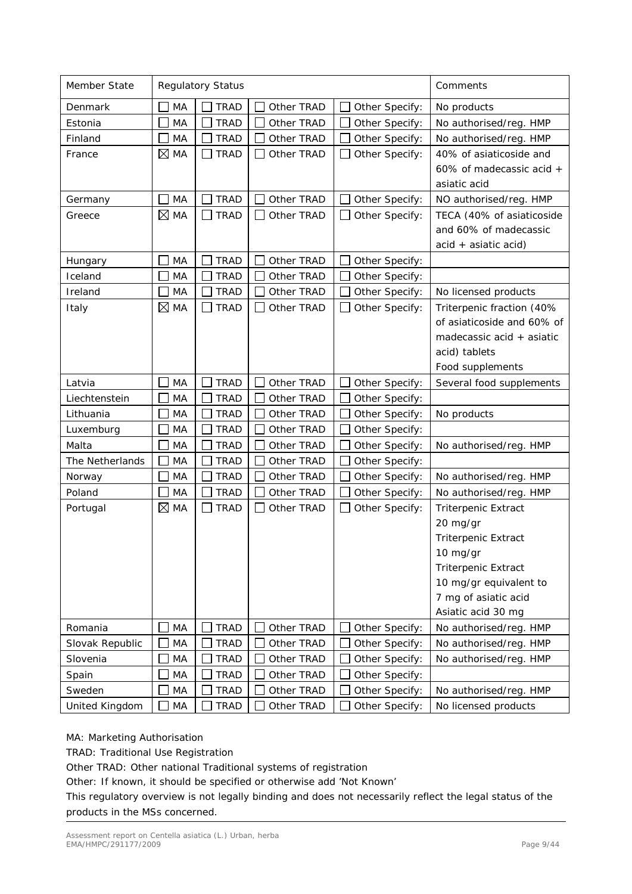| Member State | Regulatory Status | | | | Comments |
|---|---|---|---|---|---|
| Denmark | ☐ MA | ☐ TRAD | ☐ Other TRAD | ☐ Other Specify: | No products |
| Estonia | ☐ MA | ☐ TRAD | ☐ Other TRAD | ☐ Other Specify: | No authorised/reg. HMP |
| Finland | ☐ MA | ☐ TRAD | ☐ Other TRAD | ☐ Other Specify: | No authorised/reg. HMP |
| France | ☒ MA | ☐ TRAD | ☐ Other TRAD | ☐ Other Specify: | 40% of asiaticoside and 60% of madecassic acid + asiatic acid |
| Germany | ☐ MA | ☐ TRAD | ☐ Other TRAD | ☐ Other Specify: | NO authorised/reg. HMP |
| Greece | ☒ MA | ☐ TRAD | ☐ Other TRAD | ☐ Other Specify: | TECA (40% of asiaticoside and 60% of madecassic acid + asiatic acid) |
| Hungary | ☐ MA | ☐ TRAD | ☐ Other TRAD | ☐ Other Specify: | |
| Iceland | ☐ MA | ☐ TRAD | ☐ Other TRAD | ☐ Other Specify: | |
| Ireland | ☐ MA | ☐ TRAD | ☐ Other TRAD | ☐ Other Specify: | No licensed products |
| Italy | ☒ MA | ☐ TRAD | ☐ Other TRAD | ☐ Other Specify: | Triterpenic fraction (40% of asiaticoside and 60% of madecassic acid + asiatic acid) tablets<br>Food supplements |
| Latvia | ☐ MA | ☐ TRAD | ☐ Other TRAD | ☐ Other Specify: | Several food supplements |
| Liechtenstein | ☐ MA | ☐ TRAD | ☐ Other TRAD | ☐ Other Specify: | |
| Lithuania | ☐ MA | ☐ TRAD | ☐ Other TRAD | ☐ Other Specify: | No products |
| Luxemburg | ☐ MA | ☐ TRAD | ☐ Other TRAD | ☐ Other Specify: | |
| Malta | ☐ MA | ☐ TRAD | ☐ Other TRAD | ☐ Other Specify: | No authorised/reg. HMP |
| The Netherlands | ☐ MA | ☐ TRAD | ☐ Other TRAD | ☐ Other Specify: | |
| Norway | ☐ MA | ☐ TRAD | ☐ Other TRAD | ☐ Other Specify: | No authorised/reg. HMP |
| Poland | ☐ MA | ☐ TRAD | ☐ Other TRAD | ☐ Other Specify: | No authorised/reg. HMP |
| Portugal | ☒ MA | ☐ TRAD | ☐ Other TRAD | ☐ Other Specify: | Triterpenic Extract 20 mg/gr<br>Triterpenic Extract 10 mg/gr<br>Triterpenic Extract 10 mg/gr equivalent to 7 mg of asiatic acid<br>Asiatic acid 30 mg |
| Romania | ☐ MA | ☐ TRAD | ☐ Other TRAD | ☐ Other Specify: | No authorised/reg. HMP |
| Slovak Republic | ☐ MA | ☐ TRAD | ☐ Other TRAD | ☐ Other Specify: | No authorised/reg. HMP |
| Slovenia | ☐ MA | ☐ TRAD | ☐ Other TRAD | ☐ Other Specify: | No authorised/reg. HMP |
| Spain | ☐ MA | ☐ TRAD | ☐ Other TRAD | ☐ Other Specify: | |
| Sweden | ☐ MA | ☐ TRAD | ☐ Other TRAD | ☐ Other Specify: | No authorised/reg. HMP |
| United Kingdom | ☐ MA | ☐ TRAD | ☐ Other TRAD | ☐ Other Specify: | No licensed products |

MA: Marketing Authorisation

TRAD: Traditional Use Registration

Other TRAD: Other national Traditional systems of registration

Other: If known, it should be specified or otherwise add 'Not Known'

This regulatory overview is not legally binding and does not necessarily reflect the legal status of the products in the MSs concerned.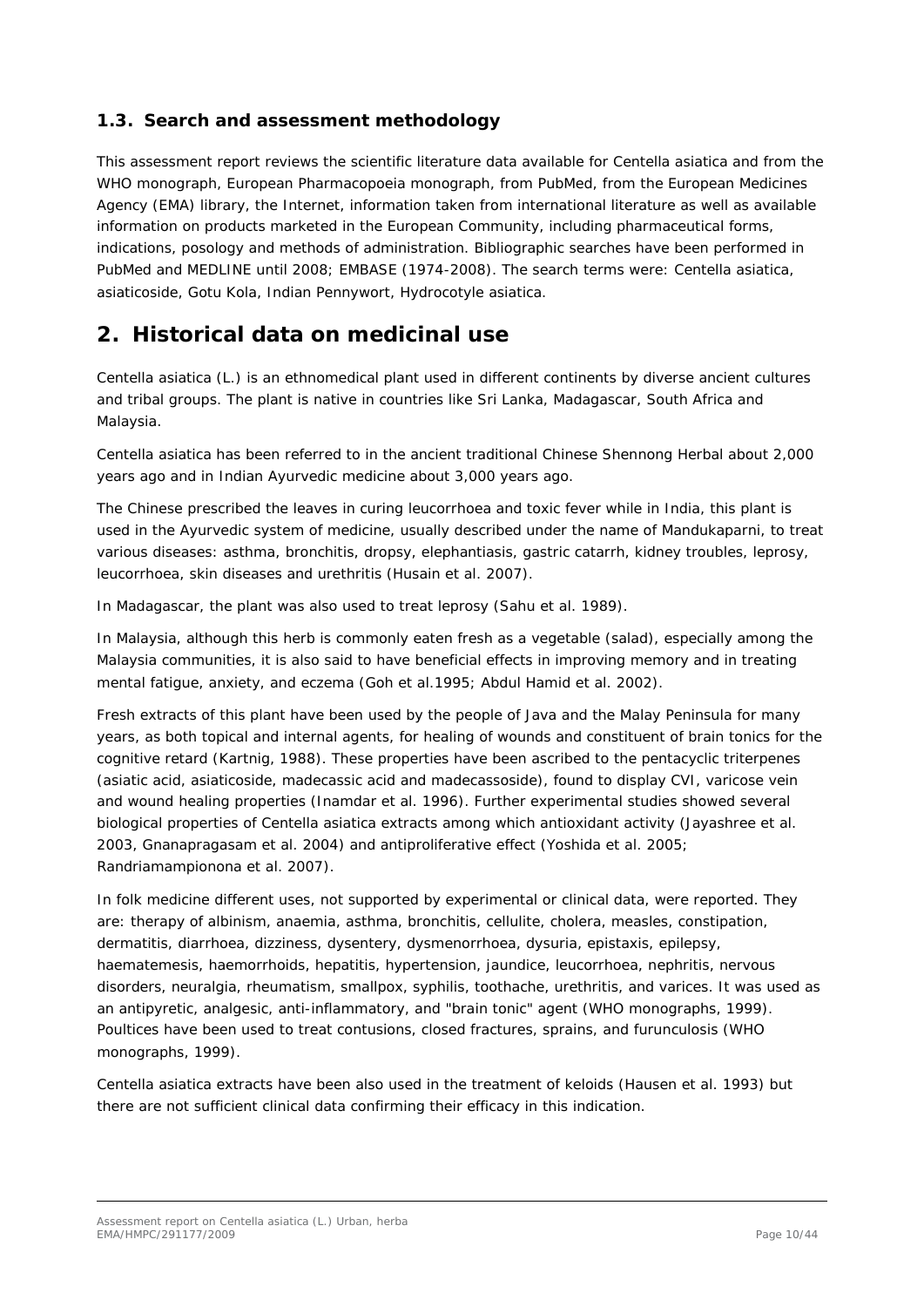### 1.3. Search and assessment methodology

This assessment report reviews the scientific literature data available for Centella asiatica and from the WHO monograph, European Pharmacopoeia monograph, from PubMed, from the European Medicines Agency (EMA) library, the Internet, information taken from international literature as well as available information on products marketed in the European Community, including pharmaceutical forms, indications, posology and methods of administration. Bibliographic searches have been performed in PubMed and MEDLINE until 2008; EMBASE (1974-2008). The search terms were: Centella asiatica, asiaticoside, Gotu Kola, Indian Pennywort, Hydrocotyle asiatica.

## 2. Historical data on medicinal use

Centella asiatica (L.) is an ethnomedical plant used in different continents by diverse ancient cultures and tribal groups. The plant is native in countries like Sri Lanka, Madagascar, South Africa and Malaysia.

Centella asiatica has been referred to in the ancient traditional Chinese Shennong Herbal about 2,000 years ago and in Indian Ayurvedic medicine about 3,000 years ago.

The Chinese prescribed the leaves in curing leucorrhoea and toxic fever while in India, this plant is used in the Ayurvedic system of medicine, usually described under the name of Mandukaparni, to treat various diseases: asthma, bronchitis, dropsy, elephantiasis, gastric catarrh, kidney troubles, leprosy, leucorrhoea, skin diseases and urethritis (Husain et al. 2007).

In Madagascar, the plant was also used to treat leprosy (Sahu et al. 1989).

In Malaysia, although this herb is commonly eaten fresh as a vegetable (salad), especially among the Malaysia communities, it is also said to have beneficial effects in improving memory and in treating mental fatigue, anxiety, and eczema (Goh et al.1995; Abdul Hamid et al. 2002).

Fresh extracts of this plant have been used by the people of Java and the Malay Peninsula for many years, as both topical and internal agents, for healing of wounds and constituent of brain tonics for the cognitive retard (Kartnig, 1988). These properties have been ascribed to the pentacyclic triterpenes (asiatic acid, asiaticoside, madecassic acid and madecassoside), found to display CVI, varicose vein and wound healing properties (Inamdar et al. 1996). Further experimental studies showed several biological properties of Centella asiatica extracts among which antioxidant activity (Jayashree et al. 2003, Gnanapragasam et al. 2004) and antiproliferative effect (Yoshida et al. 2005; Randriamampionona et al. 2007).

In folk medicine different uses, not supported by experimental or clinical data, were reported. They are: therapy of albinism, anaemia, asthma, bronchitis, cellulite, cholera, measles, constipation, dermatitis, diarrhoea, dizziness, dysentery, dysmenorrhoea, dysuria, epistaxis, epilepsy, haematemesis, haemorrhoids, hepatitis, hypertension, jaundice, leucorrhoea, nephritis, nervous disorders, neuralgia, rheumatism, smallpox, syphilis, toothache, urethritis, and varices. It was used as an antipyretic, analgesic, anti-inflammatory, and "brain tonic" agent (WHO monographs, 1999). Poultices have been used to treat contusions, closed fractures, sprains, and furunculosis (WHO monographs, 1999).

Centella asiatica extracts have been also used in the treatment of keloids (Hausen et al. 1993) but there are not sufficient clinical data confirming their efficacy in this indication.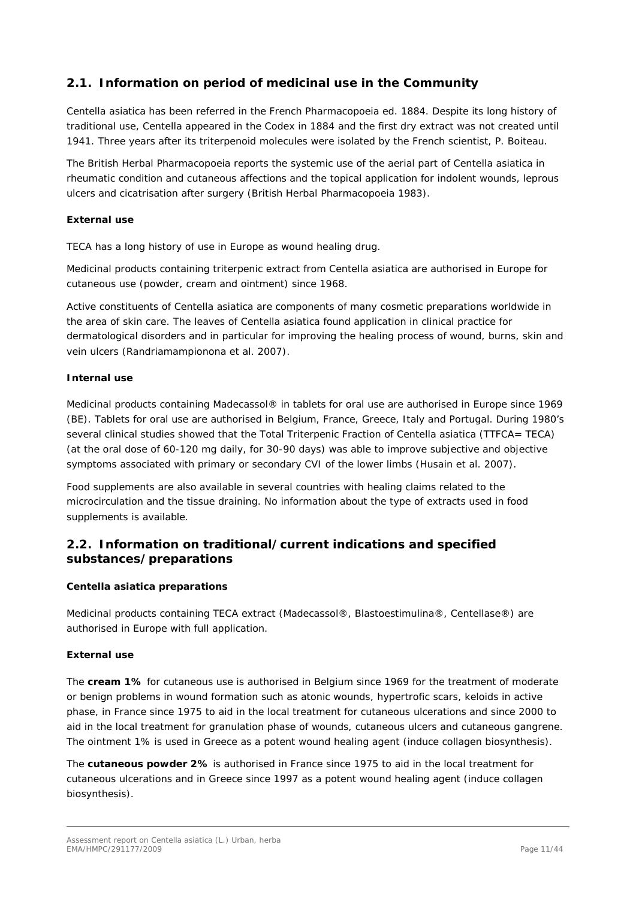## 2.1. Information on period of medicinal use in the Community

Centella asiatica has been referred in the French Pharmacopoeia ed. 1884. Despite its long history of traditional use, Centella appeared in the Codex in 1884 and the first dry extract was not created until 1941. Three years after its triterpenoid molecules were isolated by the French scientist, P. Boiteau.

The British Herbal Pharmacopoeia reports the systemic use of the aerial part of Centella asiatica in rheumatic condition and cutaneous affections and the topical application for indolent wounds, leprous ulcers and cicatrisation after surgery (British Herbal Pharmacopoeia 1983).

**External use**

TECA has a long history of use in Europe as wound healing drug.

Medicinal products containing triterpenic extract from Centella asiatica are authorised in Europe for cutaneous use (powder, cream and ointment) since 1968.

Active constituents of Centella asiatica are components of many cosmetic preparations worldwide in the area of skin care. The leaves of Centella asiatica found application in clinical practice for dermatological disorders and in particular for improving the healing process of wound, burns, skin and vein ulcers (Randriamampionona et al. 2007).

**Internal use**

Medicinal products containing Madecassol® in tablets for oral use are authorised in Europe since 1969 (BE). Tablets for oral use are authorised in Belgium, France, Greece, Italy and Portugal. During 1980's several clinical studies showed that the Total Triterpenic Fraction of Centella asiatica (TTFCA= TECA) (at the oral dose of 60-120 mg daily, for 30-90 days) was able to improve subjective and objective symptoms associated with primary or secondary CVI of the lower limbs (Husain et al. 2007).

Food supplements are also available in several countries with healing claims related to the microcirculation and the tissue draining. No information about the type of extracts used in food supplements is available.

## 2.2. Information on traditional/current indications and specified substances/preparations

**Centella asiatica preparations**

Medicinal products containing TECA extract (Madecassol®, Blastoestimulina®, Centellase®) are authorised in Europe with full application.

**External use**

The **cream 1%** for cutaneous use is authorised in Belgium since 1969 for the treatment of moderate or benign problems in wound formation such as atonic wounds, hypertrofic scars, keloids in active phase, in France since 1975 to aid in the local treatment for cutaneous ulcerations and since 2000 to aid in the local treatment for granulation phase of wounds, cutaneous ulcers and cutaneous gangrene. The ointment 1% is used in Greece as a potent wound healing agent (induce collagen biosynthesis).

The **cutaneous powder 2%** is authorised in France since 1975 to aid in the local treatment for cutaneous ulcerations and in Greece since 1997 as a potent wound healing agent (induce collagen biosynthesis).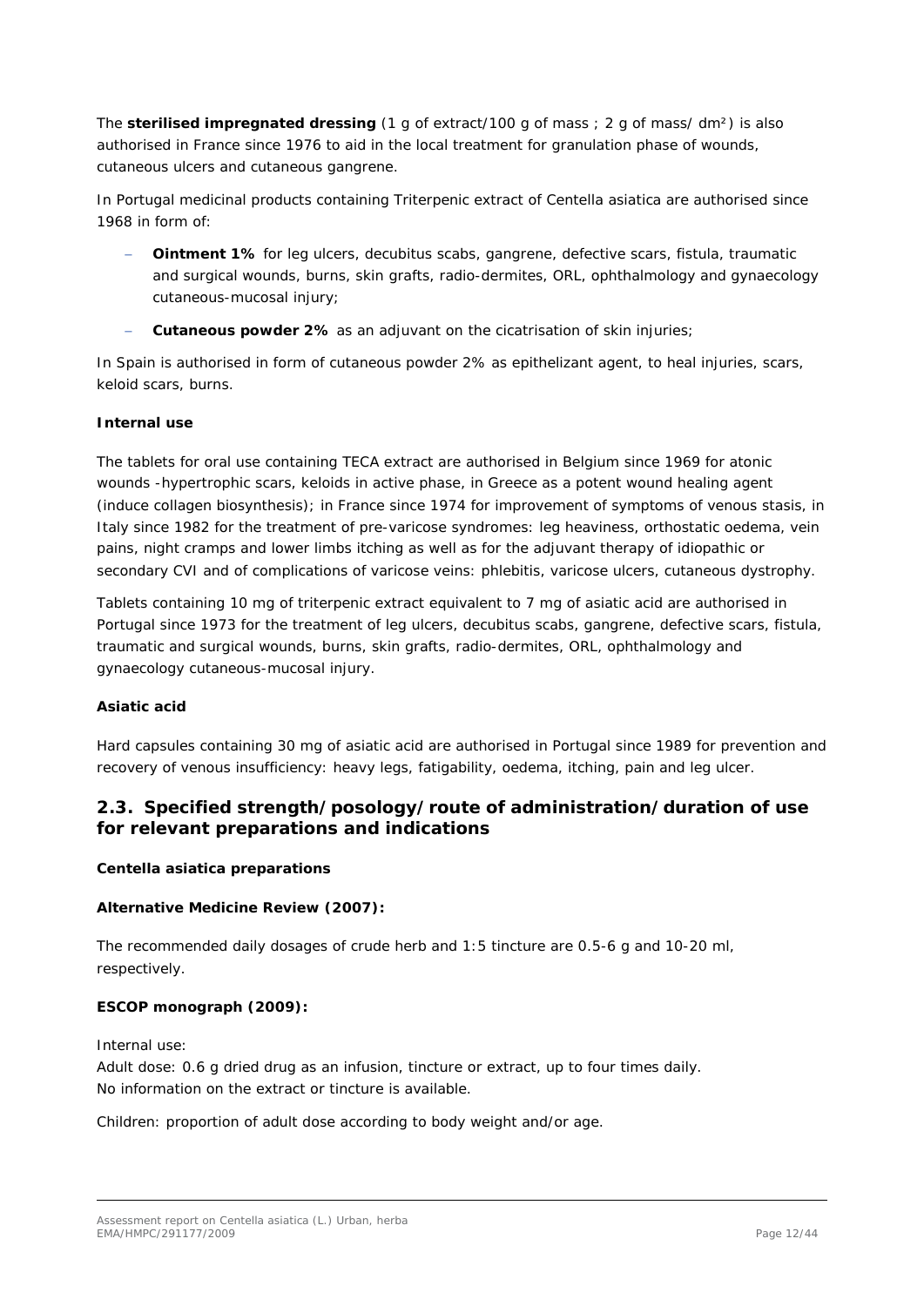The **sterilised impregnated dressing** (1 g of extract/100 g of mass ; 2 g of mass/ dm²) is also authorised in France since 1976 to aid in the local treatment for granulation phase of wounds, cutaneous ulcers and cutaneous gangrene.

In Portugal medicinal products containing Triterpenic extract of Centella asiatica are authorised since 1968 in form of:

- **Ointment 1%** for leg ulcers, decubitus scabs, gangrene, defective scars, fistula, traumatic and surgical wounds, burns, skin grafts, radio-dermites, ORL, ophthalmology and gynaecology cutaneous-mucosal injury;
- **Cutaneous powder 2%** as an adjuvant on the cicatrisation of skin injuries;

In Spain is authorised in form of cutaneous powder 2% as epithelizant agent, to heal injuries, scars, keloid scars, burns.

**Internal use**

The tablets for oral use containing TECA extract are authorised in Belgium since 1969 for atonic wounds -hypertrophic scars, keloids in active phase, in Greece as a potent wound healing agent (induce collagen biosynthesis); in France since 1974 for improvement of symptoms of venous stasis, in Italy since 1982 for the treatment of pre-varicose syndromes: leg heaviness, orthostatic oedema, vein pains, night cramps and lower limbs itching as well as for the adjuvant therapy of idiopathic or secondary CVI and of complications of varicose veins: phlebitis, varicose ulcers, cutaneous dystrophy.

Tablets containing 10 mg of triterpenic extract equivalent to 7 mg of asiatic acid are authorised in Portugal since 1973 for the treatment of leg ulcers, decubitus scabs, gangrene, defective scars, fistula, traumatic and surgical wounds, burns, skin grafts, radio-dermites, ORL, ophthalmology and gynaecology cutaneous-mucosal injury.

**Asiatic acid**

Hard capsules containing 30 mg of asiatic acid are authorised in Portugal since 1989 for prevention and recovery of venous insufficiency: heavy legs, fatigability, oedema, itching, pain and leg ulcer.

## 2.3. Specified strength/posology/route of administration/duration of use for relevant preparations and indications

**Centella asiatica preparations**

**Alternative Medicine Review (2007):**

The recommended daily dosages of crude herb and 1:5 tincture are 0.5-6 g and 10-20 ml, respectively.

**ESCOP monograph (2009):**

Internal use:
Adult dose: 0.6 g dried drug as an infusion, tincture or extract, up to four times daily.
No information on the extract or tincture is available.

Children: proportion of adult dose according to body weight and/or age.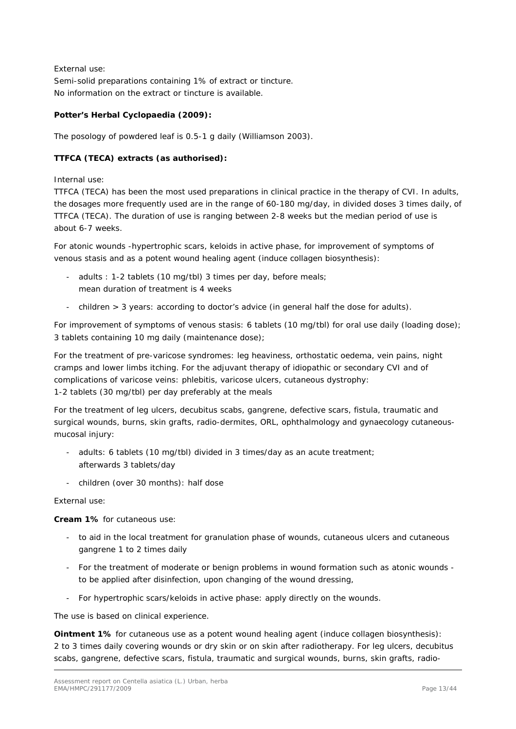External use:
Semi-solid preparations containing 1% of extract or tincture.
No information on the extract or tincture is available.

**Potter's Herbal Cyclopaedia (2009):**

The posology of powdered leaf is 0.5-1 g daily (Williamson 2003).

**TTFCA (TECA) extracts (as authorised):**

Internal use:
TTFCA (TECA) has been the most used preparations in clinical practice in the therapy of CVI. In adults, the dosages more frequently used are in the range of 60-180 mg/day, in divided doses 3 times daily, of TTFCA (TECA). The duration of use is ranging between 2-8 weeks but the median period of use is about 6-7 weeks.

For atonic wounds -hypertrophic scars, keloids in active phase, for improvement of symptoms of venous stasis and as a potent wound healing agent (induce collagen biosynthesis):

- adults : 1-2 tablets (10 mg/tbl) 3 times per day, before meals;
  mean duration of treatment is 4 weeks
- children > 3 years: according to doctor's advice (in general half the dose for adults).

For improvement of symptoms of venous stasis: 6 tablets (10 mg/tbl) for oral use daily (loading dose); 3 tablets containing 10 mg daily (maintenance dose);

For the treatment of pre-varicose syndromes: leg heaviness, orthostatic oedema, vein pains, night cramps and lower limbs itching. For the adjuvant therapy of idiopathic or secondary CVI and of complications of varicose veins: phlebitis, varicose ulcers, cutaneous dystrophy:
1-2 tablets (30 mg/tbl) per day preferably at the meals

For the treatment of leg ulcers, decubitus scabs, gangrene, defective scars, fistula, traumatic and surgical wounds, burns, skin grafts, radio-dermites, ORL, ophthalmology and gynaecology cutaneous-mucosal injury:

- adults: 6 tablets (10 mg/tbl) divided in 3 times/day as an acute treatment;
  afterwards 3 tablets/day
- children (over 30 months): half dose

External use:

**Cream 1%** for cutaneous use:

- to aid in the local treatment for granulation phase of wounds, cutaneous ulcers and cutaneous gangrene 1 to 2 times daily
- For the treatment of moderate or benign problems in wound formation such as atonic wounds - to be applied after disinfection, upon changing of the wound dressing,
- For hypertrophic scars/keloids in active phase: apply directly on the wounds.

The use is based on clinical experience.

**Ointment 1%** for cutaneous use as a potent wound healing agent (induce collagen biosynthesis): 2 to 3 times daily covering wounds or dry skin or on skin after radiotherapy. For leg ulcers, decubitus scabs, gangrene, defective scars, fistula, traumatic and surgical wounds, burns, skin grafts, radio-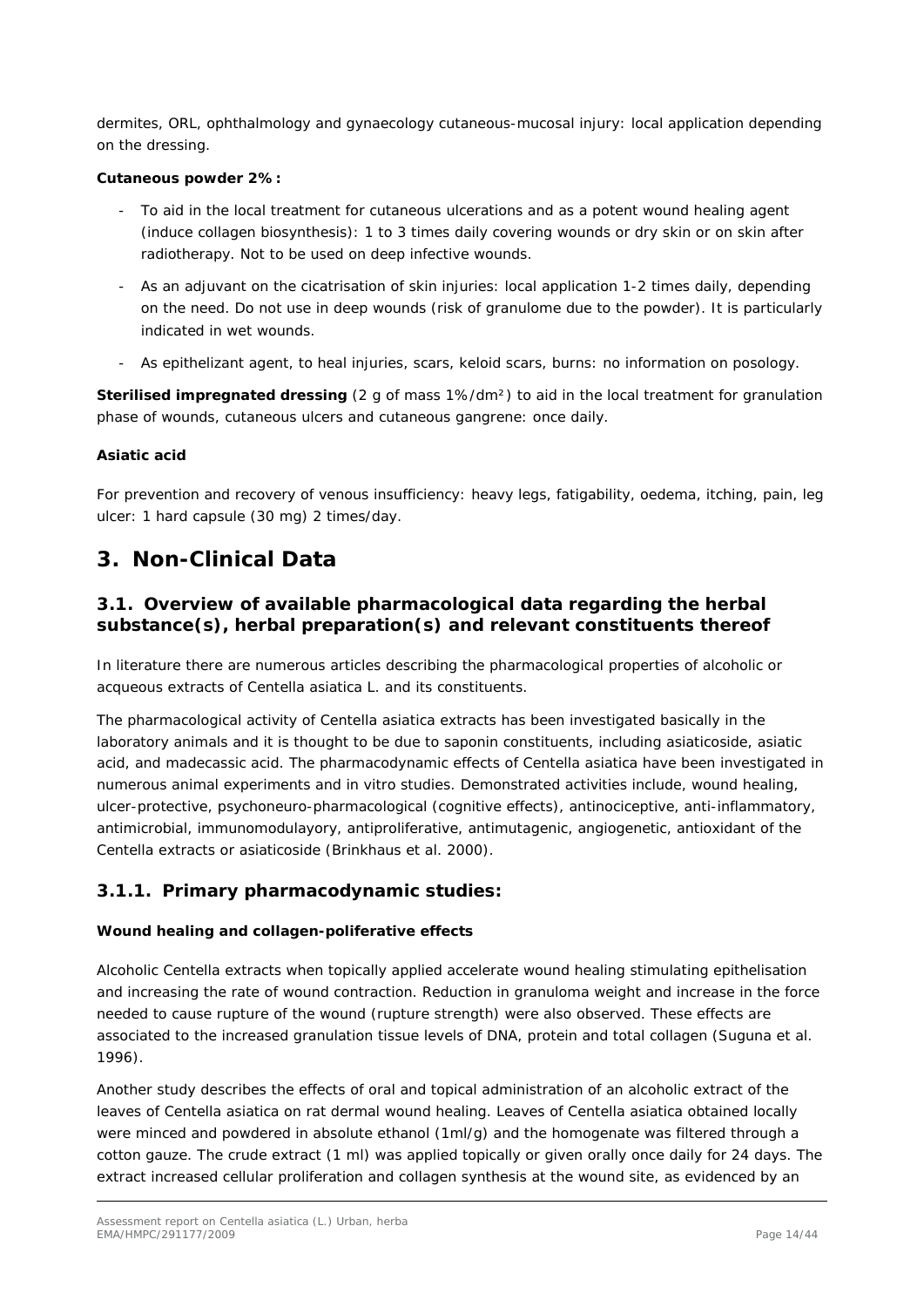dermites, ORL, ophthalmology and gynaecology cutaneous-mucosal injury: local application depending on the dressing.

**Cutaneous powder 2%:**

- To aid in the local treatment for cutaneous ulcerations and as a potent wound healing agent (induce collagen biosynthesis): 1 to 3 times daily covering wounds or dry skin or on skin after radiotherapy. Not to be used on deep infective wounds.
- As an adjuvant on the cicatrisation of skin injuries: local application 1-2 times daily, depending on the need. Do not use in deep wounds (risk of granulome due to the powder). It is particularly indicated in wet wounds.
- As epithelizant agent, to heal injuries, scars, keloid scars, burns: no information on posology.

**Sterilised impregnated dressing** (2 g of mass 1%/dm²) to aid in the local treatment for granulation phase of wounds, cutaneous ulcers and cutaneous gangrene: once daily.

**Asiatic acid**

For prevention and recovery of venous insufficiency: heavy legs, fatigability, oedema, itching, pain, leg ulcer: 1 hard capsule (30 mg) 2 times/day.

# 3. Non-Clinical Data

## 3.1. Overview of available pharmacological data regarding the herbal substance(s), herbal preparation(s) and relevant constituents thereof

In literature there are numerous articles describing the pharmacological properties of alcoholic or acqueous extracts of Centella asiatica L. and its constituents.

The pharmacological activity of Centella asiatica extracts has been investigated basically in the laboratory animals and it is thought to be due to saponin constituents, including asiaticoside, asiatic acid, and madecassic acid. The pharmacodynamic effects of Centella asiatica have been investigated in numerous animal experiments and in vitro studies. Demonstrated activities include, wound healing, ulcer-protective, psychoneuro-pharmacological (cognitive effects), antinociceptive, anti-inflammatory, antimicrobial, immunomodulayory, antiproliferative, antimutagenic, angiogenetic, antioxidant of the Centella extracts or asiaticoside (Brinkhaus et al. 2000).

### 3.1.1. Primary pharmacodynamic studies:

**Wound healing and collagen-poliferative effects**

Alcoholic Centella extracts when topically applied accelerate wound healing stimulating epithelisation and increasing the rate of wound contraction. Reduction in granuloma weight and increase in the force needed to cause rupture of the wound (rupture strength) were also observed. These effects are associated to the increased granulation tissue levels of DNA, protein and total collagen (Suguna et al. 1996).

Another study describes the effects of oral and topical administration of an alcoholic extract of the leaves of Centella asiatica on rat dermal wound healing. Leaves of Centella asiatica obtained locally were minced and powdered in absolute ethanol (1ml/g) and the homogenate was filtered through a cotton gauze. The crude extract (1 ml) was applied topically or given orally once daily for 24 days. The extract increased cellular proliferation and collagen synthesis at the wound site, as evidenced by an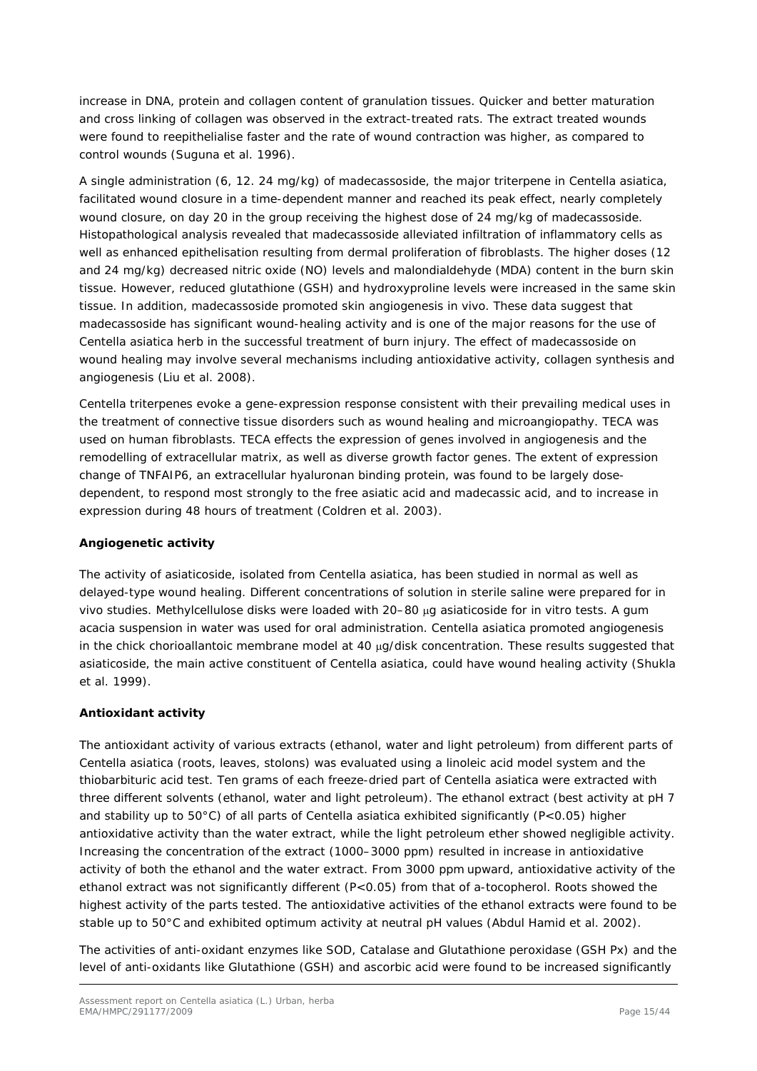increase in DNA, protein and collagen content of granulation tissues. Quicker and better maturation and cross linking of collagen was observed in the extract-treated rats. The extract treated wounds were found to reepithelialise faster and the rate of wound contraction was higher, as compared to control wounds (Suguna et al. 1996).

A single administration (6, 12. 24 mg/kg) of madecassoside, the major triterpene in Centella asiatica, facilitated wound closure in a time-dependent manner and reached its peak effect, nearly completely wound closure, on day 20 in the group receiving the highest dose of 24 mg/kg of madecassoside. Histopathological analysis revealed that madecassoside alleviated infiltration of inflammatory cells as well as enhanced epithelisation resulting from dermal proliferation of fibroblasts. The higher doses (12 and 24 mg/kg) decreased nitric oxide (NO) levels and malondialdehyde (MDA) content in the burn skin tissue. However, reduced glutathione (GSH) and hydroxyproline levels were increased in the same skin tissue. In addition, madecassoside promoted skin angiogenesis in vivo. These data suggest that madecassoside has significant wound-healing activity and is one of the major reasons for the use of Centella asiatica herb in the successful treatment of burn injury. The effect of madecassoside on wound healing may involve several mechanisms including antioxidative activity, collagen synthesis and angiogenesis (Liu et al. 2008).

Centella triterpenes evoke a gene-expression response consistent with their prevailing medical uses in the treatment of connective tissue disorders such as wound healing and microangiopathy. TECA was used on human fibroblasts. TECA effects the expression of genes involved in angiogenesis and the remodelling of extracellular matrix, as well as diverse growth factor genes. The extent of expression change of TNFAIP6, an extracellular hyaluronan binding protein, was found to be largely dose-dependent, to respond most strongly to the free asiatic acid and madecassic acid, and to increase in expression during 48 hours of treatment (Coldren et al. 2003).

**Angiogenetic activity**

The activity of asiaticoside, isolated from Centella asiatica, has been studied in normal as well as delayed-type wound healing. Different concentrations of solution in sterile saline were prepared for in vivo studies. Methylcellulose disks were loaded with 20–80 μg asiaticoside for in vitro tests. A gum acacia suspension in water was used for oral administration. Centella asiatica promoted angiogenesis in the chick chorioallantoic membrane model at 40 μg/disk concentration. These results suggested that asiaticoside, the main active constituent of Centella asiatica, could have wound healing activity (Shukla et al. 1999).

**Antioxidant activity**

The antioxidant activity of various extracts (ethanol, water and light petroleum) from different parts of Centella asiatica (roots, leaves, stolons) was evaluated using a linoleic acid model system and the thiobarbituric acid test. Ten grams of each freeze-dried part of Centella asiatica were extracted with three different solvents (ethanol, water and light petroleum). The ethanol extract (best activity at pH 7 and stability up to 50°C) of all parts of Centella asiatica exhibited significantly ($P<0.05$) higher antioxidative activity than the water extract, while the light petroleum ether showed negligible activity. Increasing the concentration of the extract (1000–3000 ppm) resulted in increase in antioxidative activity of both the ethanol and the water extract. From 3000 ppm upward, antioxidative activity of the ethanol extract was not significantly different ($P<0.05$) from that of a-tocopherol. Roots showed the highest activity of the parts tested. The antioxidative activities of the ethanol extracts were found to be stable up to 50°C and exhibited optimum activity at neutral pH values (Abdul Hamid et al. 2002).

The activities of anti-oxidant enzymes like SOD, Catalase and Glutathione peroxidase (GSH Px) and the level of anti-oxidants like Glutathione (GSH) and ascorbic acid were found to be increased significantly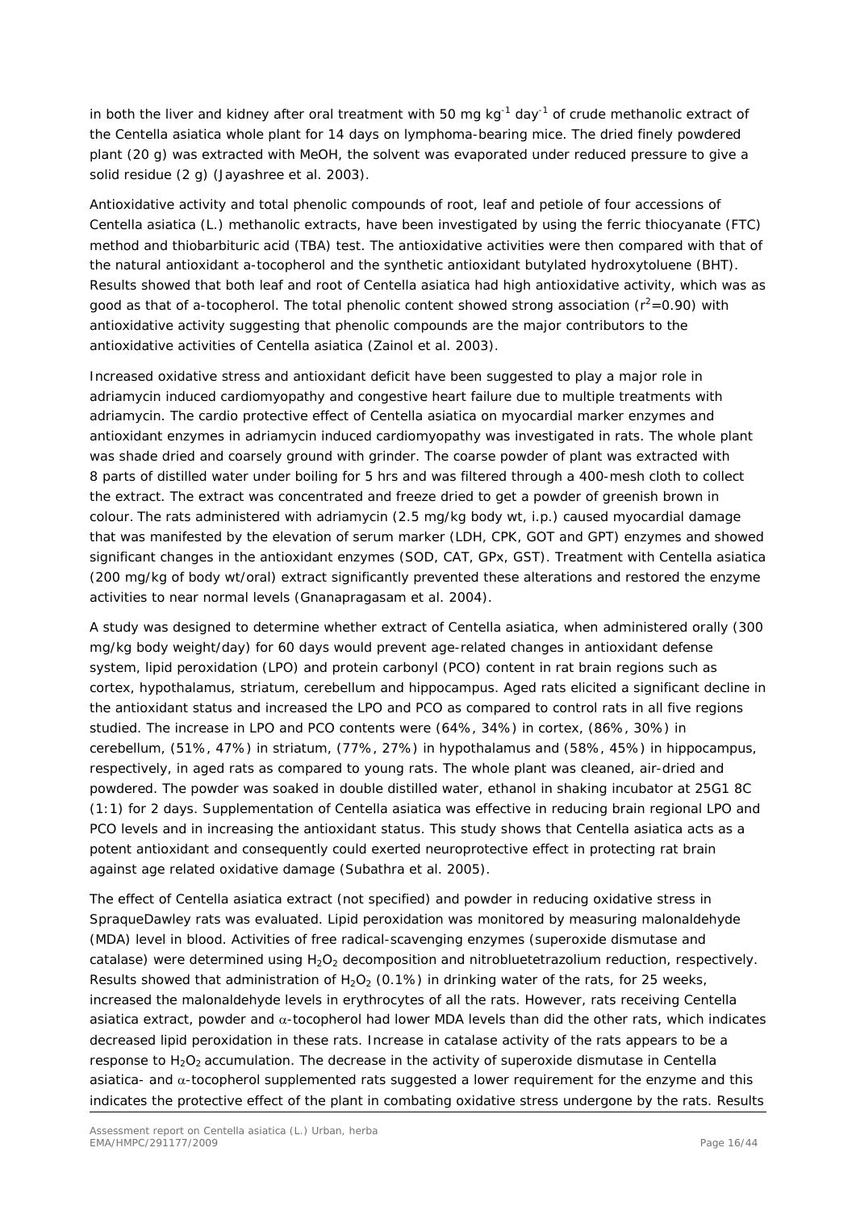in both the liver and kidney after oral treatment with 50 mg $kg^{-1}$ $day^{-1}$ of crude methanolic extract of the Centella asiatica whole plant for 14 days on lymphoma-bearing mice. The dried finely powdered plant (20 g) was extracted with MeOH, the solvent was evaporated under reduced pressure to give a solid residue (2 g) (Jayashree et al. 2003).

Antioxidative activity and total phenolic compounds of root, leaf and petiole of four accessions of Centella asiatica (L.) methanolic extracts, have been investigated by using the ferric thiocyanate (FTC) method and thiobarbituric acid (TBA) test. The antioxidative activities were then compared with that of the natural antioxidant a-tocopherol and the synthetic antioxidant butylated hydroxytoluene (BHT). Results showed that both leaf and root of Centella asiatica had high antioxidative activity, which was as good as that of a-tocopherol. The total phenolic content showed strong association ($r^2$=0.90) with antioxidative activity suggesting that phenolic compounds are the major contributors to the antioxidative activities of Centella asiatica (Zainol et al. 2003).

Increased oxidative stress and antioxidant deficit have been suggested to play a major role in adriamycin induced cardiomyopathy and congestive heart failure due to multiple treatments with adriamycin. The cardio protective effect of Centella asiatica on myocardial marker enzymes and antioxidant enzymes in adriamycin induced cardiomyopathy was investigated in rats. The whole plant was shade dried and coarsely ground with grinder. The coarse powder of plant was extracted with 8 parts of distilled water under boiling for 5 hrs and was filtered through a 400-mesh cloth to collect the extract. The extract was concentrated and freeze dried to get a powder of greenish brown in colour. The rats administered with adriamycin (2.5 mg/kg body wt, i.p.) caused myocardial damage that was manifested by the elevation of serum marker (LDH, CPK, GOT and GPT) enzymes and showed significant changes in the antioxidant enzymes (SOD, CAT, GPx, GST). Treatment with Centella asiatica (200 mg/kg of body wt/oral) extract significantly prevented these alterations and restored the enzyme activities to near normal levels (Gnanapragasam et al. 2004).

A study was designed to determine whether extract of Centella asiatica, when administered orally (300 mg/kg body weight/day) for 60 days would prevent age-related changes in antioxidant defense system, lipid peroxidation (LPO) and protein carbonyl (PCO) content in rat brain regions such as cortex, hypothalamus, striatum, cerebellum and hippocampus. Aged rats elicited a significant decline in the antioxidant status and increased the LPO and PCO as compared to control rats in all five regions studied. The increase in LPO and PCO contents were (64%, 34%) in cortex, (86%, 30%) in cerebellum, (51%, 47%) in striatum, (77%, 27%) in hypothalamus and (58%, 45%) in hippocampus, respectively, in aged rats as compared to young rats. The whole plant was cleaned, air-dried and powdered. The powder was soaked in double distilled water, ethanol in shaking incubator at 25G1 8C (1:1) for 2 days. Supplementation of Centella asiatica was effective in reducing brain regional LPO and PCO levels and in increasing the antioxidant status. This study shows that Centella asiatica acts as a potent antioxidant and consequently could exerted neuroprotective effect in protecting rat brain against age related oxidative damage (Subathra et al. 2005).

The effect of Centella asiatica extract (not specified) and powder in reducing oxidative stress in SpraqueDawley rats was evaluated. Lipid peroxidation was monitored by measuring malonaldehyde (MDA) level in blood. Activities of free radical-scavenging enzymes (superoxide dismutase and catalase) were determined using $H_2O_2$ decomposition and nitrobluetetrazolium reduction, respectively. Results showed that administration of $H_2O_2$ (0.1%) in drinking water of the rats, for 25 weeks, increased the malonaldehyde levels in erythrocytes of all the rats. However, rats receiving Centella asiatica extract, powder and α-tocopherol had lower MDA levels than did the other rats, which indicates decreased lipid peroxidation in these rats. Increase in catalase activity of the rats appears to be a response to $H_2O_2$ accumulation. The decrease in the activity of superoxide dismutase in Centella asiatica- and α-tocopherol supplemented rats suggested a lower requirement for the enzyme and this indicates the protective effect of the plant in combating oxidative stress undergone by the rats. Results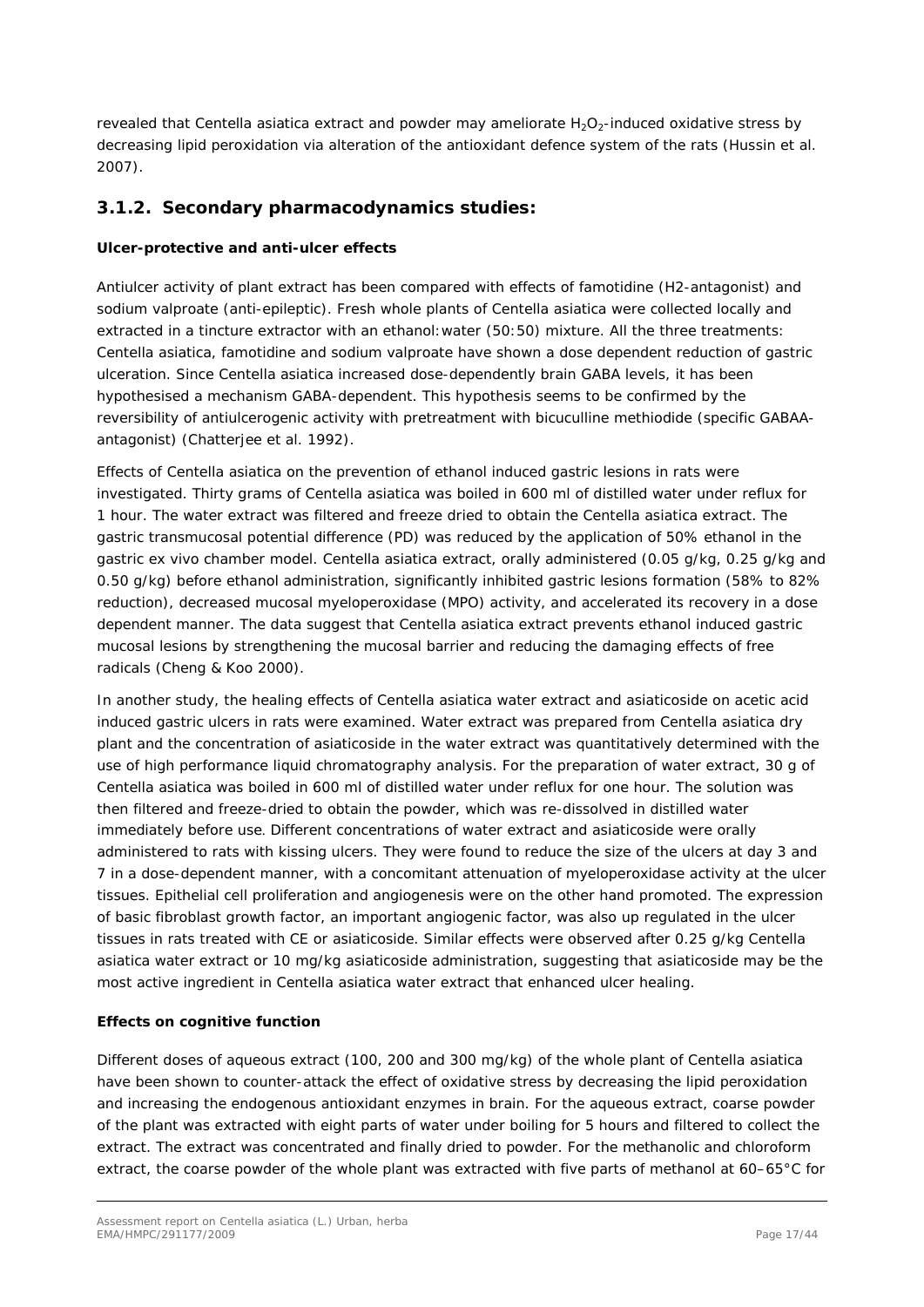revealed that *Centella asiatica* extract and powder may ameliorate $H_2O_2$-induced oxidative stress by decreasing lipid peroxidation via alteration of the antioxidant defence system of the rats (Hussin et al. 2007).

## 3.1.2. Secondary pharmacodynamics studies:

**Ulcer-protective and anti-ulcer effects**

Antiulcer activity of plant extract has been compared with effects of famotidine (H2-antagonist) and sodium valproate (anti-epileptic). Fresh whole plants of *Centella asiatica* were collected locally and extracted in a tincture extractor with an ethanol:water (50:50) mixture. All the three treatments: *Centella asiatica*, famotidine and sodium valproate have shown a dose dependent reduction of gastric ulceration. Since *Centella asiatica* increased dose-dependently brain GABA levels, it has been hypothesised a mechanism GABA-dependent. This hypothesis seems to be confirmed by the reversibility of antiulcerogenic activity with pretreatment with bicuculline methiodide (specific GABAA-antagonist) (Chatterjee et al. 1992).

Effects of *Centella asiatica* on the prevention of ethanol induced gastric lesions in rats were investigated. Thirty grams of *Centella asiatica* was boiled in 600 ml of distilled water under reflux for 1 hour. The water extract was filtered and freeze dried to obtain the *Centella asiatica* extract. The gastric transmucosal potential difference (PD) was reduced by the application of 50% ethanol in the gastric *ex vivo* chamber model. *Centella asiatica* extract, orally administered (0.05 g/kg, 0.25 g/kg and 0.50 g/kg) before ethanol administration, significantly inhibited gastric lesions formation (58% to 82% reduction), decreased mucosal myeloperoxidase (MPO) activity, and accelerated its recovery in a dose dependent manner. The data suggest that *Centella asiatica* extract prevents ethanol induced gastric mucosal lesions by strengthening the mucosal barrier and reducing the damaging effects of free radicals (Cheng & Koo 2000).

In another study, the healing effects of *Centella asiatica* water extract and asiaticoside on acetic acid induced gastric ulcers in rats were examined. Water extract was prepared from *Centella asiatica* dry plant and the concentration of asiaticoside in the water extract was quantitatively determined with the use of high performance liquid chromatography analysis. For the preparation of water extract, 30 g of *Centella asiatica* was boiled in 600 ml of distilled water under reflux for one hour. The solution was then filtered and freeze-dried to obtain the powder, which was re-dissolved in distilled water immediately before use. Different concentrations of water extract and asiaticoside were orally administered to rats with kissing ulcers. They were found to reduce the size of the ulcers at day 3 and 7 in a dose-dependent manner, with a concomitant attenuation of myeloperoxidase activity at the ulcer tissues. Epithelial cell proliferation and angiogenesis were on the other hand promoted. The expression of basic fibroblast growth factor, an important angiogenic factor, was also up regulated in the ulcer tissues in rats treated with CE or asiaticoside. Similar effects were observed after 0.25 g/kg *Centella asiatica* water extract or 10 mg/kg asiaticoside administration, suggesting that asiaticoside may be the most active ingredient in *Centella asiatica* water extract that enhanced ulcer healing.

**Effects on cognitive function**

Different doses of aqueous extract (100, 200 and 300 mg/kg) of the whole plant of *Centella asiatica* have been shown to counter-attack the effect of oxidative stress by decreasing the lipid peroxidation and increasing the endogenous antioxidant enzymes in brain. For the aqueous extract, coarse powder of the plant was extracted with eight parts of water under boiling for 5 hours and filtered to collect the extract. The extract was concentrated and finally dried to powder. For the methanolic and chloroform extract, the coarse powder of the whole plant was extracted with five parts of methanol at 60–65°C for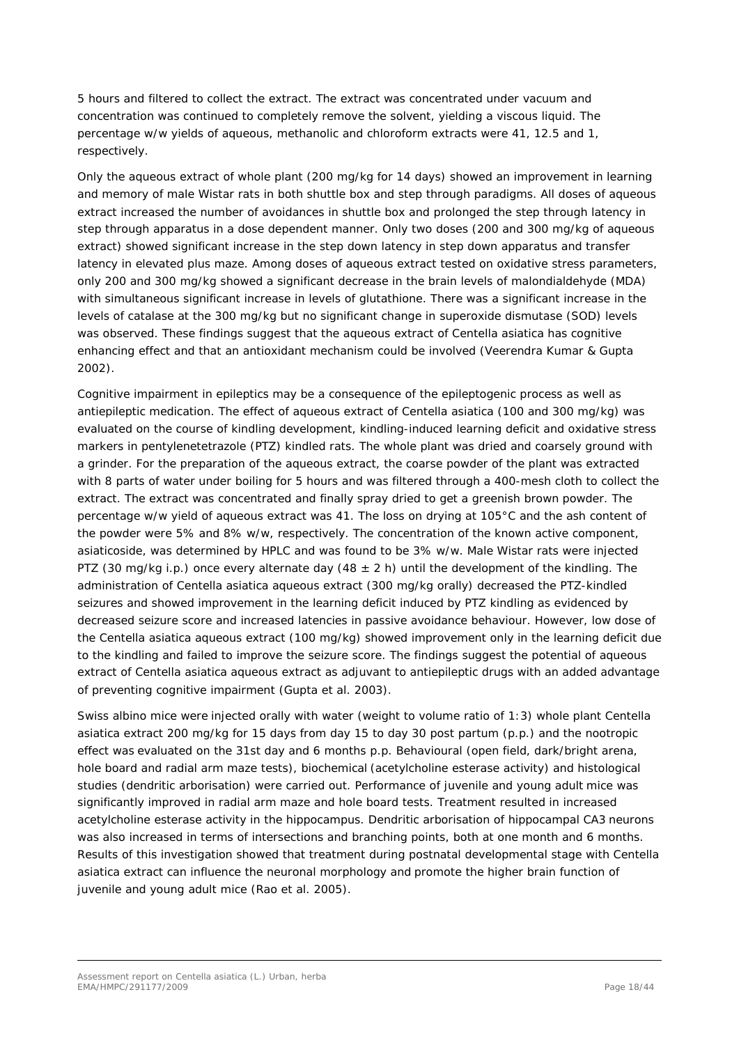5 hours and filtered to collect the extract. The extract was concentrated under vacuum and concentration was continued to completely remove the solvent, yielding a viscous liquid. The percentage w/w yields of aqueous, methanolic and chloroform extracts were 41, 12.5 and 1, respectively.

Only the aqueous extract of whole plant (200 mg/kg for 14 days) showed an improvement in learning and memory of male Wistar rats in both shuttle box and step through paradigms. All doses of aqueous extract increased the number of avoidances in shuttle box and prolonged the step through latency in step through apparatus in a dose dependent manner. Only two doses (200 and 300 mg/kg of aqueous extract) showed significant increase in the step down latency in step down apparatus and transfer latency in elevated plus maze. Among doses of aqueous extract tested on oxidative stress parameters, only 200 and 300 mg/kg showed a significant decrease in the brain levels of malondialdehyde (MDA) with simultaneous significant increase in levels of glutathione. There was a significant increase in the levels of catalase at the 300 mg/kg but no significant change in superoxide dismutase (SOD) levels was observed. These findings suggest that the aqueous extract of *Centella asiatica* has cognitive enhancing effect and that an antioxidant mechanism could be involved (Veerendra Kumar & Gupta 2002).

Cognitive impairment in epileptics may be a consequence of the epileptogenic process as well as antiepileptic medication. The effect of aqueous extract of *Centella asiatica* (100 and 300 mg/kg) was evaluated on the course of kindling development, kindling-induced learning deficit and oxidative stress markers in pentylenetetrazole (PTZ) kindled rats. The whole plant was dried and coarsely ground with a grinder. For the preparation of the aqueous extract, the coarse powder of the plant was extracted with 8 parts of water under boiling for 5 hours and was filtered through a 400-mesh cloth to collect the extract. The extract was concentrated and finally spray dried to get a greenish brown powder. The percentage w/w yield of aqueous extract was 41. The loss on drying at 105°C and the ash content of the powder were 5% and 8% w/w, respectively. The concentration of the known active component, asiaticoside, was determined by HPLC and was found to be 3% w/w. Male Wistar rats were injected PTZ (30 mg/kg i.p.) once every alternate day (48 ± 2 h) until the development of the kindling. The administration of *Centella asiatica* aqueous extract (300 mg/kg orally) decreased the PTZ-kindled seizures and showed improvement in the learning deficit induced by PTZ kindling as evidenced by decreased seizure score and increased latencies in passive avoidance behaviour. However, low dose of the *Centella asiatica* aqueous extract (100 mg/kg) showed improvement only in the learning deficit due to the kindling and failed to improve the seizure score. The findings suggest the potential of aqueous extract of *Centella asiatica* aqueous extract as adjuvant to antiepileptic drugs with an added advantage of preventing cognitive impairment (Gupta et al. 2003).

Swiss albino mice were injected orally with water (weight to volume ratio of 1:3) whole plant *Centella asiatica* extract 200 mg/kg for 15 days from day 15 to day 30 post partum (p.p.) and the nootropic effect was evaluated on the 31st day and 6 months p.p. Behavioural (open field, dark/bright arena, hole board and radial arm maze tests), biochemical (acetylcholine esterase activity) and histological studies (dendritic arborisation) were carried out. Performance of juvenile and young adult mice was significantly improved in radial arm maze and hole board tests. Treatment resulted in increased acetylcholine esterase activity in the hippocampus. Dendritic arborisation of hippocampal CA3 neurons was also increased in terms of intersections and branching points, both at one month and 6 months. Results of this investigation showed that treatment during postnatal developmental stage with *Centella asiatica* extract can influence the neuronal morphology and promote the higher brain function of juvenile and young adult mice (Rao et al. 2005).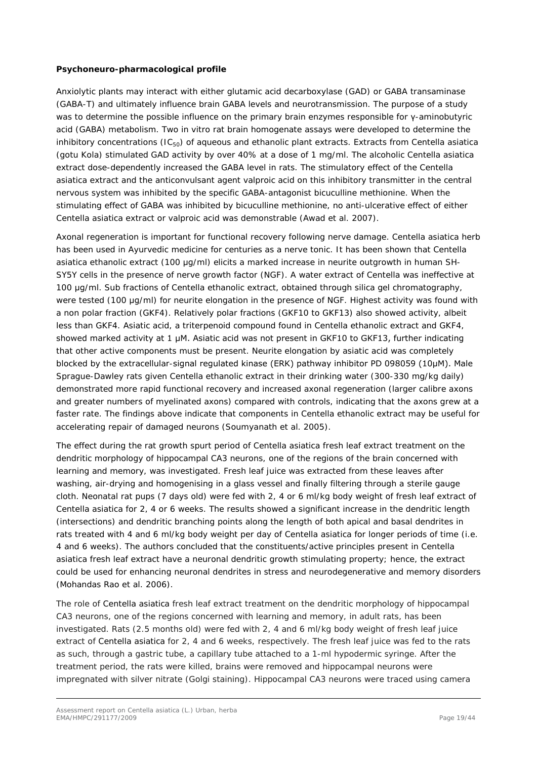**Psychoneuro-pharmacological profile**

Anxiolytic plants may interact with either glutamic acid decarboxylase (GAD) or GABA transaminase (GABA-T) and ultimately influence brain GABA levels and neurotransmission. The purpose of a study was to determine the possible influence on the primary brain enzymes responsible for γ-aminobutyric acid (GABA) metabolism. Two in vitro rat brain homogenate assays were developed to determine the inhibitory concentrations ($IC_{50}$) of aqueous and ethanolic plant extracts. Extracts from *Centella asiatica* (gotu Kola) stimulated GAD activity by over 40% at a dose of 1 mg/ml. The alcoholic *Centella asiatica* extract dose-dependently increased the GABA level in rats. The stimulatory effect of the *Centella asiatica* extract and the anticonvulsant agent valproic acid on this inhibitory transmitter in the central nervous system was inhibited by the specific GABA-antagonist bicuculline methionine. When the stimulating effect of GABA was inhibited by bicuculline methionine, no anti-ulcerative effect of either *Centella asiatica* extract or valproic acid was demonstrable (Awad et al. 2007).

Axonal regeneration is important for functional recovery following nerve damage. *Centella asiatica* herb has been used in Ayurvedic medicine for centuries as a nerve tonic. It has been shown that *Centella asiatica* ethanolic extract (100 µg/ml) elicits a marked increase in neurite outgrowth in human SH-SY5Y cells in the presence of nerve growth factor (NGF). A water extract of Centella was ineffective at 100 µg/ml. Sub fractions of Centella ethanolic extract, obtained through silica gel chromatography, were tested (100 µg/ml) for neurite elongation in the presence of NGF. Highest activity was found with a non polar fraction (GKF4). Relatively polar fractions (GKF10 to GKF13) also showed activity, albeit less than GKF4. Asiatic acid, a triterpenoid compound found in Centella ethanolic extract and GKF4, showed marked activity at 1 µM. Asiatic acid was not present in GKF10 to GKF13, further indicating that other active components must be present. Neurite elongation by asiatic acid was completely blocked by the extracellular-signal regulated kinase (ERK) pathway inhibitor PD 098059 (10µM). Male Sprague-Dawley rats given Centella ethanolic extract in their drinking water (300-330 mg/kg daily) demonstrated more rapid functional recovery and increased axonal regeneration (larger calibre axons and greater numbers of myelinated axons) compared with controls, indicating that the axons grew at a faster rate. The findings above indicate that components in Centella ethanolic extract may be useful for accelerating repair of damaged neurons (Soumyanath et al. 2005).

The effect during the rat growth spurt period of *Centella asiatica* fresh leaf extract treatment on the dendritic morphology of hippocampal CA3 neurons, one of the regions of the brain concerned with learning and memory, was investigated. Fresh leaf juice was extracted from these leaves after washing, air-drying and homogenising in a glass vessel and finally filtering through a sterile gauge cloth. Neonatal rat pups (7 days old) were fed with 2, 4 or 6 ml/kg body weight of fresh leaf extract of *Centella asiatica* for 2, 4 or 6 weeks. The results showed a significant increase in the dendritic length (intersections) and dendritic branching points along the length of both apical and basal dendrites in rats treated with 4 and 6 ml/kg body weight per day of *Centella asiatica* for longer periods of time (i.e. 4 and 6 weeks). The authors concluded that the constituents/active principles present in *Centella asiatica* fresh leaf extract have a neuronal dendritic growth stimulating property; hence, the extract could be used for enhancing neuronal dendrites in stress and neurodegenerative and memory disorders (Mohandas Rao et al. 2006).

The role of Centella asiatica fresh leaf extract treatment on the dendritic morphology of hippocampal CA3 neurons, one of the regions concerned with learning and memory, in adult rats, has been investigated. Rats (2.5 months old) were fed with 2, 4 and 6 ml/kg body weight of fresh leaf juice extract of Centella asiatica for 2, 4 and 6 weeks, respectively. The fresh leaf juice was fed to the rats as such, through a gastric tube, a capillary tube attached to a 1-ml hypodermic syringe. After the treatment period, the rats were killed, brains were removed and hippocampal neurons were impregnated with silver nitrate (Golgi staining). Hippocampal CA3 neurons were traced using camera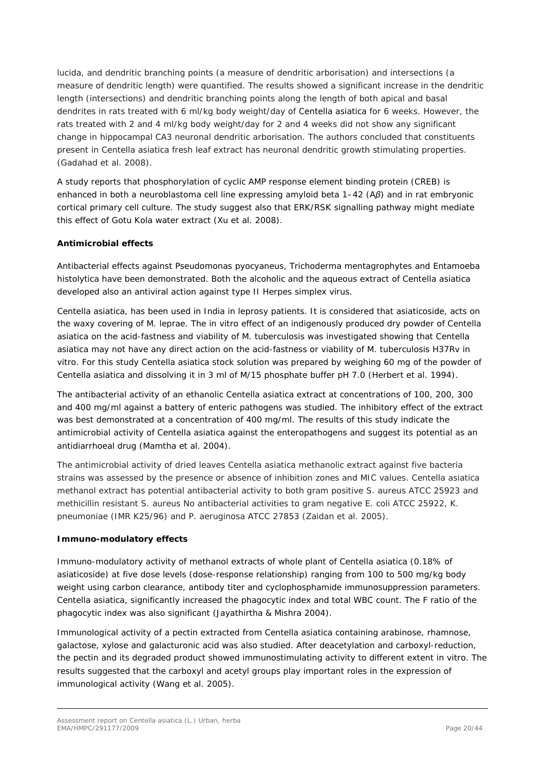lucida, and dendritic branching points (a measure of dendritic arborisation) and intersections (a measure of dendritic length) were quantified. The results showed a significant increase in the dendritic length (intersections) and dendritic branching points along the length of both apical and basal dendrites in rats treated with 6 ml/kg body weight/day of *Centella asiatica* for 6 weeks. However, the rats treated with 2 and 4 ml/kg body weight/day for 2 and 4 weeks did not show any significant change in hippocampal CA3 neuronal dendritic arborisation. The authors concluded that constituents present in *Centella asiatica* fresh leaf extract has neuronal dendritic growth stimulating properties. (Gadahad et al. 2008).

A study reports that phosphorylation of cyclic AMP response element binding protein (CREB) is enhanced in both a neuroblastoma cell line expressing amyloid beta 1–42 (A*β*) and in rat embryonic cortical primary cell culture. The study suggest also that ERK/RSK signalling pathway might mediate this effect of Gotu Kola water extract (Xu et al. 2008).

**Antimicrobial effects**

Antibacterial effects against *Pseudomonas pyocyaneus*, *Trichoderma mentagrophytes* and *Entamoeba histolytica* have been demonstrated. Both the alcoholic and the aqueous extract of *Centella asiatica* developed also an antiviral action against type II Herpes simplex virus.

*Centella asiatica*, has been used in India in leprosy patients. It is considered that asiaticoside, acts on the waxy covering of *M. leprae*. The *in vitro* effect of an indigenously produced dry powder of *Centella asiatica* on the acid-fastness and viability of *M. tuberculosis* was investigated showing that *Centella asiatica* may not have any direct action on the acid-fastness or viability of *M. tuberculosis* H37Rv *in vitro*. For this study *Centella asiatica* stock solution was prepared by weighing 60 mg of the powder of *Centella asiatica* and dissolving it in 3 ml of M/15 phosphate buffer pH 7.0 (Herbert et al. 1994).

The antibacterial activity of an ethanolic *Centella asiatica* extract at concentrations of 100, 200, 300 and 400 mg/ml against a battery of enteric pathogens was studied. The inhibitory effect of the extract was best demonstrated at a concentration of 400 mg/ml. The results of this study indicate the antimicrobial activity of *Centella asiatica* against the enteropathogens and suggest its potential as an antidiarrhoeal drug (Mamtha et al. 2004).

The antimicrobial activity of dried leaves *Centella asiatica* methanolic extract against five bacteria strains was assessed by the presence or absence of inhibition zones and MIC values. *Centella asiatica* methanol extract has potential antibacterial activity to both gram positive *S. aureus* ATCC 25923 and methicillin resistant *S. aureus* No antibacterial activities to gram negative *E. coli* ATCC 25922, *K. pneumoniae* (IMR K25/96) and *P. aeruginosa* ATCC 27853 (Zaidan et al. 2005).

**Immuno-modulatory effects**

Immuno-modulatory activity of methanol extracts of whole plant of *Centella asiatica* (0.18% of asiaticoside) at five dose levels (dose-response relationship) ranging from 100 to 500 mg/kg body weight using carbon clearance, antibody titer and cyclophosphamide immunosuppression parameters. *Centella asiatica*, significantly increased the phagocytic index and total WBC count. The F ratio of the phagocytic index was also significant (Jayathirtha & Mishra 2004).

Immunological activity of a pectin extracted from *Centella asiatica* containing arabinose, rhamnose, galactose, xylose and galacturonic acid was also studied. After deacetylation and carboxyl-reduction, the pectin and its degraded product showed immunostimulating activity to different extent *in vitro*. The results suggested that the carboxyl and acetyl groups play important roles in the expression of immunological activity (Wang et al. 2005).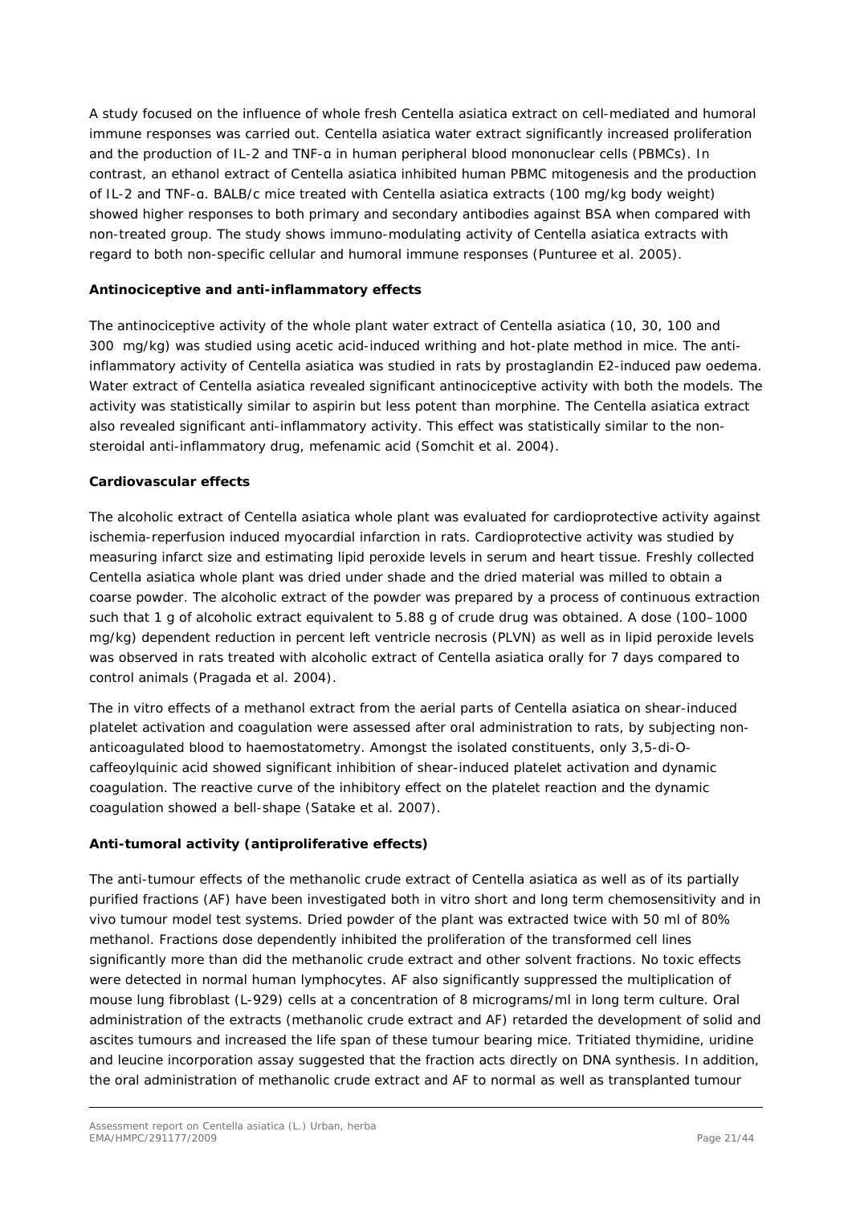A study focused on the influence of whole fresh Centella asiatica extract on cell-mediated and humoral immune responses was carried out. Centella asiatica water extract significantly increased proliferation and the production of IL-2 and TNF-α in human peripheral blood mononuclear cells (PBMCs). In contrast, an ethanol extract of Centella asiatica inhibited human PBMC mitogenesis and the production of IL-2 and TNF-α. BALB/c mice treated with Centella asiatica extracts (100 mg/kg body weight) showed higher responses to both primary and secondary antibodies against BSA when compared with non-treated group. The study shows immuno-modulating activity of Centella asiatica extracts with regard to both non-specific cellular and humoral immune responses (Punturee et al. 2005).

**Antinociceptive and anti-inflammatory effects**

The antinociceptive activity of the whole plant water extract of Centella asiatica (10, 30, 100 and 300  mg/kg) was studied using acetic acid-induced writhing and hot-plate method in mice. The anti-inflammatory activity of Centella asiatica was studied in rats by prostaglandin E2-induced paw oedema. Water extract of Centella asiatica revealed significant antinociceptive activity with both the models. The activity was statistically similar to aspirin but less potent than morphine. The Centella asiatica extract also revealed significant anti-inflammatory activity. This effect was statistically similar to the non-steroidal anti-inflammatory drug, mefenamic acid (Somchit et al. 2004).

**Cardiovascular effects**

The alcoholic extract of Centella asiatica whole plant was evaluated for cardioprotective activity against ischemia-reperfusion induced myocardial infarction in rats. Cardioprotective activity was studied by measuring infarct size and estimating lipid peroxide levels in serum and heart tissue. Freshly collected Centella asiatica whole plant was dried under shade and the dried material was milled to obtain a coarse powder. The alcoholic extract of the powder was prepared by a process of continuous extraction such that 1 g of alcoholic extract equivalent to 5.88 g of crude drug was obtained. A dose (100–1000 mg/kg) dependent reduction in percent left ventricle necrosis (PLVN) as well as in lipid peroxide levels was observed in rats treated with alcoholic extract of Centella asiatica orally for 7 days compared to control animals (Pragada et al. 2004).

The in vitro effects of a methanol extract from the aerial parts of Centella asiatica on shear-induced platelet activation and coagulation were assessed after oral administration to rats, by subjecting non-anticoagulated blood to haemostatometry. Amongst the isolated constituents, only 3,5-di-O-caffeoylquinic acid showed significant inhibition of shear-induced platelet activation and dynamic coagulation. The reactive curve of the inhibitory effect on the platelet reaction and the dynamic coagulation showed a bell-shape (Satake et al. 2007).

**Anti-tumoral activity (antiproliferative effects)**

The anti-tumour effects of the methanolic crude extract of Centella asiatica as well as of its partially purified fractions (AF) have been investigated both in vitro short and long term chemosensitivity and in vivo tumour model test systems. Dried powder of the plant was extracted twice with 50 ml of 80% methanol. Fractions dose dependently inhibited the proliferation of the transformed cell lines significantly more than did the methanolic crude extract and other solvent fractions. No toxic effects were detected in normal human lymphocytes. AF also significantly suppressed the multiplication of mouse lung fibroblast (L-929) cells at a concentration of 8 micrograms/ml in long term culture. Oral administration of the extracts (methanolic crude extract and AF) retarded the development of solid and ascites tumours and increased the life span of these tumour bearing mice. Tritiated thymidine, uridine and leucine incorporation assay suggested that the fraction acts directly on DNA synthesis. In addition, the oral administration of methanolic crude extract and AF to normal as well as transplanted tumour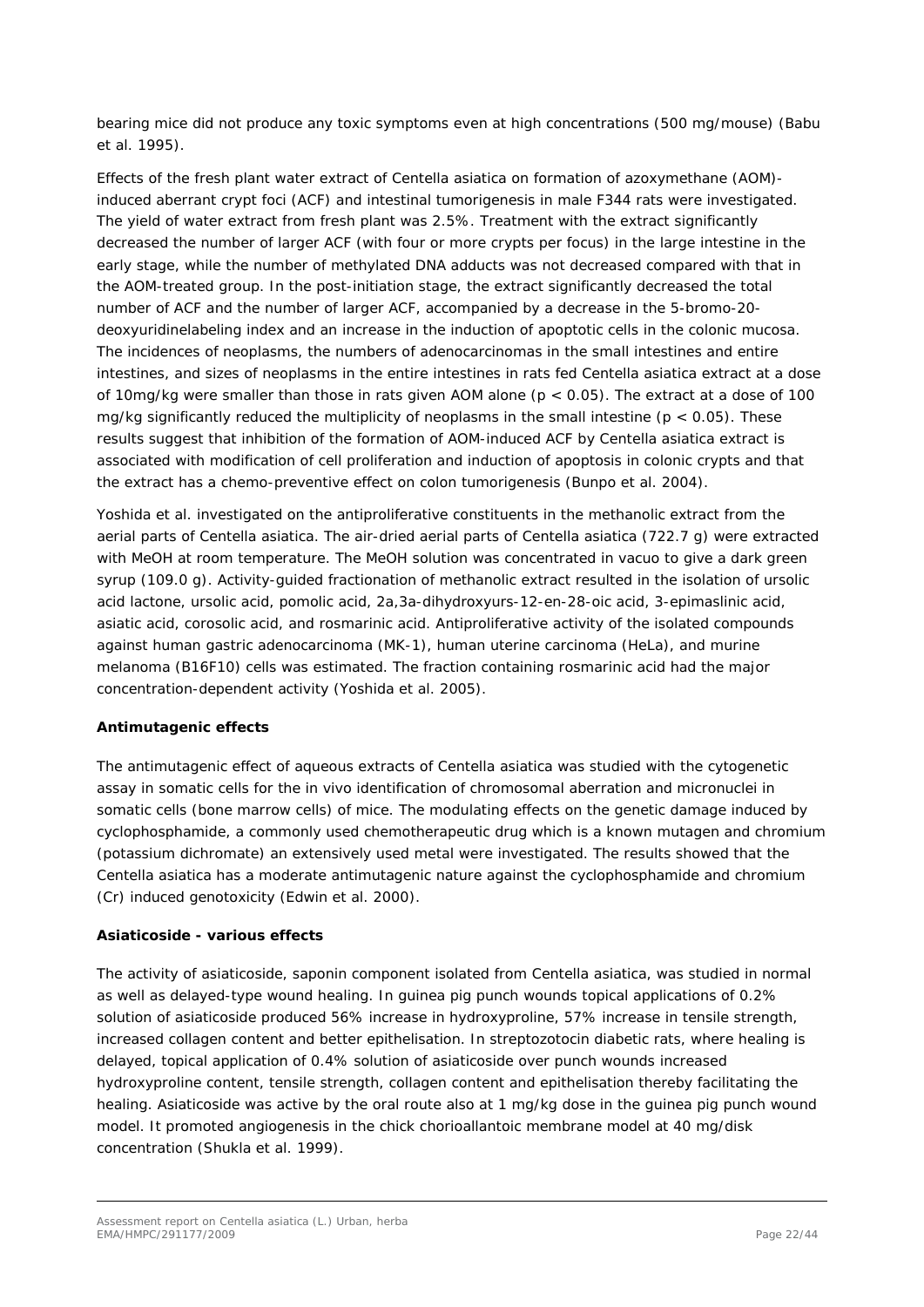bearing mice did not produce any toxic symptoms even at high concentrations (500 mg/mouse) (Babu et al. 1995).

Effects of the fresh plant water extract of *Centella asiatica* on formation of azoxymethane (AOM)-induced aberrant crypt foci (ACF) and intestinal tumorigenesis in male F344 rats were investigated. The yield of water extract from fresh plant was 2.5%. Treatment with the extract significantly decreased the number of larger ACF (with four or more crypts per focus) in the large intestine in the early stage, while the number of methylated DNA adducts was not decreased compared with that in the AOM-treated group. In the post-initiation stage, the extract significantly decreased the total number of ACF and the number of larger ACF, accompanied by a decrease in the 5-bromo-20-deoxyuridinelabeling index and an increase in the induction of apoptotic cells in the colonic mucosa. The incidences of neoplasms, the numbers of adenocarcinomas in the small intestines and entire intestines, and sizes of neoplasms in the entire intestines in rats fed *Centella asiatica* extract at a dose of 10mg/kg were smaller than those in rats given AOM alone ($p < 0.05$). The extract at a dose of 100 mg/kg significantly reduced the multiplicity of neoplasms in the small intestine ($p < 0.05$). These results suggest that inhibition of the formation of AOM-induced ACF by *Centella asiatica* extract is associated with modification of cell proliferation and induction of apoptosis in colonic crypts and that the extract has a chemo-preventive effect on colon tumorigenesis (Bunpo et al. 2004).

Yoshida et al. investigated on the antiproliferative constituents in the methanolic extract from the aerial parts of *Centella asiatica*. The air-dried aerial parts of *Centella asiatica* (722.7 g) were extracted with MeOH at room temperature. The MeOH solution was concentrated in vacuo to give a dark green syrup (109.0 g). Activity-guided fractionation of methanolic extract resulted in the isolation of ursolic acid lactone, ursolic acid, pomolic acid, 2a,3a-dihydroxyurs-12-en-28-oic acid, 3-epimaslinic acid, asiatic acid, corosolic acid, and rosmarinic acid. Antiproliferative activity of the isolated compounds against human gastric adenocarcinoma (MK-1), human uterine carcinoma (HeLa), and murine melanoma (B16F10) cells was estimated. The fraction containing rosmarinic acid had the major concentration-dependent activity (Yoshida et al. 2005).

**Antimutagenic effects**

The antimutagenic effect of aqueous extracts of *Centella asiatica* was studied with the cytogenetic assay in somatic cells for the in vivo identification of chromosomal aberration and micronuclei in somatic cells (bone marrow cells) of mice. The modulating effects on the genetic damage induced by cyclophosphamide, a commonly used chemotherapeutic drug which is a known mutagen and chromium (potassium dichromate) an extensively used metal were investigated. The results showed that the *Centella asiatica* has a moderate antimutagenic nature against the cyclophosphamide and chromium (Cr) induced genotoxicity (Edwin et al. 2000).

**Asiaticoside - various effects**

The activity of asiaticoside, saponin component isolated from *Centella asiatica*, was studied in normal as well as delayed-type wound healing. In guinea pig punch wounds topical applications of 0.2% solution of asiaticoside produced 56% increase in hydroxyproline, 57% increase in tensile strength, increased collagen content and better epithelisation. In streptozotocin diabetic rats, where healing is delayed, topical application of 0.4% solution of asiaticoside over punch wounds increased hydroxyproline content, tensile strength, collagen content and epithelisation thereby facilitating the healing. Asiaticoside was active by the oral route also at 1 mg/kg dose in the guinea pig punch wound model. It promoted angiogenesis in the chick chorioallantoic membrane model at 40 mg/disk concentration (Shukla et al. 1999).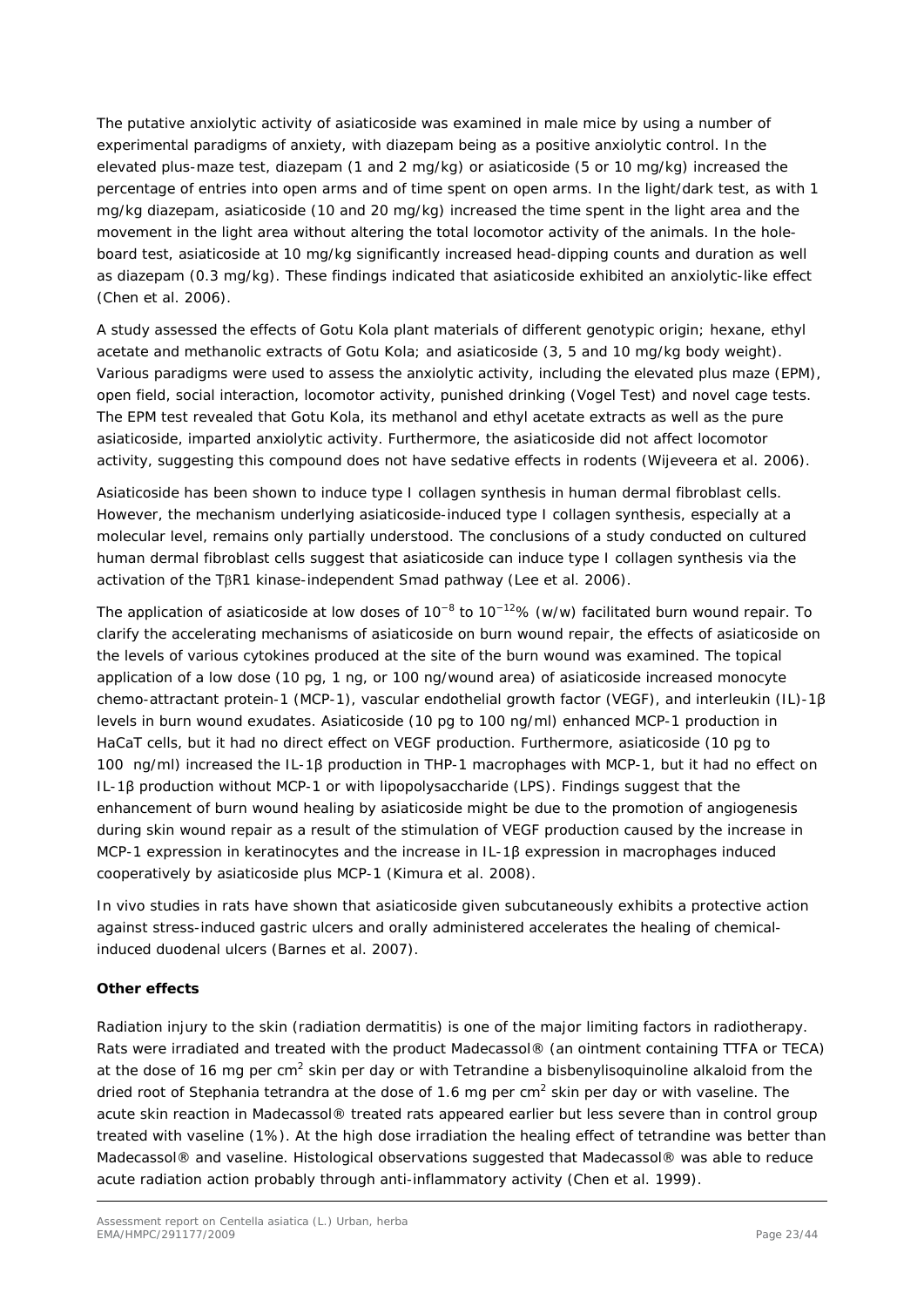The putative anxiolytic activity of asiaticoside was examined in male mice by using a number of experimental paradigms of anxiety, with diazepam being as a positive anxiolytic control. In the elevated plus-maze test, diazepam (1 and 2 mg/kg) or asiaticoside (5 or 10 mg/kg) increased the percentage of entries into open arms and of time spent on open arms. In the light/dark test, as with 1 mg/kg diazepam, asiaticoside (10 and 20 mg/kg) increased the time spent in the light area and the movement in the light area without altering the total locomotor activity of the animals. In the hole-board test, asiaticoside at 10 mg/kg significantly increased head-dipping counts and duration as well as diazepam (0.3 mg/kg). These findings indicated that asiaticoside exhibited an anxiolytic-like effect (Chen et al. 2006).

A study assessed the effects of Gotu Kola plant materials of different genotypic origin; hexane, ethyl acetate and methanolic extracts of Gotu Kola; and asiaticoside (3, 5 and 10 mg/kg body weight). Various paradigms were used to assess the anxiolytic activity, including the elevated plus maze (EPM), open field, social interaction, locomotor activity, punished drinking (Vogel Test) and novel cage tests. The EPM test revealed that Gotu Kola, its methanol and ethyl acetate extracts as well as the pure asiaticoside, imparted anxiolytic activity. Furthermore, the asiaticoside did not affect locomotor activity, suggesting this compound does not have sedative effects in rodents (Wijeveera et al. 2006).

Asiaticoside has been shown to induce type I collagen synthesis in human dermal fibroblast cells. However, the mechanism underlying asiaticoside-induced type I collagen synthesis, especially at a molecular level, remains only partially understood. The conclusions of a study conducted on cultured human dermal fibroblast cells suggest that asiaticoside can induce type I collagen synthesis via the activation of the TβR1 kinase-independent Smad pathway (Lee et al. 2006).

The application of asiaticoside at low doses of $10^{-8}$ to $10^{-12}$% (w/w) facilitated burn wound repair. To clarify the accelerating mechanisms of asiaticoside on burn wound repair, the effects of asiaticoside on the levels of various cytokines produced at the site of the burn wound was examined. The topical application of a low dose (10 pg, 1 ng, or 100 ng/wound area) of asiaticoside increased monocyte chemo-attractant protein-1 (MCP-1), vascular endothelial growth factor (VEGF), and interleukin (IL)-1β levels in burn wound exudates. Asiaticoside (10 pg to 100 ng/ml) enhanced MCP-1 production in HaCaT cells, but it had no direct effect on VEGF production. Furthermore, asiaticoside (10 pg to 100 ng/ml) increased the IL-1β production in THP-1 macrophages with MCP-1, but it had no effect on IL-1β production without MCP-1 or with lipopolysaccharide (LPS). Findings suggest that the enhancement of burn wound healing by asiaticoside might be due to the promotion of angiogenesis during skin wound repair as a result of the stimulation of VEGF production caused by the increase in MCP-1 expression in keratinocytes and the increase in IL-1β expression in macrophages induced cooperatively by asiaticoside plus MCP-1 (Kimura et al. 2008).

In vivo studies in rats have shown that asiaticoside given subcutaneously exhibits a protective action against stress-induced gastric ulcers and orally administered accelerates the healing of chemical-induced duodenal ulcers (Barnes et al. 2007).

**Other effects**

Radiation injury to the skin (radiation dermatitis) is one of the major limiting factors in radiotherapy. Rats were irradiated and treated with the product Madecassol® (an ointment containing TTFA or TECA) at the dose of 16 mg per $cm^2$ skin per day or with Tetrandine a bisbenylisoquinoline alkaloid from the dried root of *Stephania tetrandra* at the dose of 1.6 mg per $cm^2$ skin per day or with vaseline. The acute skin reaction in Madecassol® treated rats appeared earlier but less severe than in control group treated with vaseline (1%). At the high dose irradiation the healing effect of tetrandine was better than Madecassol® and vaseline. Histological observations suggested that Madecassol® was able to reduce acute radiation action probably through anti-inflammatory activity (Chen et al. 1999).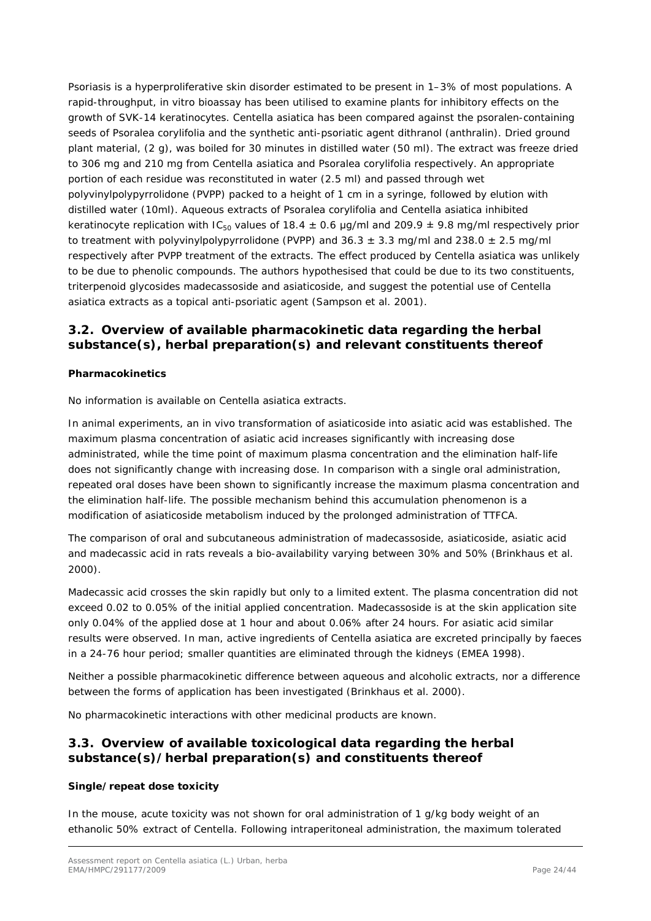Psoriasis is a hyperproliferative skin disorder estimated to be present in 1–3% of most populations. A rapid-throughput, in vitro bioassay has been utilised to examine plants for inhibitory effects on the growth of SVK-14 keratinocytes. *Centella asiatica* has been compared against the psoralen-containing seeds of *Psoralea corylifolia* and the synthetic anti-psoriatic agent dithranol (anthralin). Dried ground plant material, (2 g), was boiled for 30 minutes in distilled water (50 ml). The extract was freeze dried to 306 mg and 210 mg from *Centella asiatica* and *Psoralea corylifolia* respectively. An appropriate portion of each residue was reconstituted in water (2.5 ml) and passed through wet polyvinylpolypyrrolidone (PVPP) packed to a height of 1 cm in a syringe, followed by elution with distilled water (10ml). Aqueous extracts of *Psoralea corylifolia* and *Centella asiatica* inhibited keratinocyte replication with $IC_{50}$ values of 18.4 ± 0.6 µg/ml and 209.9 ± 9.8 mg/ml respectively prior to treatment with polyvinylpolypyrrolidone (PVPP) and 36.3 ± 3.3 mg/ml and 238.0 ± 2.5 mg/ml respectively after PVPP treatment of the extracts. The effect produced by *Centella asiatica* was unlikely to be due to phenolic compounds. The authors hypothesised that could be due to its two constituents, triterpenoid glycosides madecassoside and asiaticoside, and suggest the potential use of *Centella asiatica* extracts as a topical anti-psoriatic agent (Sampson et al. 2001).

## 3.2. Overview of available pharmacokinetic data regarding the herbal substance(s), herbal preparation(s) and relevant constituents thereof

**Pharmacokinetics**

No information is available on *Centella asiatica* extracts.

In animal experiments, an in vivo transformation of asiaticoside into asiatic acid was established. The maximum plasma concentration of asiatic acid increases significantly with increasing dose administrated, while the time point of maximum plasma concentration and the elimination half-life does not significantly change with increasing dose. In comparison with a single oral administration, repeated oral doses have been shown to significantly increase the maximum plasma concentration and the elimination half-life. The possible mechanism behind this accumulation phenomenon is a modification of asiaticoside metabolism induced by the prolonged administration of TTFCA.

The comparison of oral and subcutaneous administration of madecassoside, asiaticoside, asiatic acid and madecassic acid in rats reveals a bio-availability varying between 30% and 50% (Brinkhaus et al. 2000).

Madecassic acid crosses the skin rapidly but only to a limited extent. The plasma concentration did not exceed 0.02 to 0.05% of the initial applied concentration. Madecassoside is at the skin application site only 0.04% of the applied dose at 1 hour and about 0.06% after 24 hours. For asiatic acid similar results were observed. In man, active ingredients of *Centella asiatica* are excreted principally by faeces in a 24-76 hour period; smaller quantities are eliminated through the kidneys (EMEA 1998).

Neither a possible pharmacokinetic difference between aqueous and alcoholic extracts, nor a difference between the forms of application has been investigated (Brinkhaus et al. 2000).

No pharmacokinetic interactions with other medicinal products are known.

## 3.3. Overview of available toxicological data regarding the herbal substance(s)/herbal preparation(s) and constituents thereof

**Single/repeat dose toxicity**

In the mouse, acute toxicity was not shown for oral administration of 1 g/kg body weight of an ethanolic 50% extract of Centella. Following intraperitoneal administration, the maximum tolerated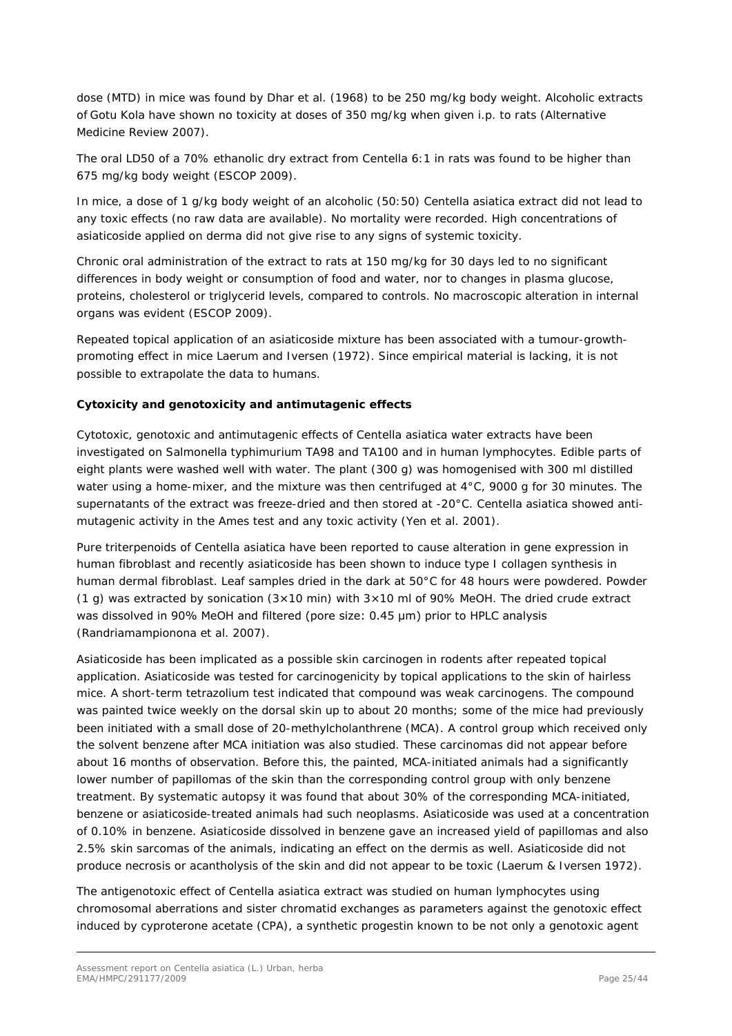dose (MTD) in mice was found by Dhar et al. (1968) to be 250 mg/kg body weight. Alcoholic extracts of Gotu Kola have shown no toxicity at doses of 350 mg/kg when given i.p. to rats (Alternative Medicine Review 2007).

The oral LD50 of a 70% ethanolic dry extract from Centella 6:1 in rats was found to be higher than 675 mg/kg body weight (ESCOP 2009).

In mice, a dose of 1 g/kg body weight of an alcoholic (50:50) Centella asiatica extract did not lead to any toxic effects (no raw data are available). No mortality were recorded. High concentrations of asiaticoside applied on derma did not give rise to any signs of systemic toxicity.

Chronic oral administration of the extract to rats at 150 mg/kg for 30 days led to no significant differences in body weight or consumption of food and water, nor to changes in plasma glucose, proteins, cholesterol or triglycerid levels, compared to controls. No macroscopic alteration in internal organs was evident (ESCOP 2009).

Repeated topical application of an asiaticoside mixture has been associated with a tumour-growth-promoting effect in mice Laerum and Iversen (1972). Since empirical material is lacking, it is not possible to extrapolate the data to humans.

**Cytoxicity and genotoxicity and antimutagenic effects**

Cytotoxic, genotoxic and antimutagenic effects of Centella asiatica water extracts have been investigated on Salmonella typhimurium TA98 and TA100 and in human lymphocytes. Edible parts of eight plants were washed well with water. The plant (300 g) was homogenised with 300 ml distilled water using a home-mixer, and the mixture was then centrifuged at 4°C, 9000 g for 30 minutes. The supernatants of the extract was freeze-dried and then stored at -20°C. Centella asiatica showed anti-mutagenic activity in the Ames test and any toxic activity (Yen et al. 2001).

Pure triterpenoids of Centella asiatica have been reported to cause alteration in gene expression in human fibroblast and recently asiaticoside has been shown to induce type I collagen synthesis in human dermal fibroblast. Leaf samples dried in the dark at 50°C for 48 hours were powdered. Powder (1 g) was extracted by sonication (3×10 min) with 3×10 ml of 90% MeOH. The dried crude extract was dissolved in 90% MeOH and filtered (pore size: 0.45 µm) prior to HPLC analysis (Randriamampionona et al. 2007).

Asiaticoside has been implicated as a possible skin carcinogen in rodents after repeated topical application. Asiaticoside was tested for carcinogenicity by topical applications to the skin of hairless mice. A short-term tetrazolium test indicated that compound was weak carcinogens. The compound was painted twice weekly on the dorsal skin up to about 20 months; some of the mice had previously been initiated with a small dose of 20-methylcholanthrene (MCA). A control group which received only the solvent benzene after MCA initiation was also studied. These carcinomas did not appear before about 16 months of observation. Before this, the painted, MCA-initiated animals had a significantly lower number of papillomas of the skin than the corresponding control group with only benzene treatment. By systematic autopsy it was found that about 30% of the corresponding MCA-initiated, benzene or asiaticoside-treated animals had such neoplasms. Asiaticoside was used at a concentration of 0.10% in benzene. Asiaticoside dissolved in benzene gave an increased yield of papillomas and also 2.5% skin sarcomas of the animals, indicating an effect on the dermis as well. Asiaticoside did not produce necrosis or acantholysis of the skin and did not appear to be toxic (Laerum & Iversen 1972).

The antigenotoxic effect of Centella asiatica extract was studied on human lymphocytes using chromosomal aberrations and sister chromatid exchanges as parameters against the genotoxic effect induced by cyproterone acetate (CPA), a synthetic progestin known to be not only a genotoxic agent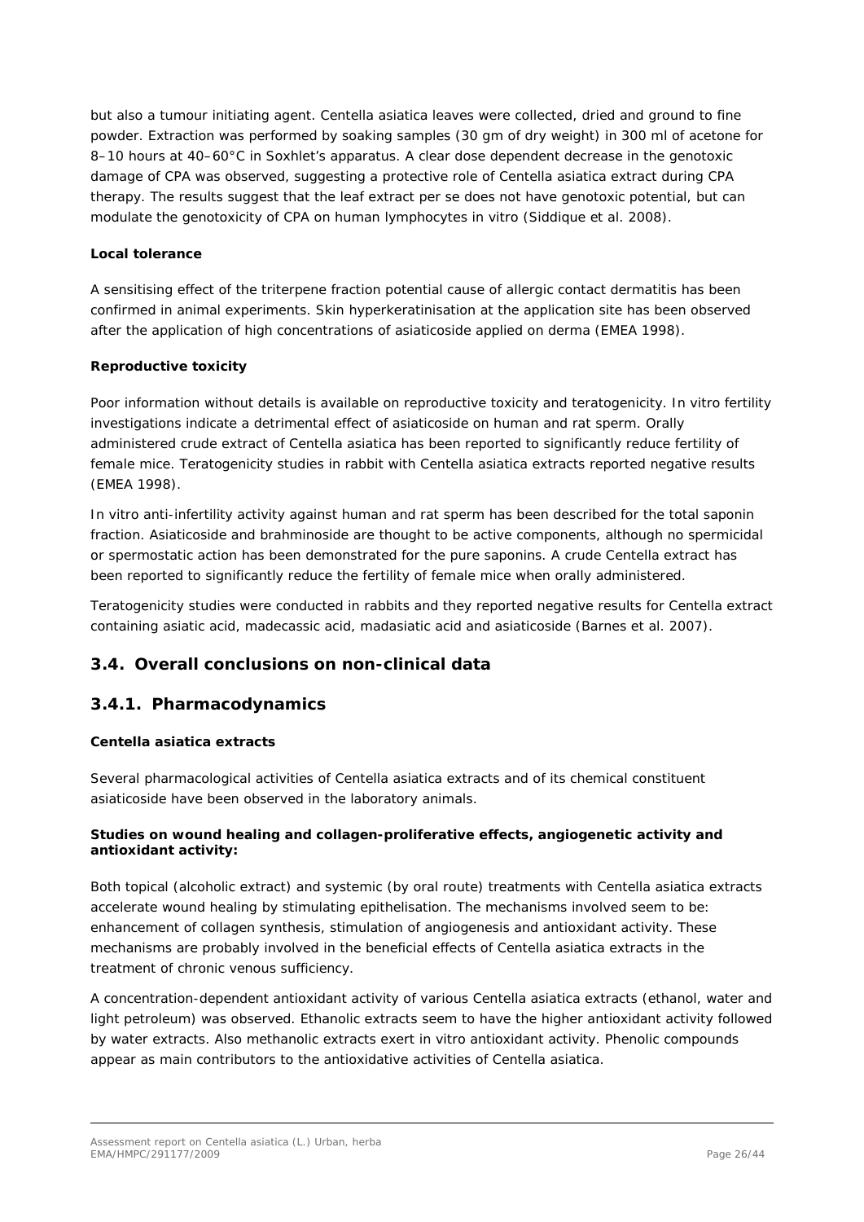but also a tumour initiating agent. Centella asiatica leaves were collected, dried and ground to fine powder. Extraction was performed by soaking samples (30 gm of dry weight) in 300 ml of acetone for 8–10 hours at 40–60°C in Soxhlet's apparatus. A clear dose dependent decrease in the genotoxic damage of CPA was observed, suggesting a protective role of Centella asiatica extract during CPA therapy. The results suggest that the leaf extract per se does not have genotoxic potential, but can modulate the genotoxicity of CPA on human lymphocytes in vitro (Siddique et al. 2008).

**Local tolerance**

A sensitising effect of the triterpene fraction potential cause of allergic contact dermatitis has been confirmed in animal experiments. Skin hyperkeratinisation at the application site has been observed after the application of high concentrations of asiaticoside applied on derma (EMEA 1998).

**Reproductive toxicity**

Poor information without details is available on reproductive toxicity and teratogenicity. In vitro fertility investigations indicate a detrimental effect of asiaticoside on human and rat sperm. Orally administered crude extract of Centella asiatica has been reported to significantly reduce fertility of female mice. Teratogenicity studies in rabbit with Centella asiatica extracts reported negative results (EMEA 1998).

In vitro anti-infertility activity against human and rat sperm has been described for the total saponin fraction. Asiaticoside and brahminoside are thought to be active components, although no spermicidal or spermostatic action has been demonstrated for the pure saponins. A crude Centella extract has been reported to significantly reduce the fertility of female mice when orally administered.

Teratogenicity studies were conducted in rabbits and they reported negative results for Centella extract containing asiatic acid, madecassic acid, madasiatic acid and asiaticoside (Barnes et al. 2007).

## 3.4. Overall conclusions on non-clinical data

### 3.4.1. Pharmacodynamics

**Centella asiatica extracts**

Several pharmacological activities of Centella asiatica extracts and of its chemical constituent asiaticoside have been observed in the laboratory animals.

**Studies on wound healing and collagen-proliferative effects, angiogenetic activity and antioxidant activity:**

Both topical (alcoholic extract) and systemic (by oral route) treatments with Centella asiatica extracts accelerate wound healing by stimulating epithelisation. The mechanisms involved seem to be: enhancement of collagen synthesis, stimulation of angiogenesis and antioxidant activity. These mechanisms are probably involved in the beneficial effects of Centella asiatica extracts in the treatment of chronic venous sufficiency.

A concentration-dependent antioxidant activity of various Centella asiatica extracts (ethanol, water and light petroleum) was observed. Ethanolic extracts seem to have the higher antioxidant activity followed by water extracts. Also methanolic extracts exert in vitro antioxidant activity. Phenolic compounds appear as main contributors to the antioxidative activities of Centella asiatica.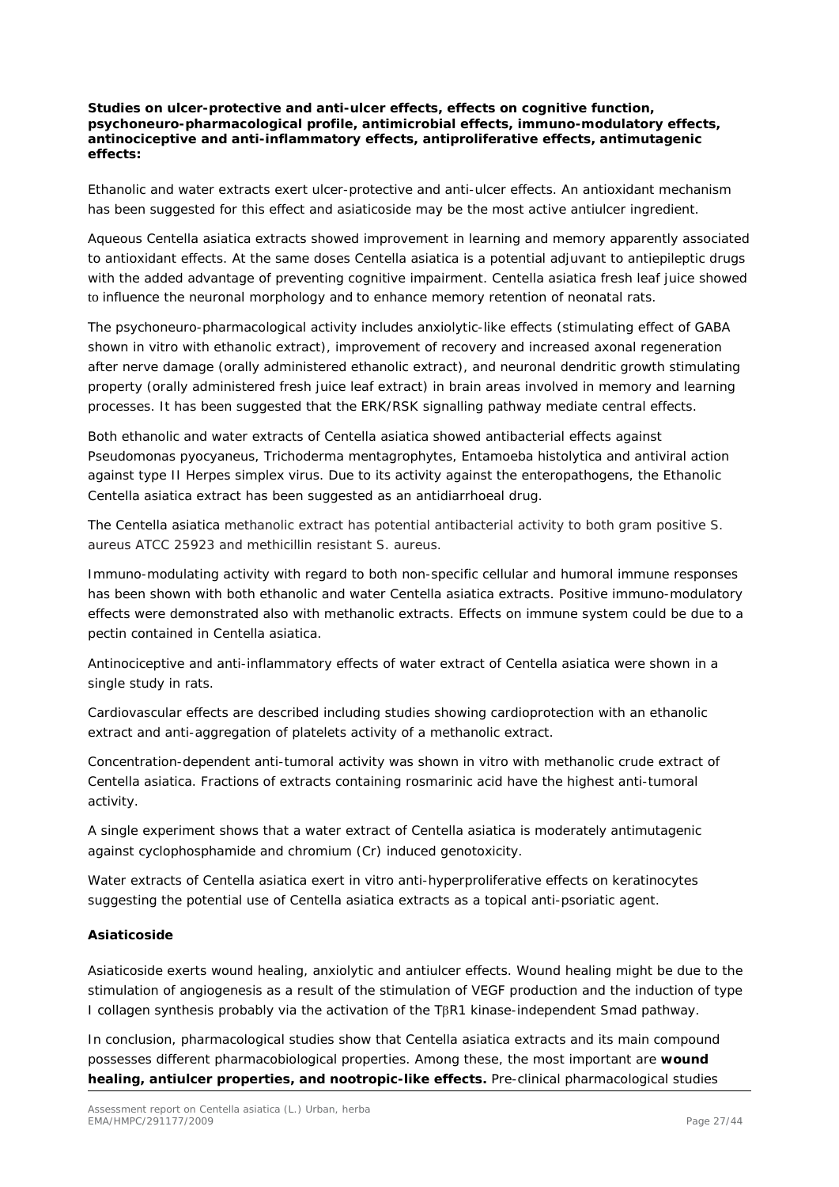**Studies on ulcer-protective and anti-ulcer effects, effects on cognitive function, psychoneuro-pharmacological profile, antimicrobial effects, immuno-modulatory effects, antinociceptive and anti-inflammatory effects, antiproliferative effects, antimutagenic effects:**

Ethanolic and water extracts exert ulcer-protective and anti-ulcer effects. An antioxidant mechanism has been suggested for this effect and asiaticoside may be the most active antiulcer ingredient.

Aqueous Centella asiatica extracts showed improvement in learning and memory apparently associated to antioxidant effects. At the same doses Centella asiatica is a potential adjuvant to antiepileptic drugs with the added advantage of preventing cognitive impairment. Centella asiatica fresh leaf juice showed to influence the neuronal morphology and to enhance memory retention of neonatal rats.

The psychoneuro-pharmacological activity includes anxiolytic-like effects (stimulating effect of GABA shown in vitro with ethanolic extract), improvement of recovery and increased axonal regeneration after nerve damage (orally administered ethanolic extract), and neuronal dendritic growth stimulating property (orally administered fresh juice leaf extract) in brain areas involved in memory and learning processes. It has been suggested that the ERK/RSK signalling pathway mediate central effects.

Both ethanolic and water extracts of Centella asiatica showed antibacterial effects against Pseudomonas pyocyaneus, Trichoderma mentagrophytes, Entamoeba histolytica and antiviral action against type II Herpes simplex virus. Due to its activity against the enteropathogens, the Ethanolic Centella asiatica extract has been suggested as an antidiarrhoeal drug.

The Centella asiatica methanolic extract has potential antibacterial activity to both gram positive S. aureus ATCC 25923 and methicillin resistant S. aureus.

Immuno-modulating activity with regard to both non-specific cellular and humoral immune responses has been shown with both ethanolic and water Centella asiatica extracts. Positive immuno-modulatory effects were demonstrated also with methanolic extracts. Effects on immune system could be due to a pectin contained in Centella asiatica.

Antinociceptive and anti-inflammatory effects of water extract of Centella asiatica were shown in a single study in rats.

Cardiovascular effects are described including studies showing cardioprotection with an ethanolic extract and anti-aggregation of platelets activity of a methanolic extract.

Concentration-dependent anti-tumoral activity was shown in vitro with methanolic crude extract of Centella asiatica. Fractions of extracts containing rosmarinic acid have the highest anti-tumoral activity.

A single experiment shows that a water extract of Centella asiatica is moderately antimutagenic against cyclophosphamide and chromium (Cr) induced genotoxicity.

Water extracts of Centella asiatica exert in vitro anti-hyperproliferative effects on keratinocytes suggesting the potential use of Centella asiatica extracts as a topical anti-psoriatic agent.

**Asiaticoside**

Asiaticoside exerts wound healing, anxiolytic and antiulcer effects. Wound healing might be due to the stimulation of angiogenesis as a result of the stimulation of VEGF production and the induction of type I collagen synthesis probably via the activation of the TβR1 kinase-independent Smad pathway.

In conclusion, pharmacological studies show that Centella asiatica extracts and its main compound possesses different pharmacobiological properties. Among these, the most important are **wound healing, antiulcer properties, and nootropic-like effects.** Pre-clinical pharmacological studies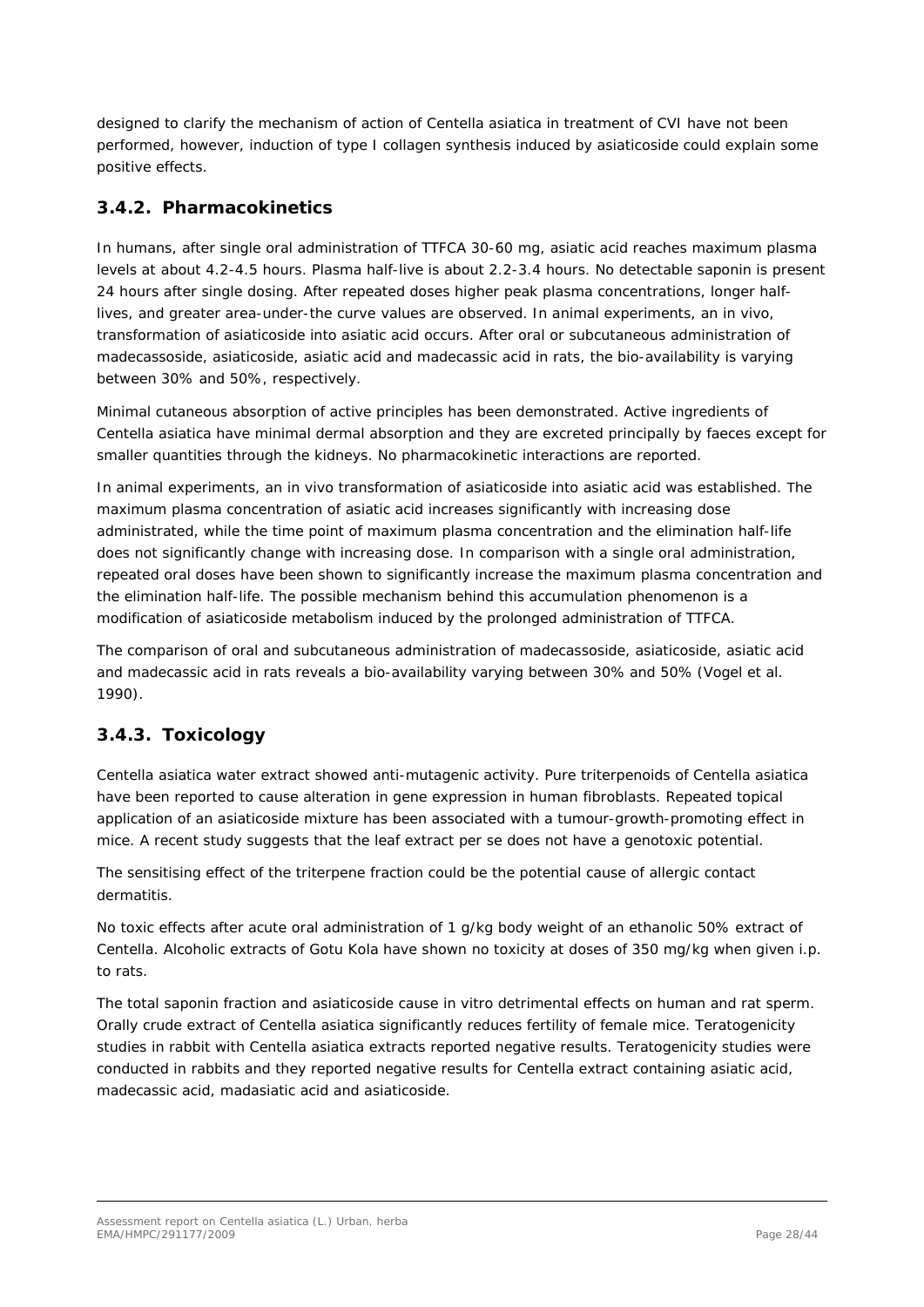designed to clarify the mechanism of action of Centella asiatica in treatment of CVI have not been performed, however, induction of type I collagen synthesis induced by asiaticoside could explain some positive effects.

### 3.4.2. Pharmacokinetics

In humans, after single oral administration of TTFCA 30-60 mg, asiatic acid reaches maximum plasma levels at about 4.2-4.5 hours. Plasma half-live is about 2.2-3.4 hours. No detectable saponin is present 24 hours after single dosing. After repeated doses higher peak plasma concentrations, longer half-lives, and greater area-under-the curve values are observed. In animal experiments, an in vivo, transformation of asiaticoside into asiatic acid occurs. After oral or subcutaneous administration of madecassoside, asiaticoside, asiatic acid and madecassic acid in rats, the bio-availability is varying between 30% and 50%, respectively.

Minimal cutaneous absorption of active principles has been demonstrated. Active ingredients of Centella asiatica have minimal dermal absorption and they are excreted principally by faeces except for smaller quantities through the kidneys. No pharmacokinetic interactions are reported.

In animal experiments, an in vivo transformation of asiaticoside into asiatic acid was established. The maximum plasma concentration of asiatic acid increases significantly with increasing dose administrated, while the time point of maximum plasma concentration and the elimination half-life does not significantly change with increasing dose. In comparison with a single oral administration, repeated oral doses have been shown to significantly increase the maximum plasma concentration and the elimination half-life. The possible mechanism behind this accumulation phenomenon is a modification of asiaticoside metabolism induced by the prolonged administration of TTFCA.

The comparison of oral and subcutaneous administration of madecassoside, asiaticoside, asiatic acid and madecassic acid in rats reveals a bio-availability varying between 30% and 50% (Vogel et al. 1990).

### 3.4.3. Toxicology

Centella asiatica water extract showed anti-mutagenic activity. Pure triterpenoids of Centella asiatica have been reported to cause alteration in gene expression in human fibroblasts. Repeated topical application of an asiaticoside mixture has been associated with a tumour-growth-promoting effect in mice. A recent study suggests that the leaf extract per se does not have a genotoxic potential.

The sensitising effect of the triterpene fraction could be the potential cause of allergic contact dermatitis.

No toxic effects after acute oral administration of 1 g/kg body weight of an ethanolic 50% extract of Centella. Alcoholic extracts of Gotu Kola have shown no toxicity at doses of 350 mg/kg when given i.p. to rats.

The total saponin fraction and asiaticoside cause in vitro detrimental effects on human and rat sperm. Orally crude extract of Centella asiatica significantly reduces fertility of female mice. Teratogenicity studies in rabbit with Centella asiatica extracts reported negative results. Teratogenicity studies were conducted in rabbits and they reported negative results for Centella extract containing asiatic acid, madecassic acid, madasiatic acid and asiaticoside.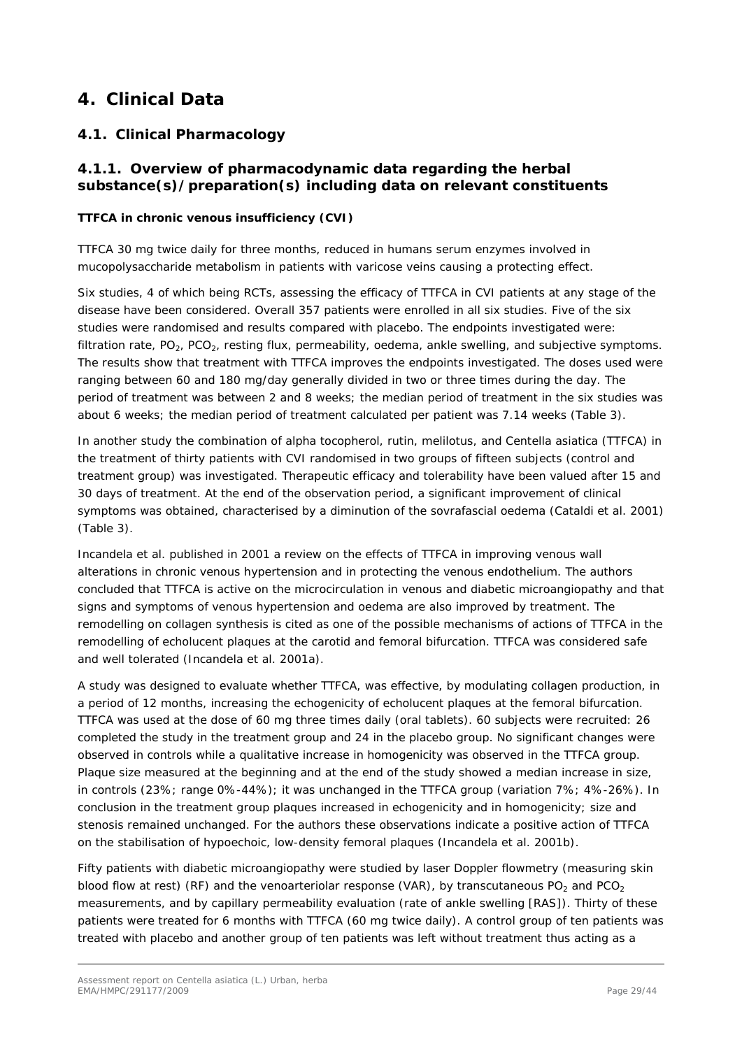# 4. Clinical Data

## 4.1. Clinical Pharmacology

### 4.1.1. Overview of pharmacodynamic data regarding the herbal substance(s)/preparation(s) including data on relevant constituents

**TTFCA in chronic venous insufficiency (CVI)**

TTFCA 30 mg twice daily for three months, reduced in humans serum enzymes involved in mucopolysaccharide metabolism in patients with varicose veins causing a protecting effect.

Six studies, 4 of which being RCTs, assessing the efficacy of TTFCA in CVI patients at any stage of the disease have been considered. Overall 357 patients were enrolled in all six studies. Five of the six studies were randomised and results compared with placebo. The endpoints investigated were: filtration rate, $PO_2$, $PCO_2$, resting flux, permeability, oedema, ankle swelling, and subjective symptoms. The results show that treatment with TTFCA improves the endpoints investigated. The doses used were ranging between 60 and 180 mg/day generally divided in two or three times during the day. The period of treatment was between 2 and 8 weeks; the median period of treatment in the six studies was about 6 weeks; the median period of treatment calculated per patient was 7.14 weeks (Table 3).

In another study the combination of alpha tocopherol, rutin, melilotus, and Centella asiatica (TTFCA) in the treatment of thirty patients with CVI randomised in two groups of fifteen subjects (control and treatment group) was investigated. Therapeutic efficacy and tolerability have been valued after 15 and 30 days of treatment. At the end of the observation period, a significant improvement of clinical symptoms was obtained, characterised by a diminution of the sovrafascial oedema (Cataldi et al. 2001) (Table 3).

Incandela et al. published in 2001 a review on the effects of TTFCA in improving venous wall alterations in chronic venous hypertension and in protecting the venous endothelium. The authors concluded that TTFCA is active on the microcirculation in venous and diabetic microangiopathy and that signs and symptoms of venous hypertension and oedema are also improved by treatment. The remodelling on collagen synthesis is cited as one of the possible mechanisms of actions of TTFCA in the remodelling of echolucent plaques at the carotid and femoral bifurcation. TTFCA was considered safe and well tolerated (Incandela et al. 2001a).

A study was designed to evaluate whether TTFCA, was effective, by modulating collagen production, in a period of 12 months, increasing the echogenicity of echolucent plaques at the femoral bifurcation. TTFCA was used at the dose of 60 mg three times daily (oral tablets). 60 subjects were recruited: 26 completed the study in the treatment group and 24 in the placebo group. No significant changes were observed in controls while a qualitative increase in homogenicity was observed in the TTFCA group. Plaque size measured at the beginning and at the end of the study showed a median increase in size, in controls (23%; range 0%-44%); it was unchanged in the TTFCA group (variation 7%; 4%-26%). In conclusion in the treatment group plaques increased in echogenicity and in homogenicity; size and stenosis remained unchanged. For the authors these observations indicate a positive action of TTFCA on the stabilisation of hypoechoic, low-density femoral plaques (Incandela et al. 2001b).

Fifty patients with diabetic microangiopathy were studied by laser Doppler flowmetry (measuring skin blood flow at rest) (RF) and the venoarteriolar response (VAR), by transcutaneous $PO_2$ and $PCO_2$ measurements, and by capillary permeability evaluation (rate of ankle swelling [RAS]). Thirty of these patients were treated for 6 months with TTFCA (60 mg twice daily). A control group of ten patients was treated with placebo and another group of ten patients was left without treatment thus acting as a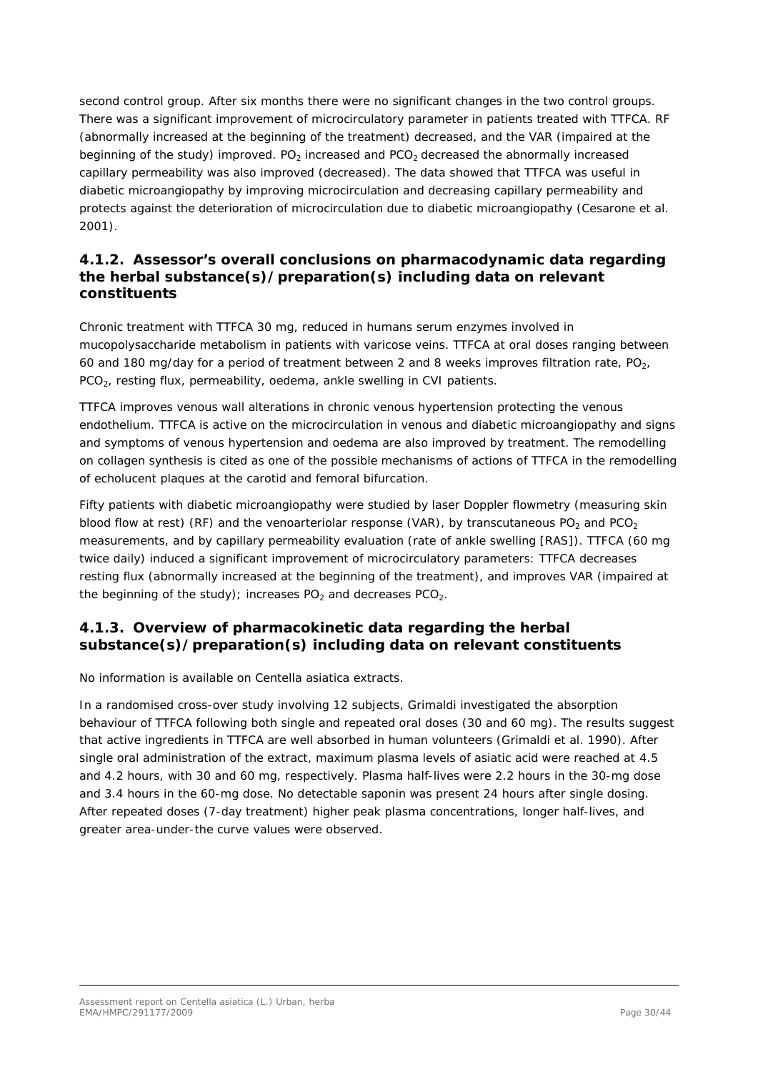second control group. After six months there were no significant changes in the two control groups. There was a significant improvement of microcirculatory parameter in patients treated with TTFCA. RF (abnormally increased at the beginning of the treatment) decreased, and the VAR (impaired at the beginning of the study) improved. $PO_2$ increased and $PCO_2$ decreased the abnormally increased capillary permeability was also improved (decreased). The data showed that TTFCA was useful in diabetic microangiopathy by improving microcirculation and decreasing capillary permeability and protects against the deterioration of microcirculation due to diabetic microangiopathy (Cesarone et al. 2001).

### 4.1.2. Assessor's overall conclusions on pharmacodynamic data regarding the herbal substance(s)/preparation(s) including data on relevant constituents

Chronic treatment with TTFCA 30 mg, reduced in humans serum enzymes involved in mucopolysaccharide metabolism in patients with varicose veins. TTFCA at oral doses ranging between 60 and 180 mg/day for a period of treatment between 2 and 8 weeks improves filtration rate, $PO_2$, $PCO_2$, resting flux, permeability, oedema, ankle swelling in CVI patients.

TTFCA improves venous wall alterations in chronic venous hypertension protecting the venous endothelium. TTFCA is active on the microcirculation in venous and diabetic microangiopathy and signs and symptoms of venous hypertension and oedema are also improved by treatment. The remodelling on collagen synthesis is cited as one of the possible mechanisms of actions of TTFCA in the remodelling of echolucent plaques at the carotid and femoral bifurcation.

Fifty patients with diabetic microangiopathy were studied by laser Doppler flowmetry (measuring skin blood flow at rest) (RF) and the venoarteriolar response (VAR), by transcutaneous $PO_2$ and $PCO_2$ measurements, and by capillary permeability evaluation (rate of ankle swelling [RAS]). TTFCA (60 mg twice daily) induced a significant improvement of microcirculatory parameters: TTFCA decreases resting flux (abnormally increased at the beginning of the treatment), and improves VAR (impaired at the beginning of the study); increases $PO_2$ and decreases $PCO_2$.

### 4.1.3. Overview of pharmacokinetic data regarding the herbal substance(s)/preparation(s) including data on relevant constituents

No information is available on Centella asiatica extracts.

In a randomised cross-over study involving 12 subjects, Grimaldi investigated the absorption behaviour of TTFCA following both single and repeated oral doses (30 and 60 mg). The results suggest that active ingredients in TTFCA are well absorbed in human volunteers (Grimaldi et al. 1990). After single oral administration of the extract, maximum plasma levels of asiatic acid were reached at 4.5 and 4.2 hours, with 30 and 60 mg, respectively. Plasma half-lives were 2.2 hours in the 30-mg dose and 3.4 hours in the 60-mg dose. No detectable saponin was present 24 hours after single dosing. After repeated doses (7-day treatment) higher peak plasma concentrations, longer half-lives, and greater area-under-the curve values were observed.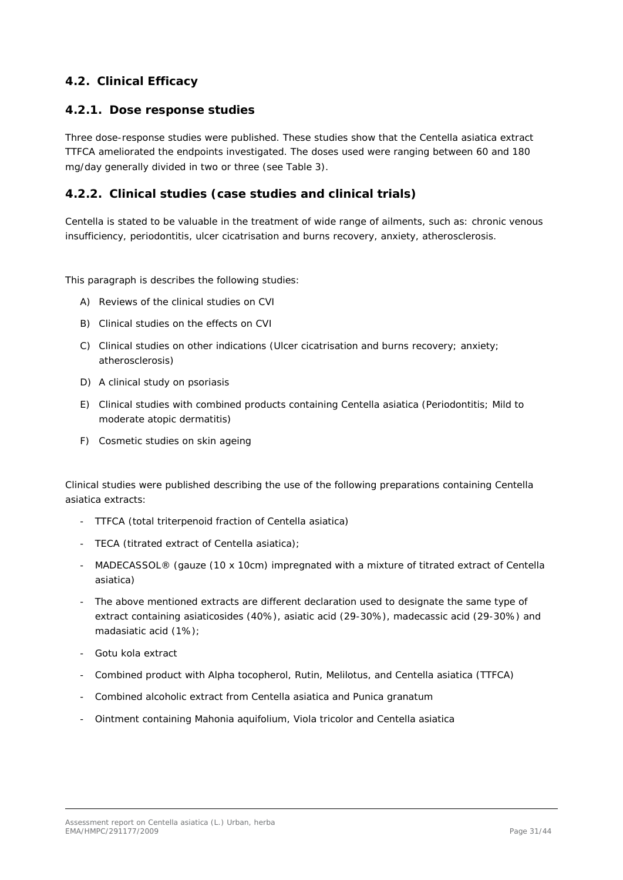## 4.2. Clinical Efficacy

### 4.2.1. Dose response studies

Three dose-response studies were published. These studies show that the Centella asiatica extract TTFCA ameliorated the endpoints investigated. The doses used were ranging between 60 and 180 mg/day generally divided in two or three (see Table 3).

### 4.2.2. Clinical studies (case studies and clinical trials)

Centella is stated to be valuable in the treatment of wide range of ailments, such as: chronic venous insufficiency, periodontitis, ulcer cicatrisation and burns recovery, anxiety, atherosclerosis.

This paragraph is describes the following studies:

A) Reviews of the clinical studies on CVI

B) Clinical studies on the effects on CVI

C) Clinical studies on other indications (Ulcer cicatrisation and burns recovery; anxiety; atherosclerosis)

D) A clinical study on psoriasis

E) Clinical studies with combined products containing Centella asiatica (Periodontitis; Mild to moderate atopic dermatitis)

F) Cosmetic studies on skin ageing

Clinical studies were published describing the use of the following preparations containing Centella asiatica extracts:

- TTFCA (total triterpenoid fraction of Centella asiatica)
- TECA (titrated extract of Centella asiatica);
- MADECASSOL® (gauze (10 x 10cm) impregnated with a mixture of titrated extract of Centella asiatica)
- The above mentioned extracts are different declaration used to designate the same type of extract containing asiaticosides (40%), asiatic acid (29-30%), madecassic acid (29-30%) and madasiatic acid (1%);
- Gotu kola extract
- Combined product with Alpha tocopherol, Rutin, Melilotus, and Centella asiatica (TTFCA)
- Combined alcoholic extract from Centella asiatica and Punica granatum
- Ointment containing Mahonia aquifolium, Viola tricolor and Centella asiatica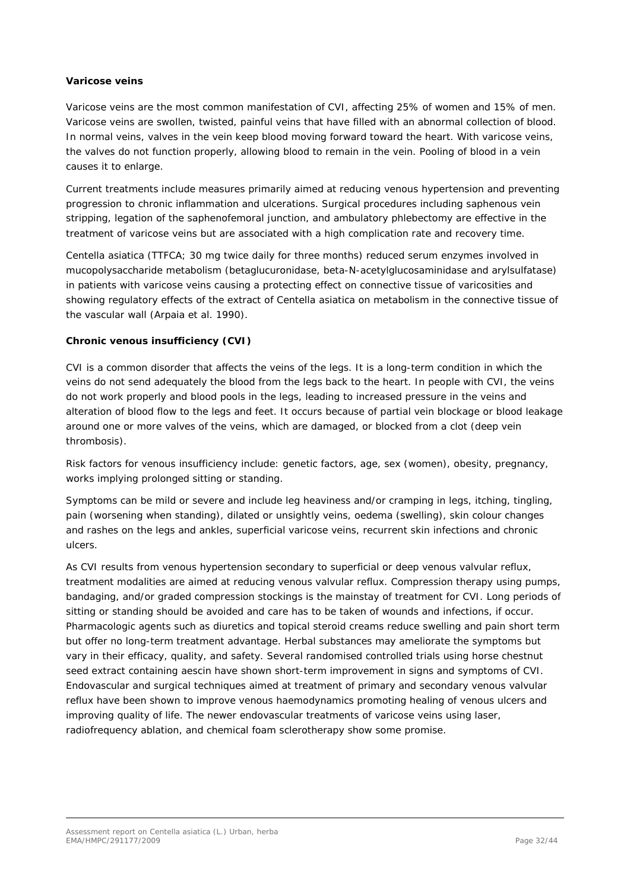**Varicose veins**

Varicose veins are the most common manifestation of CVI, affecting 25% of women and 15% of men. Varicose veins are swollen, twisted, painful veins that have filled with an abnormal collection of blood. In normal veins, valves in the vein keep blood moving forward toward the heart. With varicose veins, the valves do not function properly, allowing blood to remain in the vein. Pooling of blood in a vein causes it to enlarge.

Current treatments include measures primarily aimed at reducing venous hypertension and preventing progression to chronic inflammation and ulcerations. Surgical procedures including saphenous vein stripping, legation of the saphenofemoral junction, and ambulatory phlebectomy are effective in the treatment of varicose veins but are associated with a high complication rate and recovery time.

Centella asiatica (TTFCA; 30 mg twice daily for three months) reduced serum enzymes involved in mucopolysaccharide metabolism (betaglucuronidase, beta-N-acetylglucosaminidase and arylsulfatase) in patients with varicose veins causing a protecting effect on connective tissue of varicosities and showing regulatory effects of the extract of Centella asiatica on metabolism in the connective tissue of the vascular wall (Arpaia et al. 1990).

**Chronic venous insufficiency (CVI)**

CVI is a common disorder that affects the veins of the legs. It is a long-term condition in which the veins do not send adequately the blood from the legs back to the heart. In people with CVI, the veins do not work properly and blood pools in the legs, leading to increased pressure in the veins and alteration of blood flow to the legs and feet. It occurs because of partial vein blockage or blood leakage around one or more valves of the veins, which are damaged, or blocked from a clot (deep vein thrombosis).

Risk factors for venous insufficiency include: genetic factors, age, sex (women), obesity, pregnancy, works implying prolonged sitting or standing.

Symptoms can be mild or severe and include leg heaviness and/or cramping in legs, itching, tingling, pain (worsening when standing), dilated or unsightly veins, oedema (swelling), skin colour changes and rashes on the legs and ankles, superficial varicose veins, recurrent skin infections and chronic ulcers.

As CVI results from venous hypertension secondary to superficial or deep venous valvular reflux, treatment modalities are aimed at reducing venous valvular reflux. Compression therapy using pumps, bandaging, and/or graded compression stockings is the mainstay of treatment for CVI. Long periods of sitting or standing should be avoided and care has to be taken of wounds and infections, if occur. Pharmacologic agents such as diuretics and topical steroid creams reduce swelling and pain short term but offer no long-term treatment advantage. Herbal substances may ameliorate the symptoms but vary in their efficacy, quality, and safety. Several randomised controlled trials using horse chestnut seed extract containing aescin have shown short-term improvement in signs and symptoms of CVI. Endovascular and surgical techniques aimed at treatment of primary and secondary venous valvular reflux have been shown to improve venous haemodynamics promoting healing of venous ulcers and improving quality of life. The newer endovascular treatments of varicose veins using laser, radiofrequency ablation, and chemical foam sclerotherapy show some promise.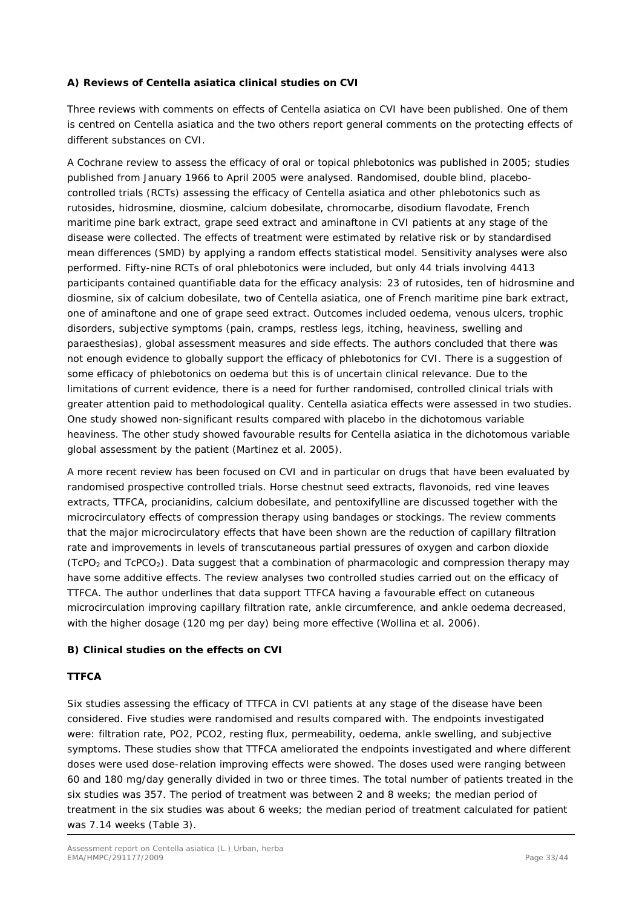**A) Reviews of Centella asiatica clinical studies on CVI**

Three reviews with comments on effects of Centella asiatica on CVI have been published. One of them is centred on Centella asiatica and the two others report general comments on the protecting effects of different substances on CVI.

A Cochrane review to assess the efficacy of oral or topical phlebotonics was published in 2005; studies published from January 1966 to April 2005 were analysed. Randomised, double blind, placebo-controlled trials (RCTs) assessing the efficacy of Centella asiatica and other phlebotonics such as rutosides, hidrosmine, diosmine, calcium dobesilate, chromocarbe, disodium flavodate, French maritime pine bark extract, grape seed extract and aminaftone in CVI patients at any stage of the disease were collected. The effects of treatment were estimated by relative risk or by standardised mean differences (SMD) by applying a random effects statistical model. Sensitivity analyses were also performed. Fifty-nine RCTs of oral phlebotonics were included, but only 44 trials involving 4413 participants contained quantifiable data for the efficacy analysis: 23 of rutosides, ten of hidrosmine and diosmine, six of calcium dobesilate, two of Centella asiatica, one of French maritime pine bark extract, one of aminaftone and one of grape seed extract. Outcomes included oedema, venous ulcers, trophic disorders, subjective symptoms (pain, cramps, restless legs, itching, heaviness, swelling and paraesthesias), global assessment measures and side effects. The authors concluded that there was not enough evidence to globally support the efficacy of phlebotonics for CVI. There is a suggestion of some efficacy of phlebotonics on oedema but this is of uncertain clinical relevance. Due to the limitations of current evidence, there is a need for further randomised, controlled clinical trials with greater attention paid to methodological quality. Centella asiatica effects were assessed in two studies. One study showed non-significant results compared with placebo in the dichotomous variable heaviness. The other study showed favourable results for Centella asiatica in the dichotomous variable global assessment by the patient (Martinez et al. 2005).

A more recent review has been focused on CVI and in particular on drugs that have been evaluated by randomised prospective controlled trials. Horse chestnut seed extracts, flavonoids, red vine leaves extracts, TTFCA, procianidins, calcium dobesilate, and pentoxifylline are discussed together with the microcirculatory effects of compression therapy using bandages or stockings. The review comments that the major microcirculatory effects that have been shown are the reduction of capillary filtration rate and improvements in levels of transcutaneous partial pressures of oxygen and carbon dioxide ($TcPO_2$ and $TcPCO_2$). Data suggest that a combination of pharmacologic and compression therapy may have some additive effects. The review analyses two controlled studies carried out on the efficacy of TTFCA. The author underlines that data support TTFCA having a favourable effect on cutaneous microcirculation improving capillary filtration rate, ankle circumference, and ankle oedema decreased, with the higher dosage (120 mg per day) being more effective (Wollina et al. 2006).

**B) Clinical studies on the effects on CVI**

**TTFCA**

Six studies assessing the efficacy of TTFCA in CVI patients at any stage of the disease have been considered. Five studies were randomised and results compared with. The endpoints investigated were: filtration rate, PO2, PCO2, resting flux, permeability, oedema, ankle swelling, and subjective symptoms. These studies show that TTFCA ameliorated the endpoints investigated and where different doses were used dose-relation improving effects were showed. The doses used were ranging between 60 and 180 mg/day generally divided in two or three times. The total number of patients treated in the six studies was 357. The period of treatment was between 2 and 8 weeks; the median period of treatment in the six studies was about 6 weeks; the median period of treatment calculated for patient was 7.14 weeks (Table 3).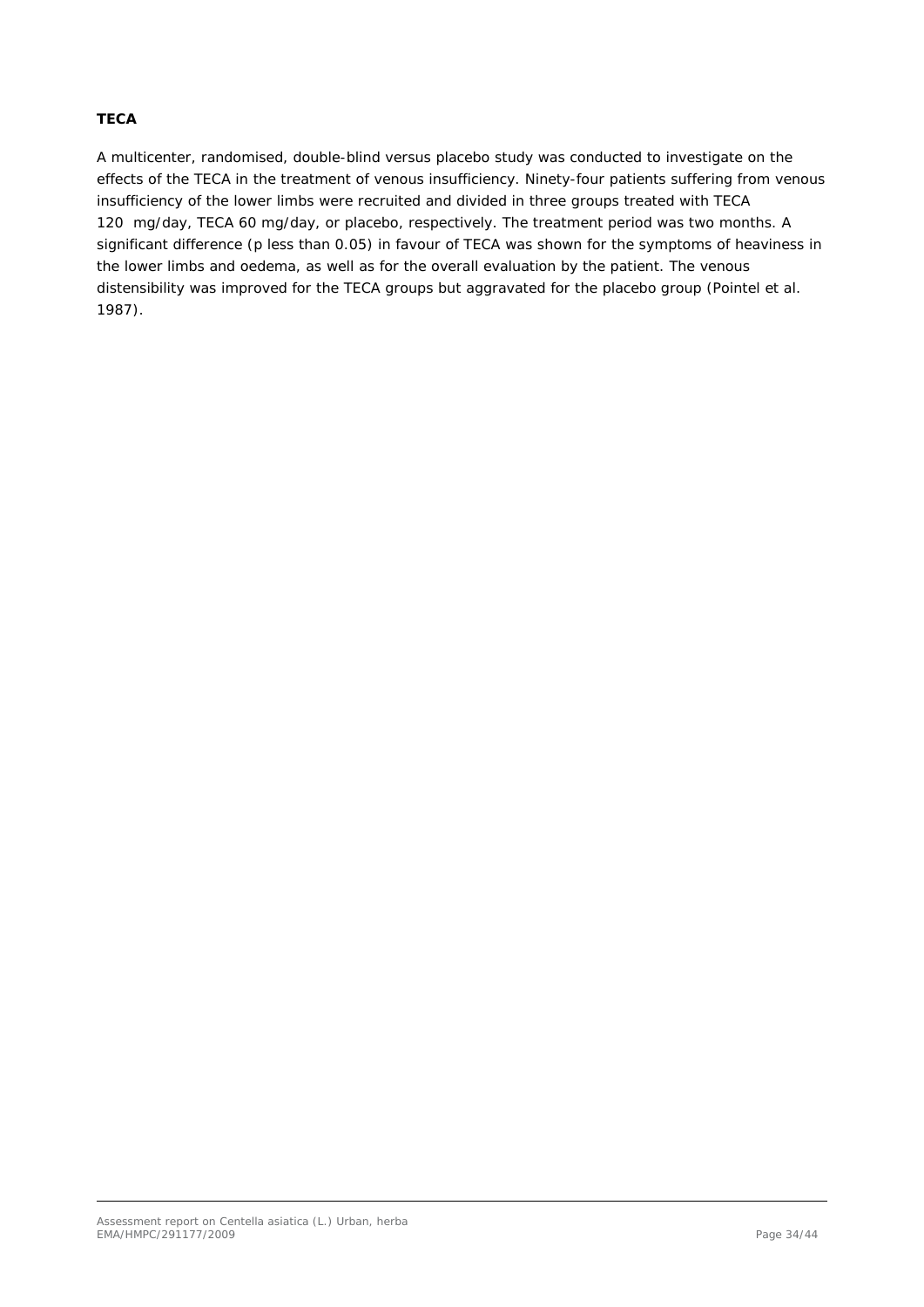**TECA**

A multicenter, randomised, double-blind versus placebo study was conducted to investigate on the effects of the TECA in the treatment of venous insufficiency. Ninety-four patients suffering from venous insufficiency of the lower limbs were recruited and divided in three groups treated with TECA 120 mg/day, TECA 60 mg/day, or placebo, respectively. The treatment period was two months. A significant difference (p less than 0.05) in favour of TECA was shown for the symptoms of heaviness in the lower limbs and oedema, as well as for the overall evaluation by the patient. The venous distensibility was improved for the TECA groups but aggravated for the placebo group (Pointel et al. 1987).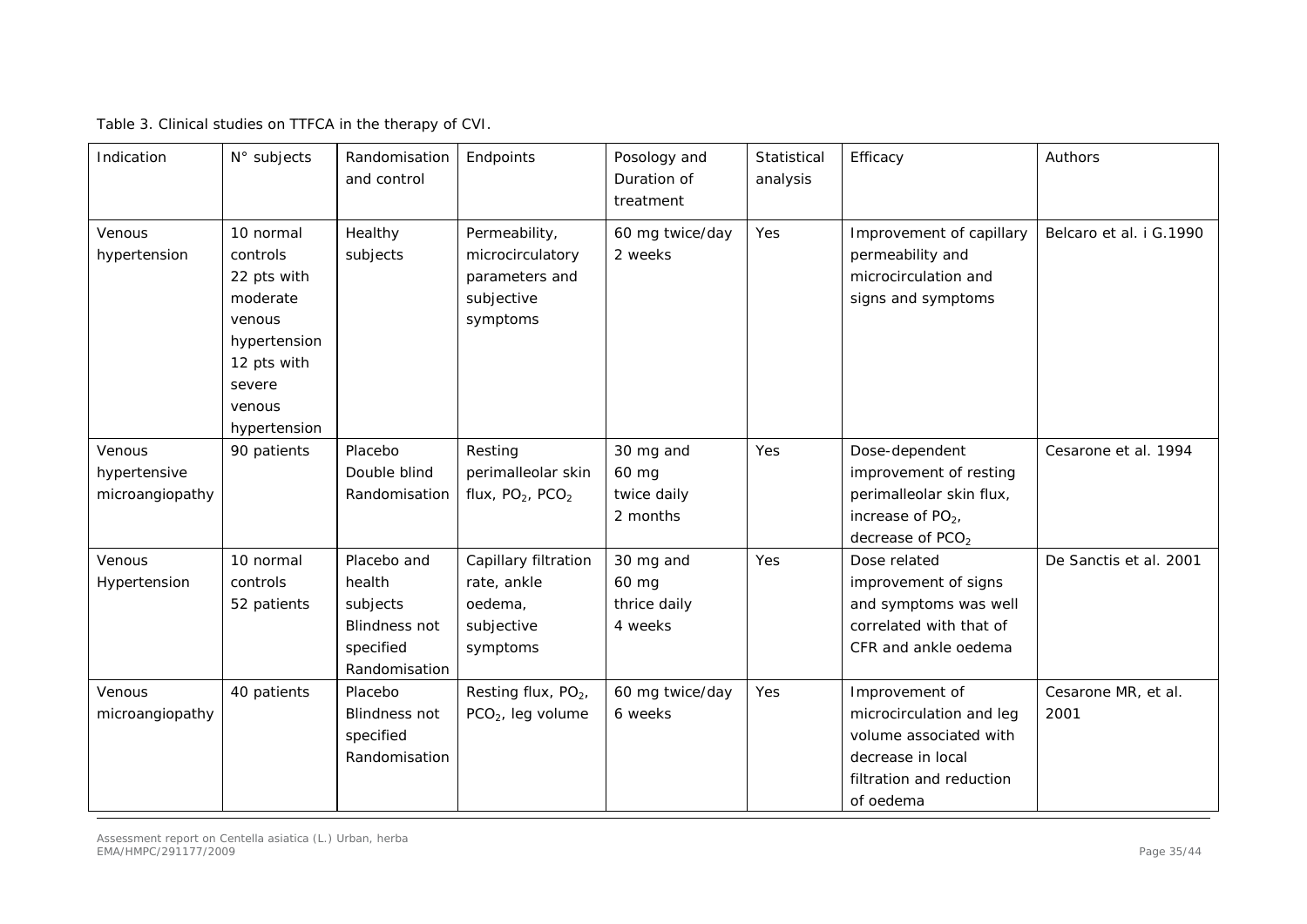Table 3. Clinical studies on TTFCA in the therapy of CVI.

| Indication | N° subjects | Randomisation and control | Endpoints | Posology and Duration of treatment | Statistical analysis | Efficacy | Authors |
|---|---|---|---|---|---|---|---|
| Venous hypertension | 10 normal controls<br>22 pts with moderate venous hypertension<br>12 pts with severe venous hypertension | Healthy subjects | Permeability, microcirculatory parameters and subjective symptoms | 60 mg twice/day<br>2 weeks | Yes | Improvement of capillary permeability and microcirculation and signs and symptoms | Belcaro et al. i G.1990 |
| Venous hypertensive microangiopathy | 90 patients | Placebo<br>Double blind<br>Randomisation | Resting perimalleolar skin flux, $PO_2$, $PCO_2$ | 30 mg and<br>60 mg<br>twice daily<br>2 months | Yes | Dose-dependent improvement of resting perimalleolar skin flux, increase of $PO_2$, decrease of $PCO_2$ | Cesarone et al. 1994 |
| Venous Hypertension | 10 normal controls<br>52 patients | Placebo and health subjects<br>Blindness not specified<br>Randomisation | Capillary filtration rate, ankle oedema, subjective symptoms | 30 mg and<br>60 mg<br>thrice daily<br>4 weeks | Yes | Dose related improvement of signs and symptoms was well correlated with that of CFR and ankle oedema | De Sanctis et al. 2001 |
| Venous microangiopathy | 40 patients | Placebo<br>Blindness not specified<br>Randomisation | Resting flux, $PO_2$, $PCO_2$, leg volume | 60 mg twice/day<br>6 weeks | Yes | Improvement of microcirculation and leg volume associated with decrease in local filtration and reduction of oedema | Cesarone MR, et al. 2001 |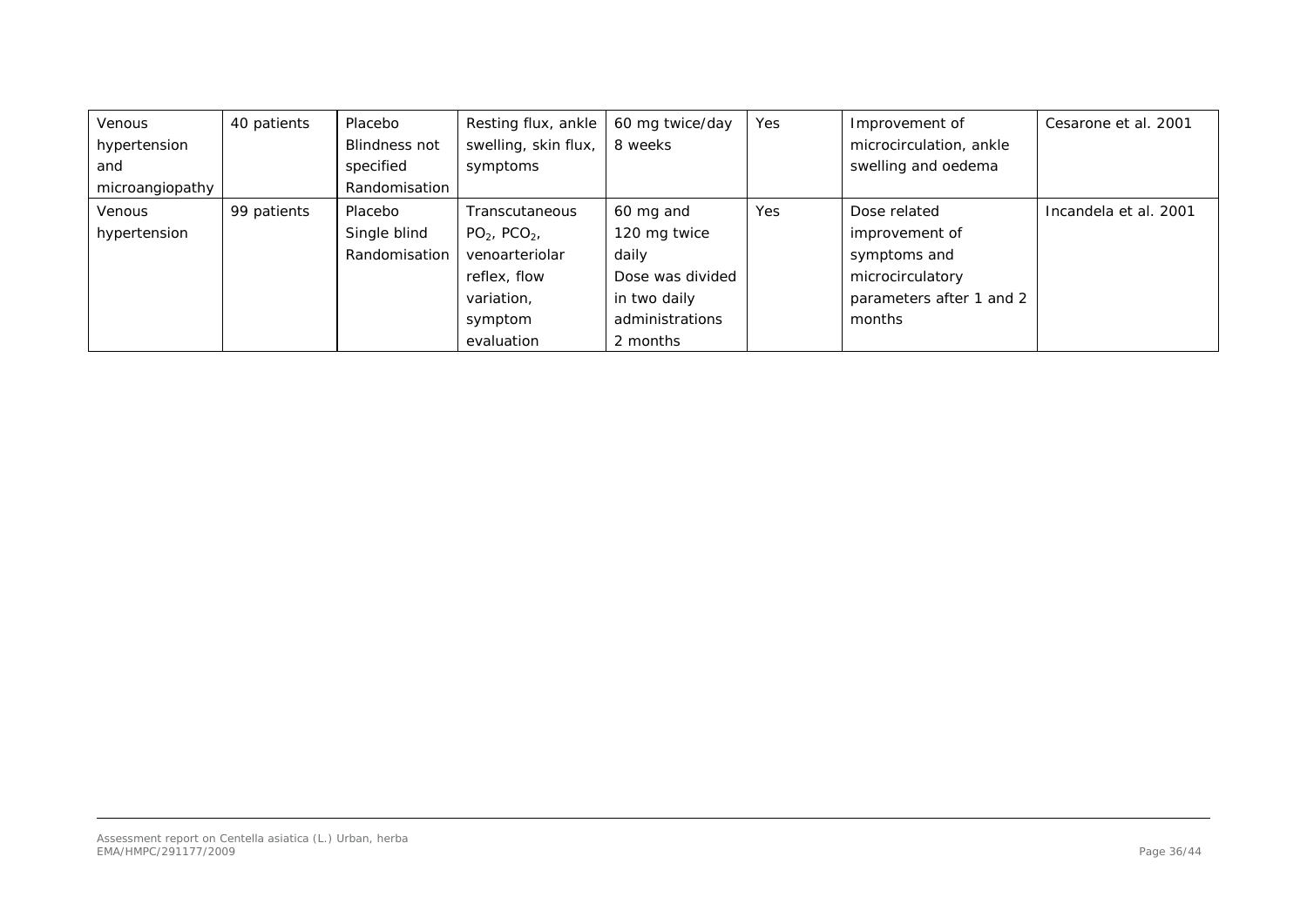| Venous hypertension and microangiopathy | 40 patients | Placebo Blindness not specified Randomisation | Resting flux, ankle swelling, skin flux, symptoms | 60 mg twice/day 8 weeks | Yes | Improvement of microcirculation, ankle swelling and oedema | Cesarone et al. 2001 |
|---|---|---|---|---|---|---|---|
| Venous hypertension | 99 patients | Placebo Single blind Randomisation | Transcutaneous $PO_2$, $PCO_2$, venoarteriolar reflex, flow variation, symptom evaluation | 60 mg and 120 mg twice daily Dose was divided in two daily administrations 2 months | Yes | Dose related improvement of symptoms and microcirculatory parameters after 1 and 2 months | Incandela et al. 2001 |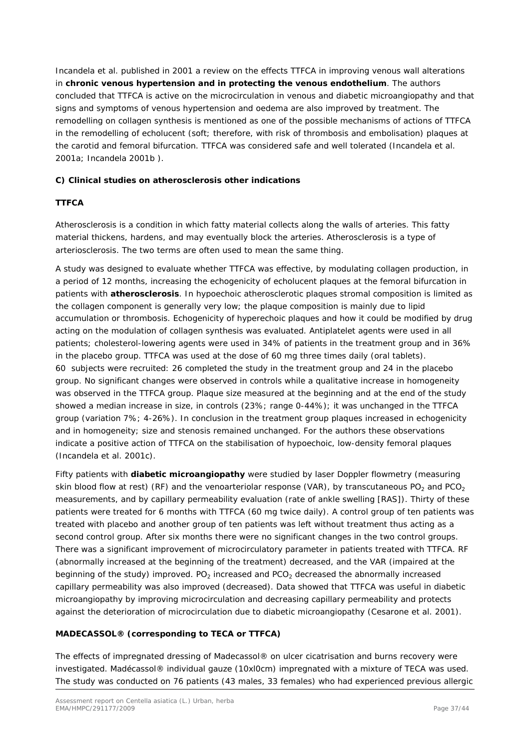Incandela et al. published in 2001 a review on the effects TTFCA in improving venous wall alterations in **chronic venous hypertension and in protecting the venous endothelium**. The authors concluded that TTFCA is active on the microcirculation in venous and diabetic microangiopathy and that signs and symptoms of venous hypertension and oedema are also improved by treatment. The remodelling on collagen synthesis is mentioned as one of the possible mechanisms of actions of TTFCA in the remodelling of echolucent (soft; therefore, with risk of thrombosis and embolisation) plaques at the carotid and femoral bifurcation. TTFCA was considered safe and well tolerated (Incandela et al. 2001a; Incandela 2001b ).

**C) Clinical studies on atherosclerosis other indications**

**TTFCA**

Atherosclerosis is a condition in which fatty material collects along the walls of arteries. This fatty material thickens, hardens, and may eventually block the arteries. Atherosclerosis is a type of arteriosclerosis. The two terms are often used to mean the same thing.

A study was designed to evaluate whether TTFCA was effective, by modulating collagen production, in a period of 12 months, increasing the echogenicity of echolucent plaques at the femoral bifurcation in patients with **atherosclerosis**. In hypoechoic atherosclerotic plaques stromal composition is limited as the collagen component is generally very low; the plaque composition is mainly due to lipid accumulation or thrombosis. Echogenicity of hyperechoic plaques and how it could be modified by drug acting on the modulation of collagen synthesis was evaluated. Antiplatelet agents were used in all patients; cholesterol-lowering agents were used in 34% of patients in the treatment group and in 36% in the placebo group. TTFCA was used at the dose of 60 mg three times daily (oral tablets). 60 subjects were recruited: 26 completed the study in the treatment group and 24 in the placebo group. No significant changes were observed in controls while a qualitative increase in homogeneity was observed in the TTFCA group. Plaque size measured at the beginning and at the end of the study showed a median increase in size, in controls (23%; range 0-44%); it was unchanged in the TTFCA group (variation 7%; 4-26%). In conclusion in the treatment group plaques increased in echogenicity and in homogeneity; size and stenosis remained unchanged. For the authors these observations indicate a positive action of TTFCA on the stabilisation of hypoechoic, low-density femoral plaques (Incandela et al. 2001c).

Fifty patients with **diabetic microangiopathy** were studied by laser Doppler flowmetry (measuring skin blood flow at rest) (RF) and the venoarteriolar response (VAR), by transcutaneous $PO_2$ and $PCO_2$ measurements, and by capillary permeability evaluation (rate of ankle swelling [RAS]). Thirty of these patients were treated for 6 months with TTFCA (60 mg twice daily). A control group of ten patients was treated with placebo and another group of ten patients was left without treatment thus acting as a second control group. After six months there were no significant changes in the two control groups. There was a significant improvement of microcirculatory parameter in patients treated with TTFCA. RF (abnormally increased at the beginning of the treatment) decreased, and the VAR (impaired at the beginning of the study) improved. $PO_2$ increased and $PCO_2$ decreased the abnormally increased capillary permeability was also improved (decreased). Data showed that TTFCA was useful in diabetic microangiopathy by improving microcirculation and decreasing capillary permeability and protects against the deterioration of microcirculation due to diabetic microangiopathy (Cesarone et al. 2001).

**MADECASSOL® (corresponding to TECA or TTFCA)**

The effects of impregnated dressing of Madecassol® on ulcer cicatrisation and burns recovery were investigated. Madécassol® individual gauze (10xl0cm) impregnated with a mixture of TECA was used. The study was conducted on 76 patients (43 males, 33 females) who had experienced previous allergic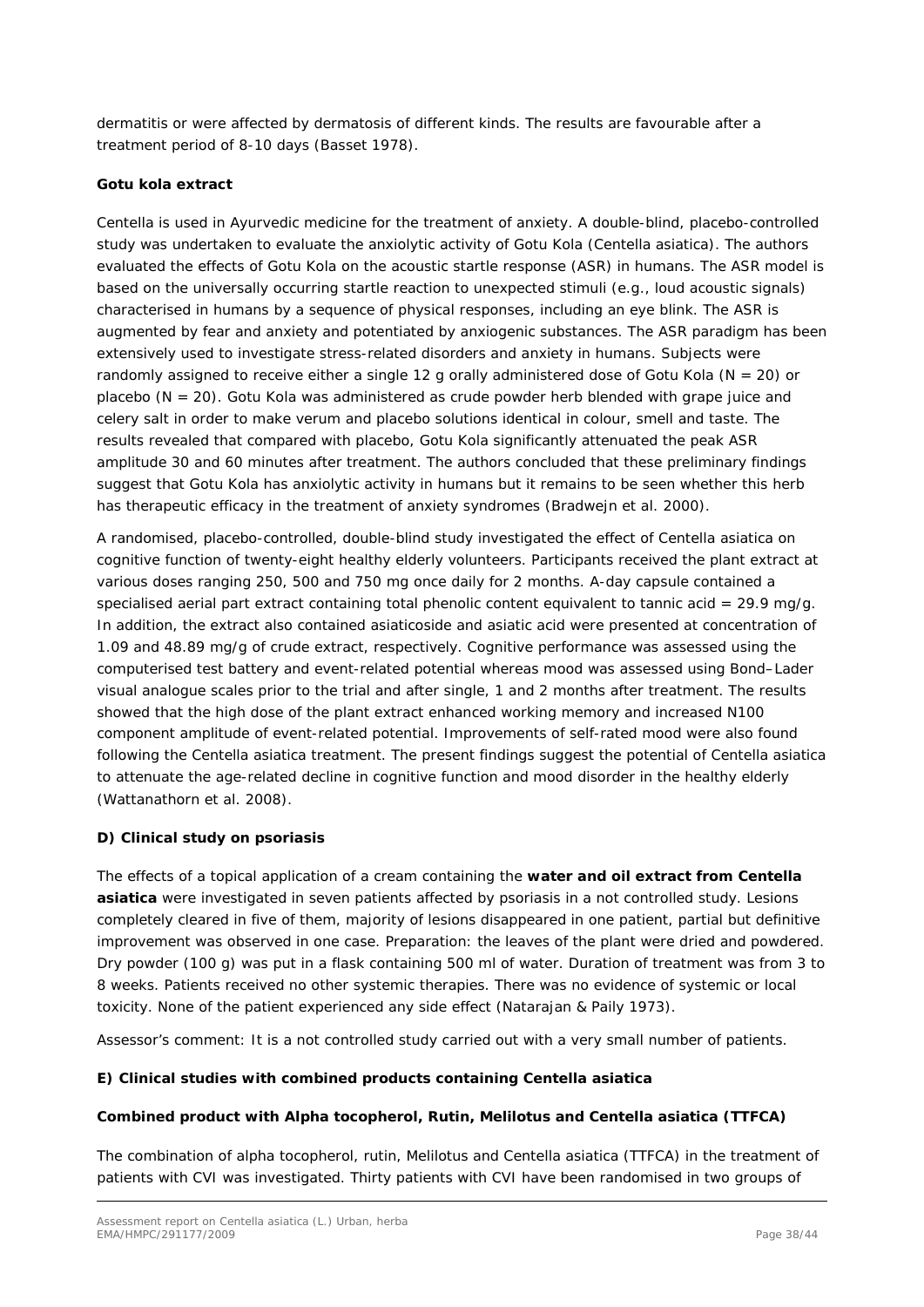dermatitis or were affected by dermatosis of different kinds. The results are favourable after a treatment period of 8-10 days (Basset 1978).

**Gotu kola extract**

Centella is used in Ayurvedic medicine for the treatment of anxiety. A double-blind, placebo-controlled study was undertaken to evaluate the anxiolytic activity of Gotu Kola (Centella asiatica). The authors evaluated the effects of Gotu Kola on the acoustic startle response (ASR) in humans. The ASR model is based on the universally occurring startle reaction to unexpected stimuli (e.g., loud acoustic signals) characterised in humans by a sequence of physical responses, including an eye blink. The ASR is augmented by fear and anxiety and potentiated by anxiogenic substances. The ASR paradigm has been extensively used to investigate stress-related disorders and anxiety in humans. Subjects were randomly assigned to receive either a single 12 g orally administered dose of Gotu Kola (N = 20) or placebo (N = 20). Gotu Kola was administered as crude powder herb blended with grape juice and celery salt in order to make verum and placebo solutions identical in colour, smell and taste. The results revealed that compared with placebo, Gotu Kola significantly attenuated the peak ASR amplitude 30 and 60 minutes after treatment. The authors concluded that these preliminary findings suggest that Gotu Kola has anxiolytic activity in humans but it remains to be seen whether this herb has therapeutic efficacy in the treatment of anxiety syndromes (Bradwejn et al. 2000).

A randomised, placebo-controlled, double-blind study investigated the effect of Centella asiatica on cognitive function of twenty-eight healthy elderly volunteers. Participants received the plant extract at various doses ranging 250, 500 and 750 mg once daily for 2 months. A-day capsule contained a specialised aerial part extract containing total phenolic content equivalent to tannic acid = 29.9 mg/g. In addition, the extract also contained asiaticoside and asiatic acid were presented at concentration of 1.09 and 48.89 mg/g of crude extract, respectively. Cognitive performance was assessed using the computerised test battery and event-related potential whereas mood was assessed using Bond–Lader visual analogue scales prior to the trial and after single, 1 and 2 months after treatment. The results showed that the high dose of the plant extract enhanced working memory and increased N100 component amplitude of event-related potential. Improvements of self-rated mood were also found following the Centella asiatica treatment. The present findings suggest the potential of Centella asiatica to attenuate the age-related decline in cognitive function and mood disorder in the healthy elderly (Wattanathorn et al. 2008).

**D) Clinical study on psoriasis**

The effects of a topical application of a cream containing the **water and oil extract from Centella asiatica** were investigated in seven patients affected by psoriasis in a not controlled study. Lesions completely cleared in five of them, majority of lesions disappeared in one patient, partial but definitive improvement was observed in one case. Preparation: the leaves of the plant were dried and powdered. Dry powder (100 g) was put in a flask containing 500 ml of water. Duration of treatment was from 3 to 8 weeks. Patients received no other systemic therapies. There was no evidence of systemic or local toxicity. None of the patient experienced any side effect (Natarajan & Paily 1973).

*Assessor's comment: It is a not controlled study carried out with a very small number of patients.*

**E) Clinical studies with combined products containing Centella asiatica**

**Combined product with Alpha tocopherol, Rutin, Melilotus and Centella asiatica (TTFCA)**

The combination of alpha tocopherol, rutin, Melilotus and Centella asiatica (TTFCA) in the treatment of patients with CVI was investigated. Thirty patients with CVI have been randomised in two groups of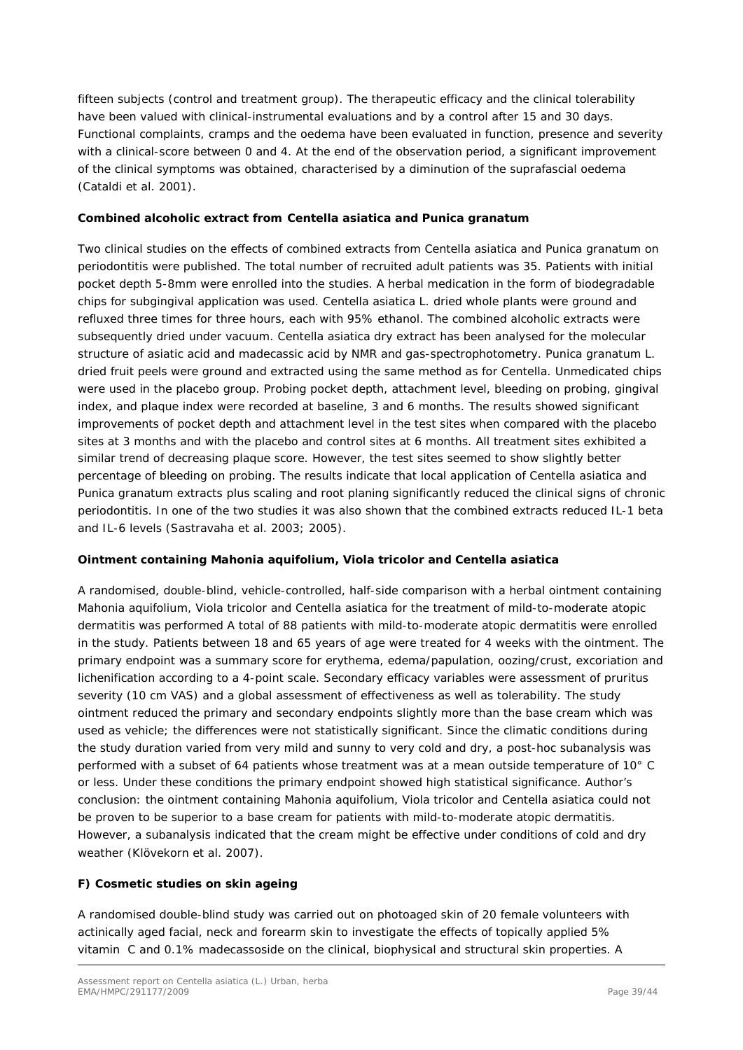fifteen subjects (control and treatment group). The therapeutic efficacy and the clinical tolerability have been valued with clinical-instrumental evaluations and by a control after 15 and 30 days. Functional complaints, cramps and the oedema have been evaluated in function, presence and severity with a clinical-score between 0 and 4. At the end of the observation period, a significant improvement of the clinical symptoms was obtained, characterised by a diminution of the suprafascial oedema (Cataldi et al. 2001).

**Combined alcoholic extract from *Centella asiatica* and *Punica granatum***

Two clinical studies on the effects of combined extracts from Centella asiatica and Punica granatum on periodontitis were published. The total number of recruited adult patients was 35. Patients with initial pocket depth 5-8mm were enrolled into the studies. A herbal medication in the form of biodegradable chips for subgingival application was used. Centella asiatica L. dried whole plants were ground and refluxed three times for three hours, each with 95% ethanol. The combined alcoholic extracts were subsequently dried under vacuum. Centella asiatica dry extract has been analysed for the molecular structure of asiatic acid and madecassic acid by NMR and gas-spectrophotometry. Punica granatum L. dried fruit peels were ground and extracted using the same method as for Centella. Unmedicated chips were used in the placebo group. Probing pocket depth, attachment level, bleeding on probing, gingival index, and plaque index were recorded at baseline, 3 and 6 months. The results showed significant improvements of pocket depth and attachment level in the test sites when compared with the placebo sites at 3 months and with the placebo and control sites at 6 months. All treatment sites exhibited a similar trend of decreasing plaque score. However, the test sites seemed to show slightly better percentage of bleeding on probing. The results indicate that local application of Centella asiatica and Punica granatum extracts plus scaling and root planing significantly reduced the clinical signs of chronic periodontitis. In one of the two studies it was also shown that the combined extracts reduced IL-1 beta and IL-6 levels (Sastravaha et al. 2003; 2005).

**Ointment containing *Mahonia aquifolium*, *Viola tricolor* and *Centella asiatica***

A randomised, double-blind, vehicle-controlled, half-side comparison with a herbal ointment containing Mahonia aquifolium, Viola tricolor and Centella asiatica for the treatment of mild-to-moderate atopic dermatitis was performed A total of 88 patients with mild-to-moderate atopic dermatitis were enrolled in the study. Patients between 18 and 65 years of age were treated for 4 weeks with the ointment. The primary endpoint was a summary score for erythema, edema/papulation, oozing/crust, excoriation and lichenification according to a 4-point scale. Secondary efficacy variables were assessment of pruritus severity (10 cm VAS) and a global assessment of effectiveness as well as tolerability. The study ointment reduced the primary and secondary endpoints slightly more than the base cream which was used as vehicle; the differences were not statistically significant. Since the climatic conditions during the study duration varied from very mild and sunny to very cold and dry, a post-hoc subanalysis was performed with a subset of 64 patients whose treatment was at a mean outside temperature of 10° C or less. Under these conditions the primary endpoint showed high statistical significance. Author's conclusion: the ointment containing Mahonia aquifolium, Viola tricolor and Centella asiatica could not be proven to be superior to a base cream for patients with mild-to-moderate atopic dermatitis. However, a subanalysis indicated that the cream might be effective under conditions of cold and dry weather (Klövekorn et al. 2007).

**F) Cosmetic studies on skin ageing**

A randomised double-blind study was carried out on photoaged skin of 20 female volunteers with actinically aged facial, neck and forearm skin to investigate the effects of topically applied 5% vitamin C and 0.1% madecassoside on the clinical, biophysical and structural skin properties. A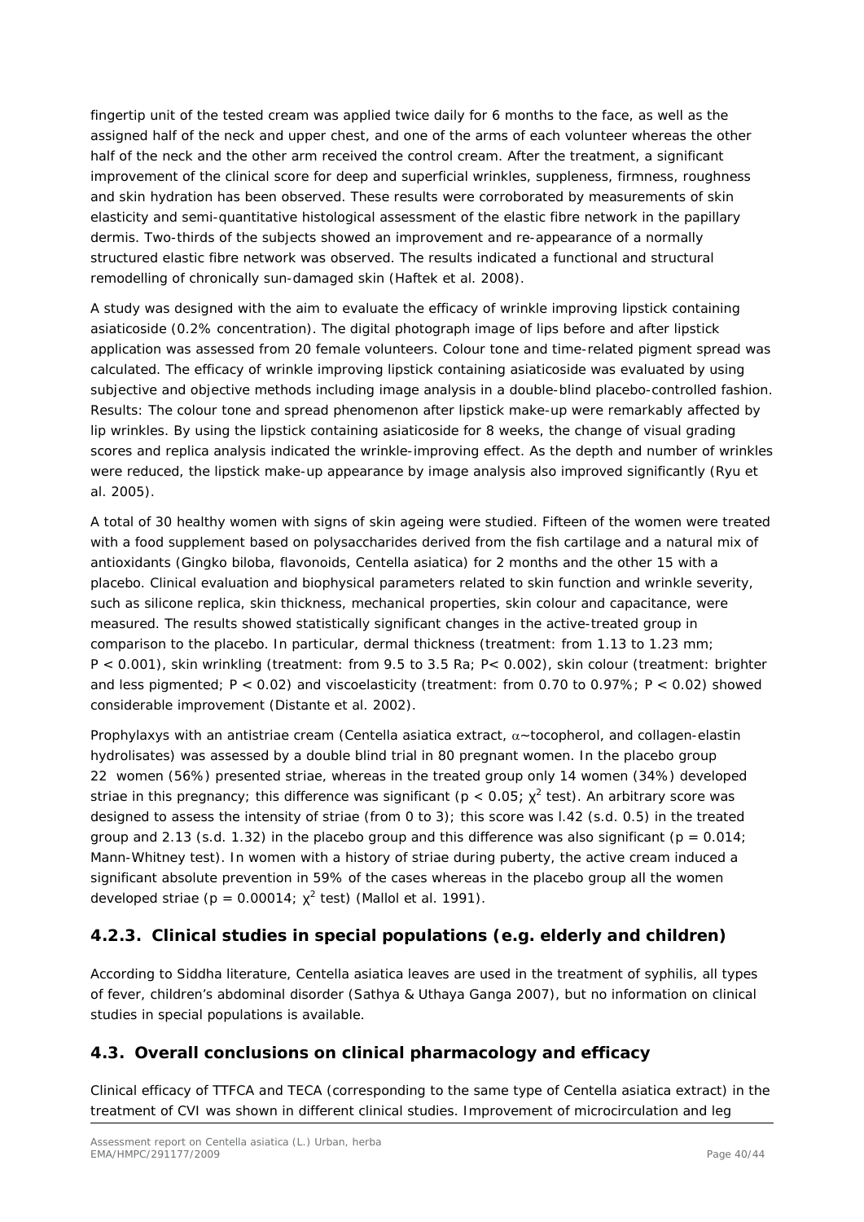fingertip unit of the tested cream was applied twice daily for 6 months to the face, as well as the assigned half of the neck and upper chest, and one of the arms of each volunteer whereas the other half of the neck and the other arm received the control cream. After the treatment, a significant improvement of the clinical score for deep and superficial wrinkles, suppleness, firmness, roughness and skin hydration has been observed. These results were corroborated by measurements of skin elasticity and semi-quantitative histological assessment of the elastic fibre network in the papillary dermis. Two-thirds of the subjects showed an improvement and re-appearance of a normally structured elastic fibre network was observed. The results indicated a functional and structural remodelling of chronically sun-damaged skin (Haftek et al. 2008).

A study was designed with the aim to evaluate the efficacy of wrinkle improving lipstick containing asiaticoside (0.2% concentration). The digital photograph image of lips before and after lipstick application was assessed from 20 female volunteers. Colour tone and time-related pigment spread was calculated. The efficacy of wrinkle improving lipstick containing asiaticoside was evaluated by using subjective and objective methods including image analysis in a double-blind placebo-controlled fashion. Results: The colour tone and spread phenomenon after lipstick make-up were remarkably affected by lip wrinkles. By using the lipstick containing asiaticoside for 8 weeks, the change of visual grading scores and replica analysis indicated the wrinkle-improving effect. As the depth and number of wrinkles were reduced, the lipstick make-up appearance by image analysis also improved significantly (Ryu et al. 2005).

A total of 30 healthy women with signs of skin ageing were studied. Fifteen of the women were treated with a food supplement based on polysaccharides derived from the fish cartilage and a natural mix of antioxidants (Gingko biloba, flavonoids, Centella asiatica) for 2 months and the other 15 with a placebo. Clinical evaluation and biophysical parameters related to skin function and wrinkle severity, such as silicone replica, skin thickness, mechanical properties, skin colour and capacitance, were measured. The results showed statistically significant changes in the active-treated group in comparison to the placebo. In particular, dermal thickness (treatment: from 1.13 to 1.23 mm; $P < 0.001$), skin wrinkling (treatment: from 9.5 to 3.5 Ra; $P < 0.002$), skin colour (treatment: brighter and less pigmented; $P < 0.02$) and viscoelasticity (treatment: from 0.70 to 0.97%; $P < 0.02$) showed considerable improvement (Distante et al. 2002).

Prophylaxys with an antistriae cream (Centella asiatica extract, $\alpha$~tocopherol, and collagen-elastin hydrolisates) was assessed by a double blind trial in 80 pregnant women. In the placebo group 22 women (56%) presented striae, whereas in the treated group only 14 women (34%) developed striae in this pregnancy; this difference was significant ($p < 0.05$; $\chi^2$ test). An arbitrary score was designed to assess the intensity of striae (from 0 to 3); this score was l.42 (s.d. 0.5) in the treated group and 2.13 (s.d. 1.32) in the placebo group and this difference was also significant ($p = 0.014$; Mann-Whitney test). In women with a history of striae during puberty, the active cream induced a significant absolute prevention in 59% of the cases whereas in the placebo group all the women developed striae ($p = 0.00014$; $\chi^2$ test) (Mallol et al. 1991).

### 4.2.3. Clinical studies in special populations (e.g. elderly and children)

According to Siddha literature, Centella asiatica leaves are used in the treatment of syphilis, all types of fever, children's abdominal disorder (Sathya & Uthaya Ganga 2007), but no information on clinical studies in special populations is available.

## 4.3. Overall conclusions on clinical pharmacology and efficacy

Clinical efficacy of TTFCA and TECA (corresponding to the same type of Centella asiatica extract) in the treatment of CVI was shown in different clinical studies. Improvement of microcirculation and leg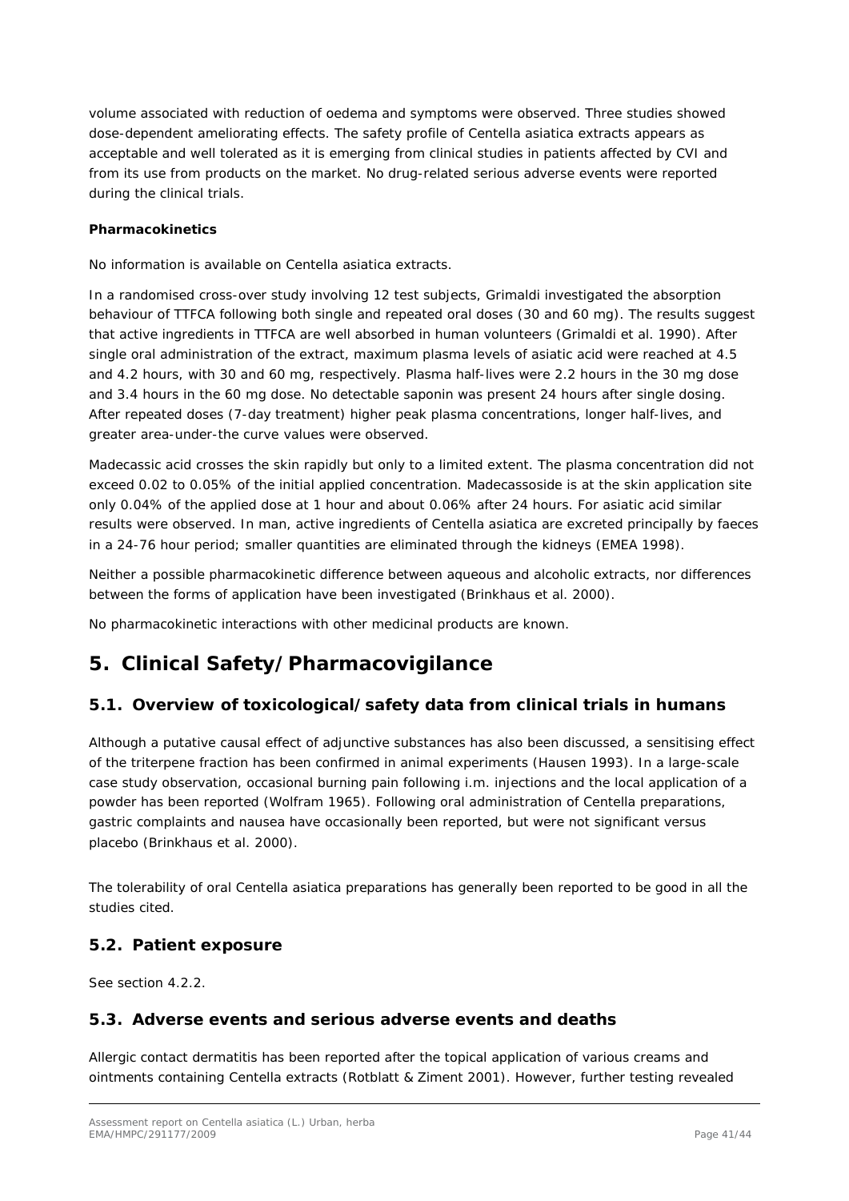volume associated with reduction of oedema and symptoms were observed. Three studies showed dose-dependent ameliorating effects. The safety profile of Centella asiatica extracts appears as acceptable and well tolerated as it is emerging from clinical studies in patients affected by CVI and from its use from products on the market. No drug-related serious adverse events were reported during the clinical trials.

**Pharmacokinetics**

No information is available on Centella asiatica extracts.

In a randomised cross-over study involving 12 test subjects, Grimaldi investigated the absorption behaviour of TTFCA following both single and repeated oral doses (30 and 60 mg). The results suggest that active ingredients in TTFCA are well absorbed in human volunteers (Grimaldi et al. 1990). After single oral administration of the extract, maximum plasma levels of asiatic acid were reached at 4.5 and 4.2 hours, with 30 and 60 mg, respectively. Plasma half-lives were 2.2 hours in the 30 mg dose and 3.4 hours in the 60 mg dose. No detectable saponin was present 24 hours after single dosing. After repeated doses (7-day treatment) higher peak plasma concentrations, longer half-lives, and greater area-under-the curve values were observed.

Madecassic acid crosses the skin rapidly but only to a limited extent. The plasma concentration did not exceed 0.02 to 0.05% of the initial applied concentration. Madecassoside is at the skin application site only 0.04% of the applied dose at 1 hour and about 0.06% after 24 hours. For asiatic acid similar results were observed. In man, active ingredients of Centella asiatica are excreted principally by faeces in a 24-76 hour period; smaller quantities are eliminated through the kidneys (EMEA 1998).

Neither a possible pharmacokinetic difference between aqueous and alcoholic extracts, nor differences between the forms of application have been investigated (Brinkhaus et al. 2000).

No pharmacokinetic interactions with other medicinal products are known.

# 5. Clinical Safety/Pharmacovigilance

## 5.1. Overview of toxicological/safety data from clinical trials in humans

Although a putative causal effect of adjunctive substances has also been discussed, a sensitising effect of the triterpene fraction has been confirmed in animal experiments (Hausen 1993). In a large-scale case study observation, occasional burning pain following i.m. injections and the local application of a powder has been reported (Wolfram 1965). Following oral administration of Centella preparations, gastric complaints and nausea have occasionally been reported, but were not significant versus placebo (Brinkhaus et al. 2000).

The tolerability of oral Centella asiatica preparations has generally been reported to be good in all the studies cited.

## 5.2. Patient exposure

See section 4.2.2.

## 5.3. Adverse events and serious adverse events and deaths

Allergic contact dermatitis has been reported after the topical application of various creams and ointments containing Centella extracts (Rotblatt & Ziment 2001). However, further testing revealed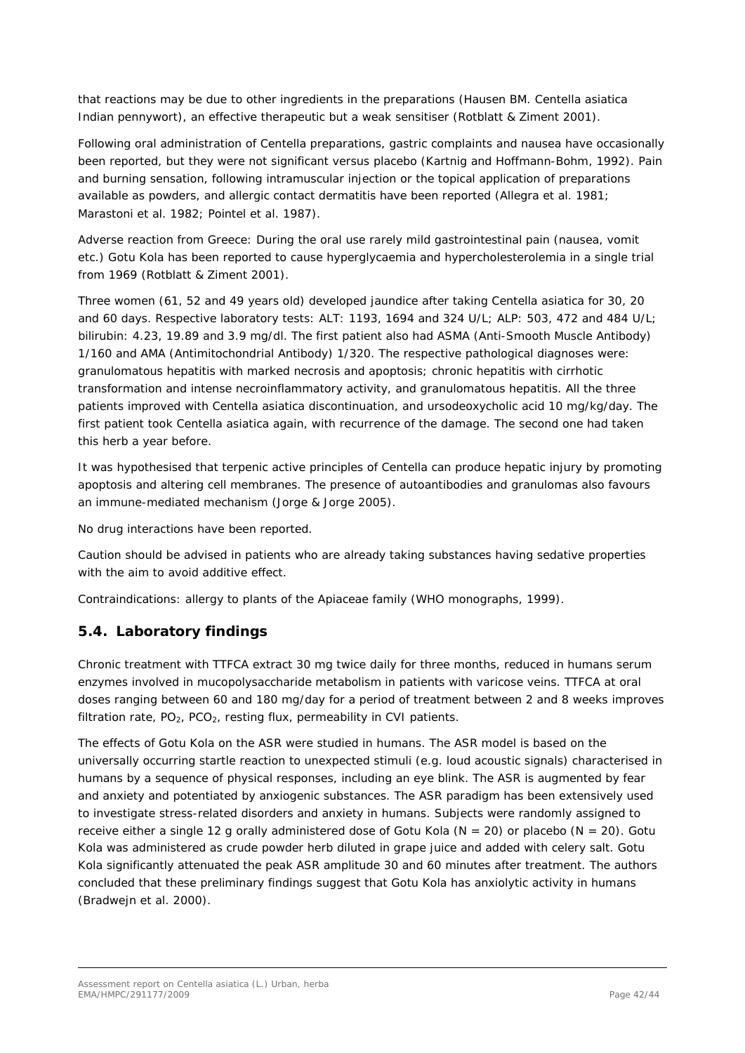that reactions may be due to other ingredients in the preparations (Hausen BM. Centella asiatica Indian pennywort), an effective therapeutic but a weak sensitiser (Rotblatt & Ziment 2001).

Following oral administration of Centella preparations, gastric complaints and nausea have occasionally been reported, but they were not significant versus placebo (Kartnig and Hoffmann-Bohm, 1992). Pain and burning sensation, following intramuscular injection or the topical application of preparations available as powders, and allergic contact dermatitis have been reported (Allegra et al. 1981; Marastoni et al. 1982; Pointel et al. 1987).

Adverse reaction from Greece: During the oral use rarely mild gastrointestinal pain (nausea, vomit etc.) Gotu Kola has been reported to cause hyperglycaemia and hypercholesterolemia in a single trial from 1969 (Rotblatt & Ziment 2001).

Three women (61, 52 and 49 years old) developed jaundice after taking Centella asiatica for 30, 20 and 60 days. Respective laboratory tests: ALT: 1193, 1694 and 324 U/L; ALP: 503, 472 and 484 U/L; bilirubin: 4.23, 19.89 and 3.9 mg/dl. The first patient also had ASMA (Anti-Smooth Muscle Antibody) 1/160 and AMA (Antimitochondrial Antibody) 1/320. The respective pathological diagnoses were: granulomatous hepatitis with marked necrosis and apoptosis; chronic hepatitis with cirrhotic transformation and intense necroinflammatory activity, and granulomatous hepatitis. All the three patients improved with Centella asiatica discontinuation, and ursodeoxycholic acid 10 mg/kg/day. The first patient took Centella asiatica again, with recurrence of the damage. The second one had taken this herb a year before.

It was hypothesised that terpenic active principles of Centella can produce hepatic injury by promoting apoptosis and altering cell membranes. The presence of autoantibodies and granulomas also favours an immune-mediated mechanism (Jorge & Jorge 2005).

No drug interactions have been reported.

Caution should be advised in patients who are already taking substances having sedative properties with the aim to avoid additive effect.

Contraindications: allergy to plants of the Apiaceae family (WHO monographs, 1999).

## 5.4. Laboratory findings

Chronic treatment with TTFCA extract 30 mg twice daily for three months, reduced in humans serum enzymes involved in mucopolysaccharide metabolism in patients with varicose veins. TTFCA at oral doses ranging between 60 and 180 mg/day for a period of treatment between 2 and 8 weeks improves filtration rate, $PO_2$, $PCO_2$, resting flux, permeability in CVI patients.

The effects of Gotu Kola on the ASR were studied in humans. The ASR model is based on the universally occurring startle reaction to unexpected stimuli (e.g. loud acoustic signals) characterised in humans by a sequence of physical responses, including an eye blink. The ASR is augmented by fear and anxiety and potentiated by anxiogenic substances. The ASR paradigm has been extensively used to investigate stress-related disorders and anxiety in humans. Subjects were randomly assigned to receive either a single 12 g orally administered dose of Gotu Kola (N = 20) or placebo (N = 20). Gotu Kola was administered as crude powder herb diluted in grape juice and added with celery salt. Gotu Kola significantly attenuated the peak ASR amplitude 30 and 60 minutes after treatment. The authors concluded that these preliminary findings suggest that Gotu Kola has anxiolytic activity in humans (Bradwejn et al. 2000).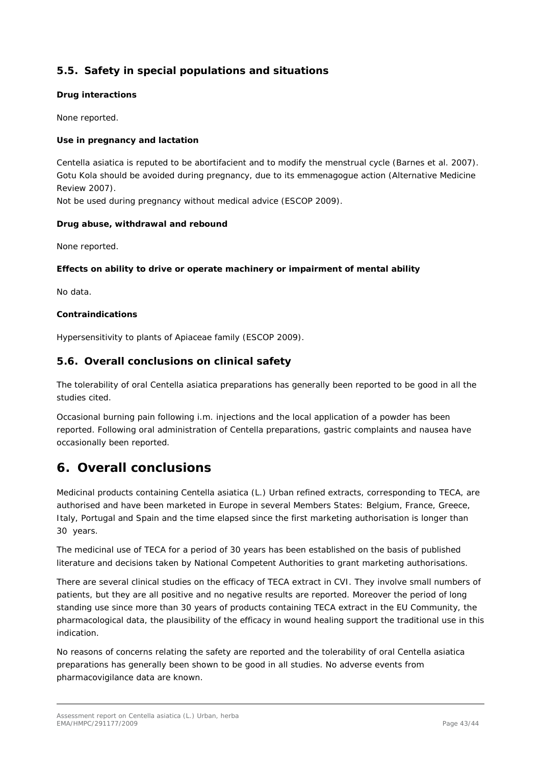## 5.5. Safety in special populations and situations

**Drug interactions**

None reported.

**Use in pregnancy and lactation**

Centella asiatica is reputed to be abortifacient and to modify the menstrual cycle (Barnes et al. 2007). Gotu Kola should be avoided during pregnancy, due to its emmenagogue action (Alternative Medicine Review 2007).

Not be used during pregnancy without medical advice (ESCOP 2009).

**Drug abuse, withdrawal and rebound**

None reported.

**Effects on ability to drive or operate machinery or impairment of mental ability**

No data.

**Contraindications**

Hypersensitivity to plants of Apiaceae family (ESCOP 2009).

## 5.6. Overall conclusions on clinical safety

The tolerability of oral Centella asiatica preparations has generally been reported to be good in all the studies cited.

Occasional burning pain following i.m. injections and the local application of a powder has been reported. Following oral administration of Centella preparations, gastric complaints and nausea have occasionally been reported.

# 6. Overall conclusions

Medicinal products containing Centella asiatica (L.) Urban refined extracts, corresponding to TECA, are authorised and have been marketed in Europe in several Members States: Belgium, France, Greece, Italy, Portugal and Spain and the time elapsed since the first marketing authorisation is longer than 30 years.

The medicinal use of TECA for a period of 30 years has been established on the basis of published literature and decisions taken by National Competent Authorities to grant marketing authorisations.

There are several clinical studies on the efficacy of TECA extract in CVI. They involve small numbers of patients, but they are all positive and no negative results are reported. Moreover the period of long standing use since more than 30 years of products containing TECA extract in the EU Community, the pharmacological data, the plausibility of the efficacy in wound healing support the traditional use in this indication.

No reasons of concerns relating the safety are reported and the tolerability of oral Centella asiatica preparations has generally been shown to be good in all studies. No adverse events from pharmacovigilance data are known.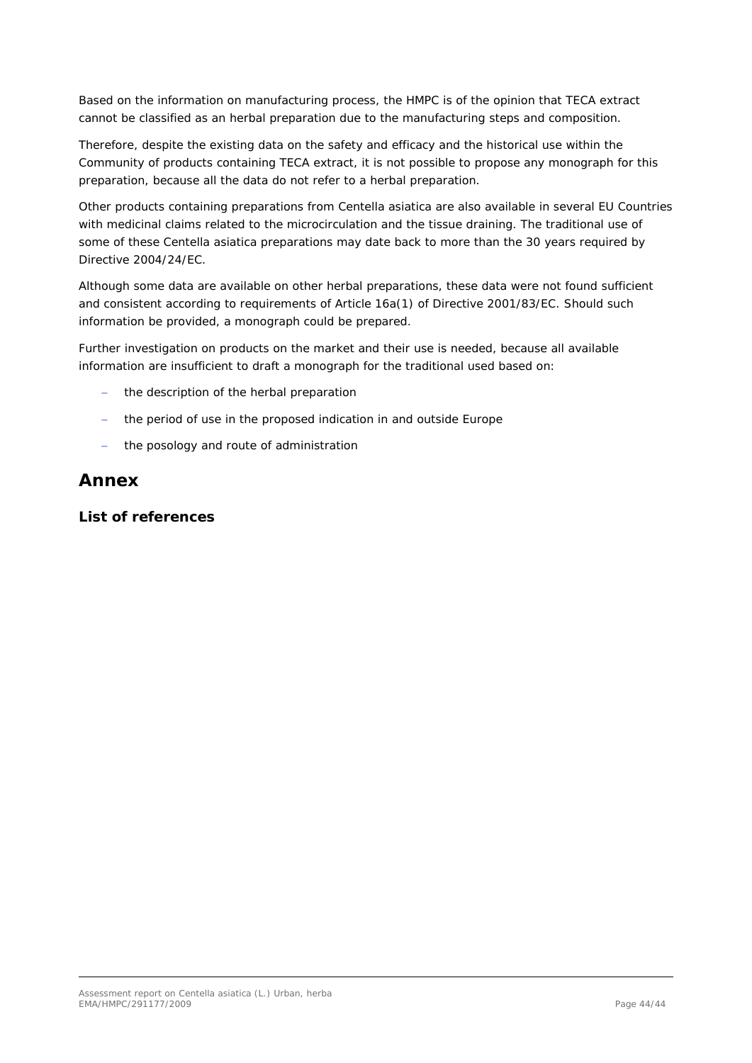Based on the information on manufacturing process, the HMPC is of the opinion that TECA extract cannot be classified as an herbal preparation due to the manufacturing steps and composition.

Therefore, despite the existing data on the safety and efficacy and the historical use within the Community of products containing TECA extract, it is not possible to propose any monograph for this preparation, because all the data do not refer to a herbal preparation.

Other products containing preparations from Centella asiatica are also available in several EU Countries with medicinal claims related to the microcirculation and the tissue draining. The traditional use of some of these Centella asiatica preparations may date back to more than the 30 years required by Directive 2004/24/EC.

Although some data are available on other herbal preparations, these data were not found sufficient and consistent according to requirements of Article 16a(1) of Directive 2001/83/EC. Should such information be provided, a monograph could be prepared.

Further investigation on products on the market and their use is needed, because all available information are insufficient to draft a monograph for the traditional used based on:

- the description of the herbal preparation
- the period of use in the proposed indication in and outside Europe
- the posology and route of administration

# Annex

### List of references